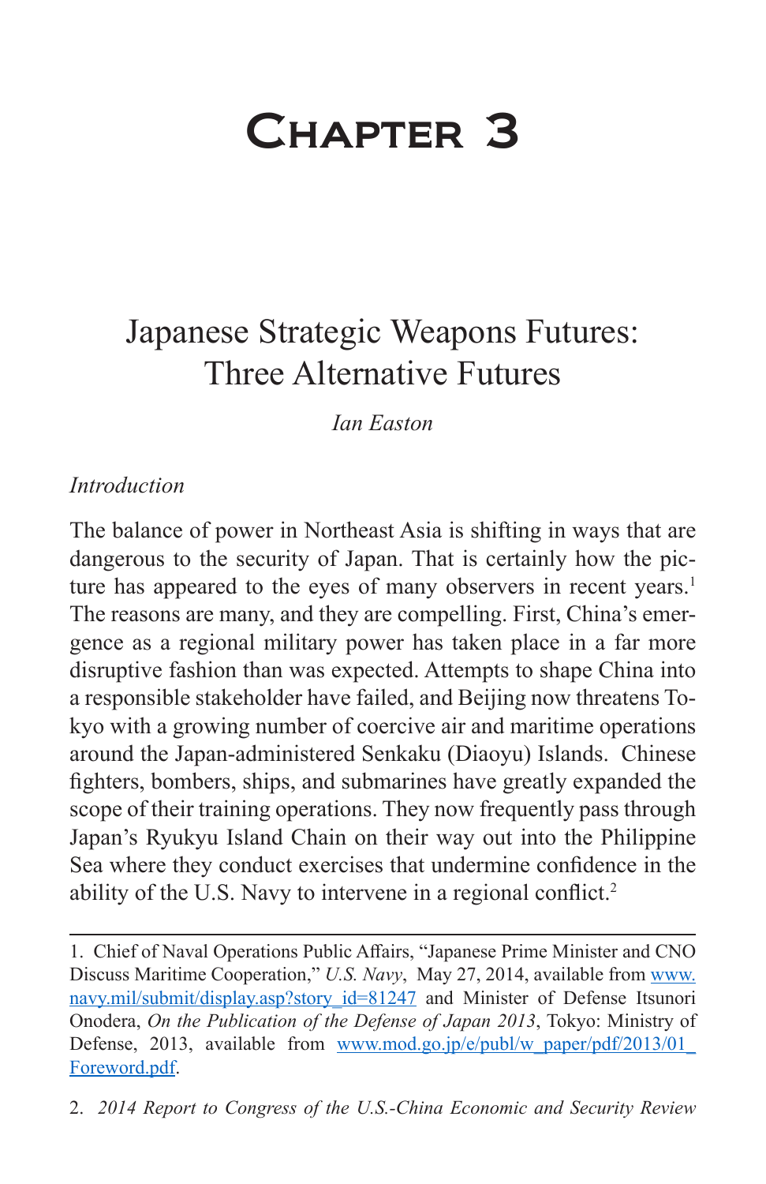# Chapter 3

## Japanese Strategic Weapons Futures: Three Alternative Futures

*Ian Easton*

### *Introduction*

The balance of power in Northeast Asia is shifting in ways that are dangerous to the security of Japan. That is certainly how the picture has appeared to the eyes of many observers in recent years.[1] The reasons are many, and they are compelling. First, China's emergence as a regional military power has taken place in a far more disruptive fashion than was expected. Attempts to shape China into a responsible stakeholder have failed, and Beijing now threatens Tokyo with a growing number of coercive air and maritime operations around the Japan-administered Senkaku (Diaoyu) Islands. Chinese fighters, bombers, ships, and submarines have greatly expanded the scope of their training operations. They now frequently pass through Japan's Ryukyu Island Chain on their way out into the Philippine Sea where they conduct exercises that undermine confidence in the ability of the U.S. Navy to intervene in a regional conflict.[2]

---

1. Chief of Naval Operations Public Affairs, "Japanese Prime Minister and CNO Discuss Maritime Cooperation," *U.S. Navy*, May 27, 2014, available from www.navy.mil/submit/display.asp?story_id=81247 and Minister of Defense Itsunori Onodera, *On the Publication of the Defense of Japan 2013*, Tokyo: Ministry of Defense, 2013, available from www.mod.go.jp/e/publ/w_paper/pdf/2013/01_Foreword.pdf.

2. *2014 Report to Congress of the U.S.-China Economic and Security Review*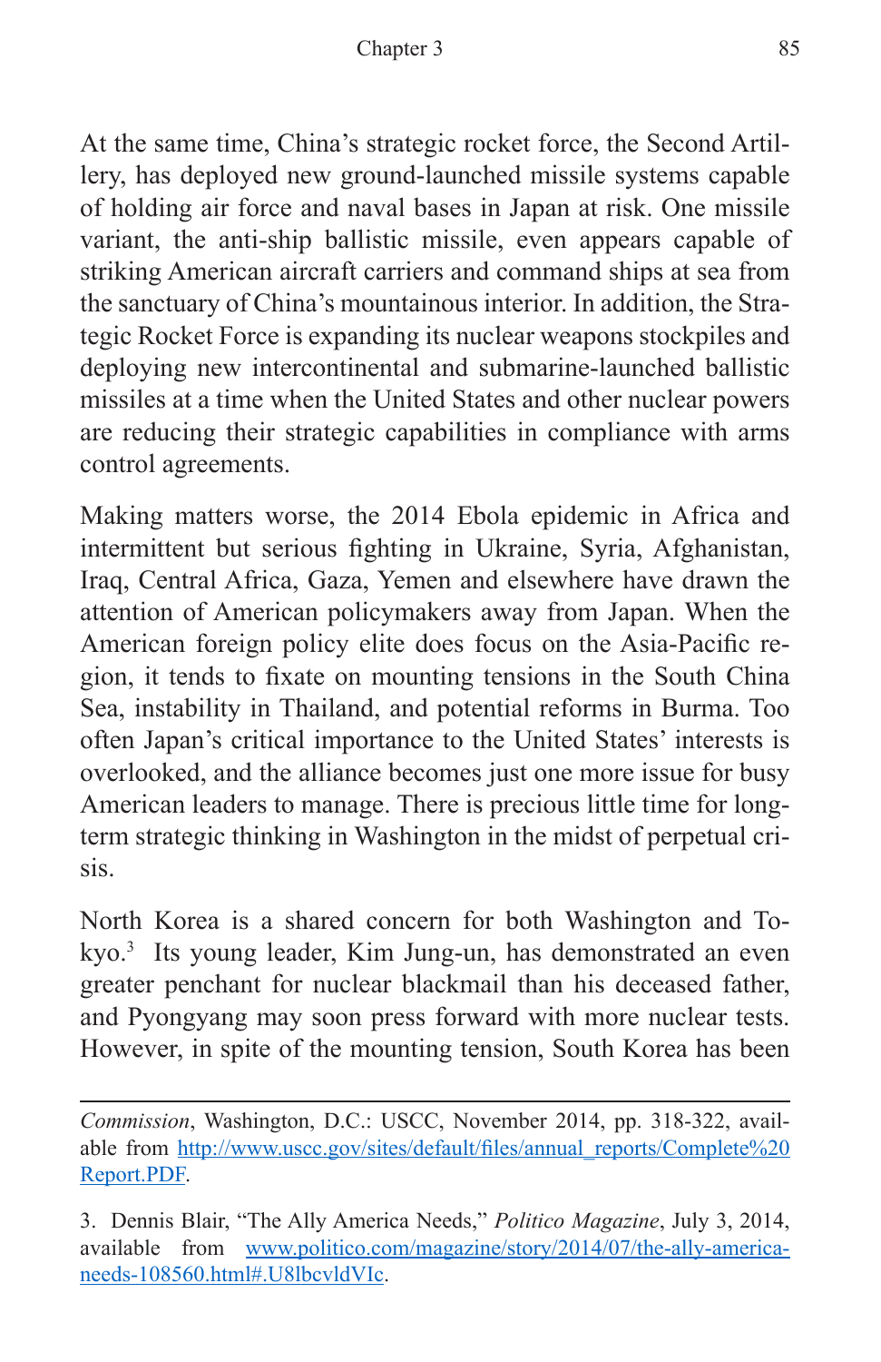At the same time, China's strategic rocket force, the Second Artillery, has deployed new ground-launched missile systems capable of holding air force and naval bases in Japan at risk. One missile variant, the anti-ship ballistic missile, even appears capable of striking American aircraft carriers and command ships at sea from the sanctuary of China's mountainous interior. In addition, the Strategic Rocket Force is expanding its nuclear weapons stockpiles and deploying new intercontinental and submarine-launched ballistic missiles at a time when the United States and other nuclear powers are reducing their strategic capabilities in compliance with arms control agreements.

Making matters worse, the 2014 Ebola epidemic in Africa and intermittent but serious fighting in Ukraine, Syria, Afghanistan, Iraq, Central Africa, Gaza, Yemen and elsewhere have drawn the attention of American policymakers away from Japan. When the American foreign policy elite does focus on the Asia-Pacific region, it tends to fixate on mounting tensions in the South China Sea, instability in Thailand, and potential reforms in Burma. Too often Japan's critical importance to the United States' interests is overlooked, and the alliance becomes just one more issue for busy American leaders to manage. There is precious little time for long-term strategic thinking in Washington in the midst of perpetual crisis.

North Korea is a shared concern for both Washington and Tokyo.[3] Its young leader, Kim Jung-un, has demonstrated an even greater penchant for nuclear blackmail than his deceased father, and Pyongyang may soon press forward with more nuclear tests. However, in spite of the mounting tension, South Korea has been

---

*Commission*, Washington, D.C.: USCC, November 2014, pp. 318-322, available from http://www.uscc.gov/sites/default/files/annual_reports/Complete%20Report.PDF.

3. Dennis Blair, "The Ally America Needs," *Politico Magazine*, July 3, 2014, available from www.politico.com/magazine/story/2014/07/the-ally-america-needs-108560.html#.U8lbcvldVIc.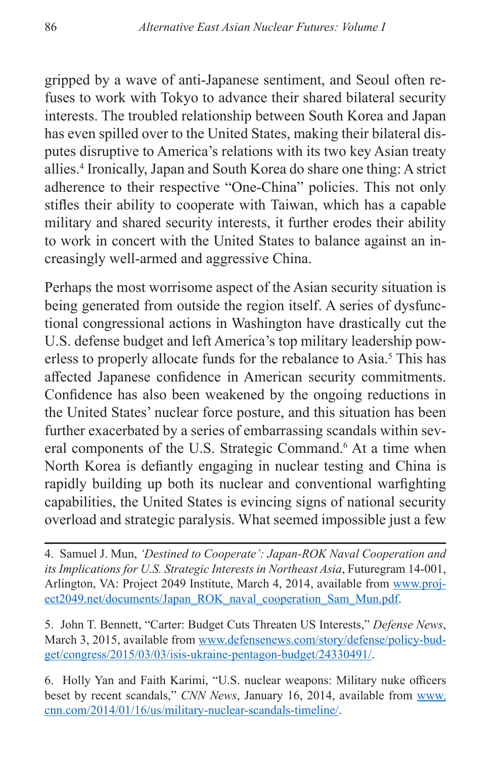gripped by a wave of anti-Japanese sentiment, and Seoul often refuses to work with Tokyo to advance their shared bilateral security interests. The troubled relationship between South Korea and Japan has even spilled over to the United States, making their bilateral disputes disruptive to America's relations with its two key Asian treaty allies.[4] Ironically, Japan and South Korea do share one thing: A strict adherence to their respective "One-China" policies. This not only stifles their ability to cooperate with Taiwan, which has a capable military and shared security interests, it further erodes their ability to work in concert with the United States to balance against an increasingly well-armed and aggressive China.

Perhaps the most worrisome aspect of the Asian security situation is being generated from outside the region itself. A series of dysfunctional congressional actions in Washington have drastically cut the U.S. defense budget and left America's top military leadership powerless to properly allocate funds for the rebalance to Asia.[5] This has affected Japanese confidence in American security commitments. Confidence has also been weakened by the ongoing reductions in the United States' nuclear force posture, and this situation has been further exacerbated by a series of embarrassing scandals within several components of the U.S. Strategic Command.[6] At a time when North Korea is defiantly engaging in nuclear testing and China is rapidly building up both its nuclear and conventional warfighting capabilities, the United States is evincing signs of national security overload and strategic paralysis. What seemed impossible just a few

---

4. Samuel J. Mun, *'Destined to Cooperate': Japan-ROK Naval Cooperation and its Implications for U.S. Strategic Interests in Northeast Asia*, Futuregram 14-001, Arlington, VA: Project 2049 Institute, March 4, 2014, available from www.project2049.net/documents/Japan_ROK_naval_cooperation_Sam_Mun.pdf.

5. John T. Bennett, "Carter: Budget Cuts Threaten US Interests," *Defense News*, March 3, 2015, available from www.defensenews.com/story/defense/policy-budget/congress/2015/03/03/isis-ukraine-pentagon-budget/24330491/.

6. Holly Yan and Faith Karimi, "U.S. nuclear weapons: Military nuke officers beset by recent scandals," *CNN News*, January 16, 2014, available from www.cnn.com/2014/01/16/us/military-nuclear-scandals-timeline/.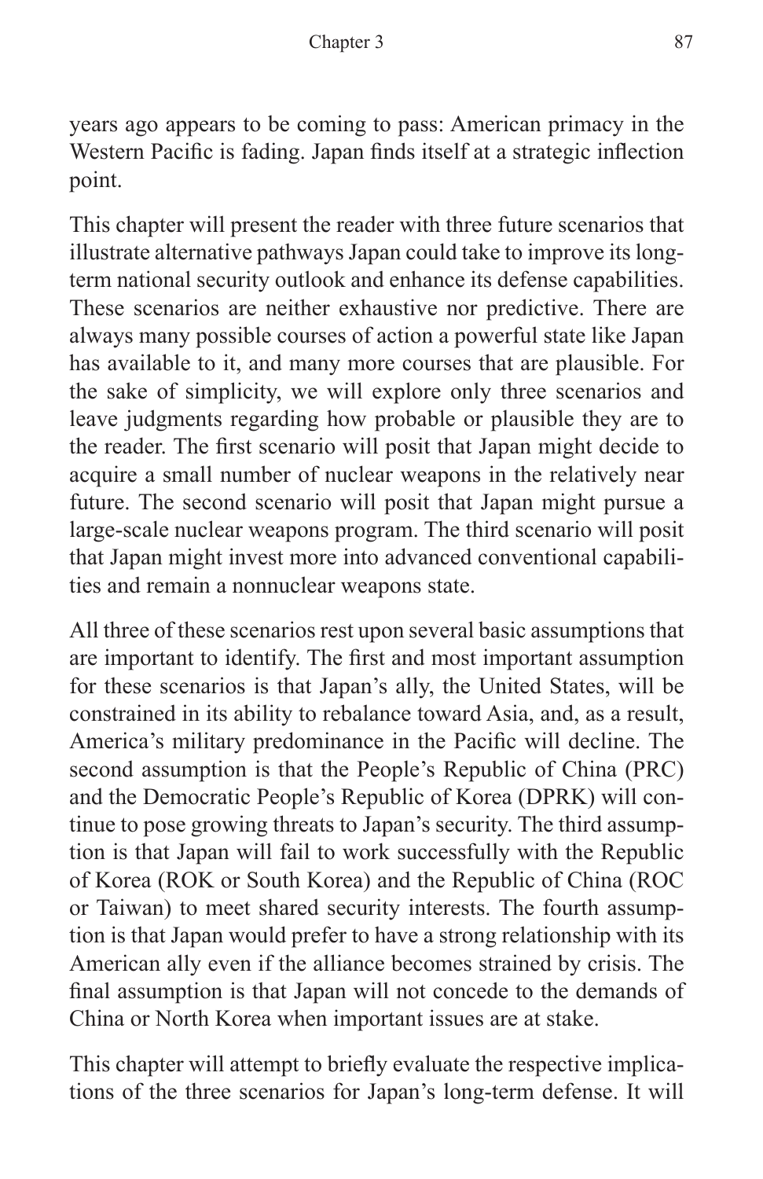years ago appears to be coming to pass: American primacy in the Western Pacific is fading. Japan finds itself at a strategic inflection point.

This chapter will present the reader with three future scenarios that illustrate alternative pathways Japan could take to improve its long-term national security outlook and enhance its defense capabilities. These scenarios are neither exhaustive nor predictive. There are always many possible courses of action a powerful state like Japan has available to it, and many more courses that are plausible. For the sake of simplicity, we will explore only three scenarios and leave judgments regarding how probable or plausible they are to the reader. The first scenario will posit that Japan might decide to acquire a small number of nuclear weapons in the relatively near future. The second scenario will posit that Japan might pursue a large-scale nuclear weapons program. The third scenario will posit that Japan might invest more into advanced conventional capabilities and remain a nonnuclear weapons state.

All three of these scenarios rest upon several basic assumptions that are important to identify. The first and most important assumption for these scenarios is that Japan's ally, the United States, will be constrained in its ability to rebalance toward Asia, and, as a result, America's military predominance in the Pacific will decline. The second assumption is that the People's Republic of China (PRC) and the Democratic People's Republic of Korea (DPRK) will continue to pose growing threats to Japan's security. The third assumption is that Japan will fail to work successfully with the Republic of Korea (ROK or South Korea) and the Republic of China (ROC or Taiwan) to meet shared security interests. The fourth assumption is that Japan would prefer to have a strong relationship with its American ally even if the alliance becomes strained by crisis. The final assumption is that Japan will not concede to the demands of China or North Korea when important issues are at stake.

This chapter will attempt to briefly evaluate the respective implications of the three scenarios for Japan's long-term defense. It will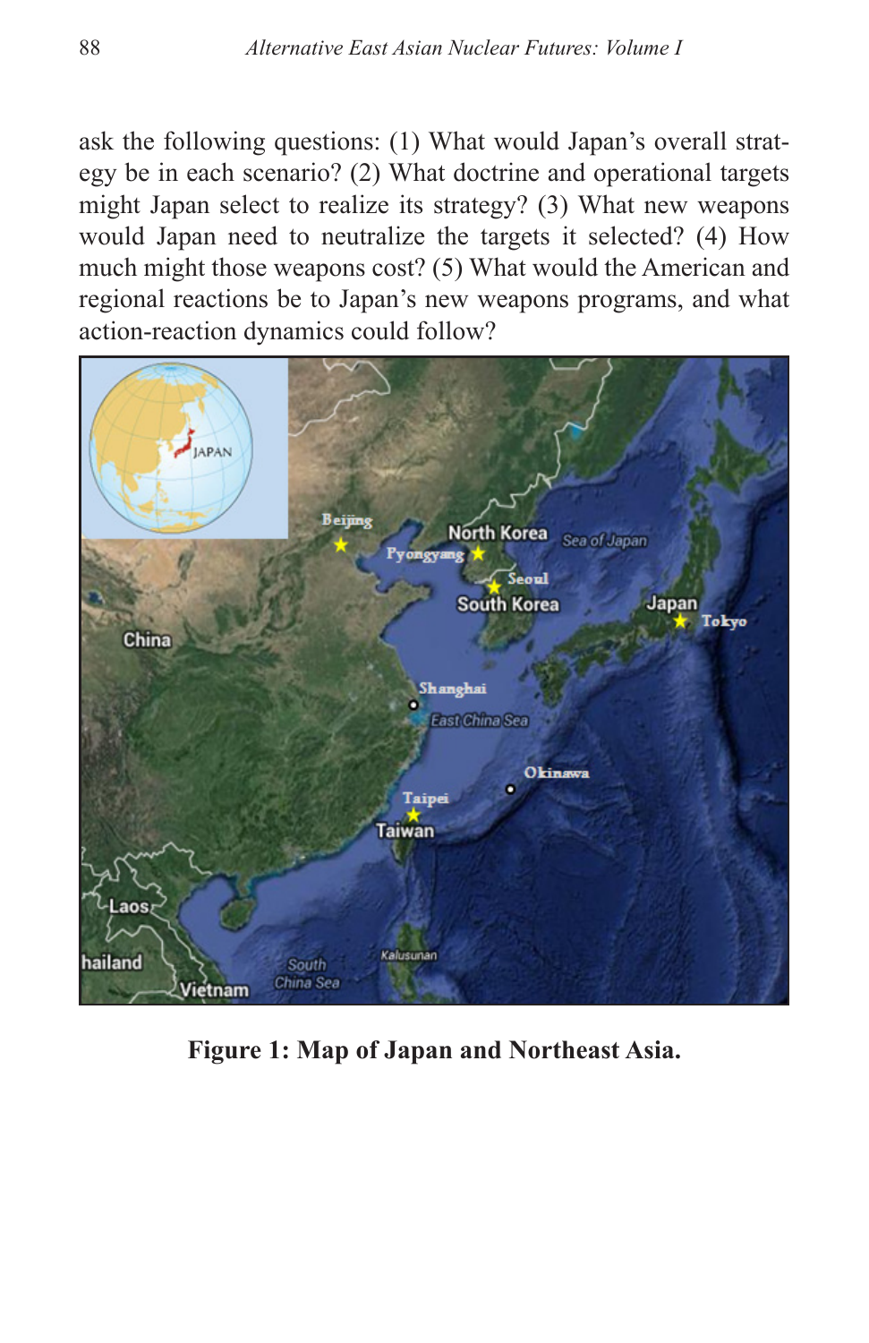ask the following questions: (1) What would Japan's overall strategy be in each scenario? (2) What doctrine and operational targets might Japan select to realize its strategy? (3) What new weapons would Japan need to neutralize the targets it selected? (4) How much might those weapons cost? (5) What would the American and regional reactions be to Japan's new weapons programs, and what action-reaction dynamics could follow?

**Figure 1: Map of Japan and Northeast Asia.**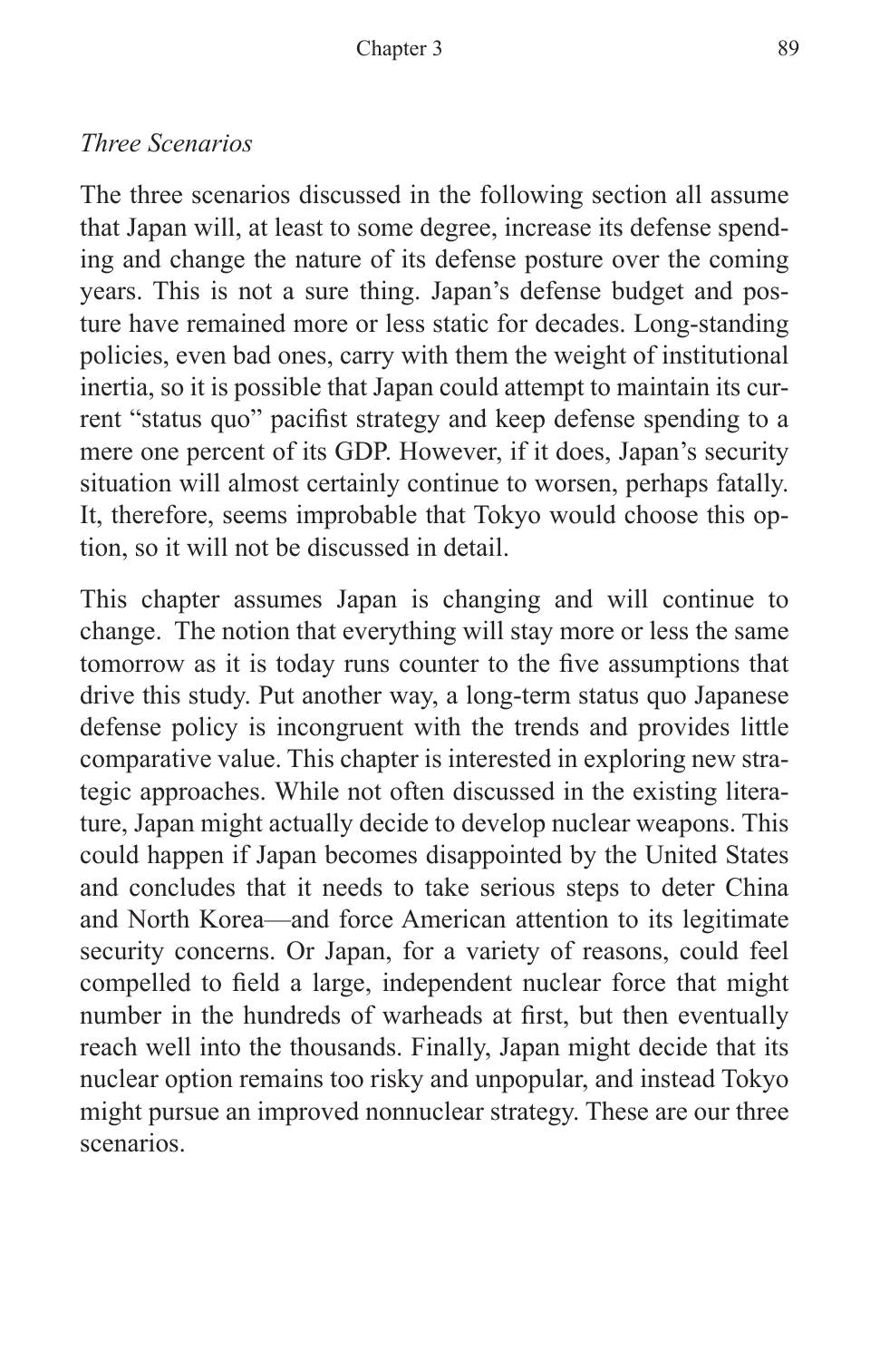*Three Scenarios*

The three scenarios discussed in the following section all assume that Japan will, at least to some degree, increase its defense spending and change the nature of its defense posture over the coming years. This is not a sure thing. Japan's defense budget and posture have remained more or less static for decades. Long-standing policies, even bad ones, carry with them the weight of institutional inertia, so it is possible that Japan could attempt to maintain its current "status quo" pacifist strategy and keep defense spending to a mere one percent of its GDP. However, if it does, Japan's security situation will almost certainly continue to worsen, perhaps fatally. It, therefore, seems improbable that Tokyo would choose this option, so it will not be discussed in detail.

This chapter assumes Japan is changing and will continue to change. The notion that everything will stay more or less the same tomorrow as it is today runs counter to the five assumptions that drive this study. Put another way, a long-term status quo Japanese defense policy is incongruent with the trends and provides little comparative value. This chapter is interested in exploring new strategic approaches. While not often discussed in the existing literature, Japan might actually decide to develop nuclear weapons. This could happen if Japan becomes disappointed by the United States and concludes that it needs to take serious steps to deter China and North Korea—and force American attention to its legitimate security concerns. Or Japan, for a variety of reasons, could feel compelled to field a large, independent nuclear force that might number in the hundreds of warheads at first, but then eventually reach well into the thousands. Finally, Japan might decide that its nuclear option remains too risky and unpopular, and instead Tokyo might pursue an improved nonnuclear strategy. These are our three scenarios.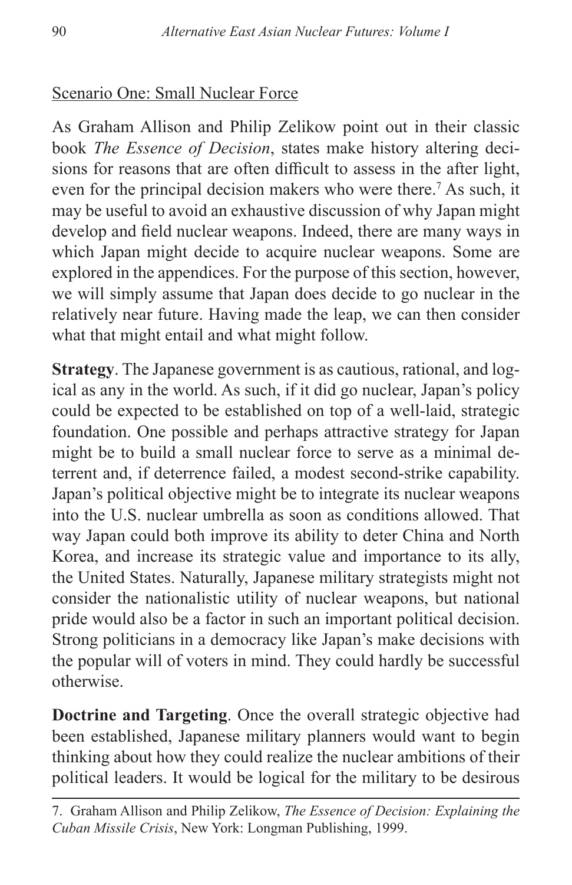Scenario One: Small Nuclear Force

As Graham Allison and Philip Zelikow point out in their classic book *The Essence of Decision*, states make history altering decisions for reasons that are often difficult to assess in the after light, even for the principal decision makers who were there.[7] As such, it may be useful to avoid an exhaustive discussion of why Japan might develop and field nuclear weapons. Indeed, there are many ways in which Japan might decide to acquire nuclear weapons. Some are explored in the appendices. For the purpose of this section, however, we will simply assume that Japan does decide to go nuclear in the relatively near future. Having made the leap, we can then consider what that might entail and what might follow.

**Strategy**. The Japanese government is as cautious, rational, and logical as any in the world. As such, if it did go nuclear, Japan's policy could be expected to be established on top of a well-laid, strategic foundation. One possible and perhaps attractive strategy for Japan might be to build a small nuclear force to serve as a minimal deterrent and, if deterrence failed, a modest second-strike capability. Japan's political objective might be to integrate its nuclear weapons into the U.S. nuclear umbrella as soon as conditions allowed. That way Japan could both improve its ability to deter China and North Korea, and increase its strategic value and importance to its ally, the United States. Naturally, Japanese military strategists might not consider the nationalistic utility of nuclear weapons, but national pride would also be a factor in such an important political decision. Strong politicians in a democracy like Japan's make decisions with the popular will of voters in mind. They could hardly be successful otherwise.

**Doctrine and Targeting**. Once the overall strategic objective had been established, Japanese military planners would want to begin thinking about how they could realize the nuclear ambitions of their political leaders. It would be logical for the military to be desirous

7. Graham Allison and Philip Zelikow, *The Essence of Decision: Explaining the Cuban Missile Crisis*, New York: Longman Publishing, 1999.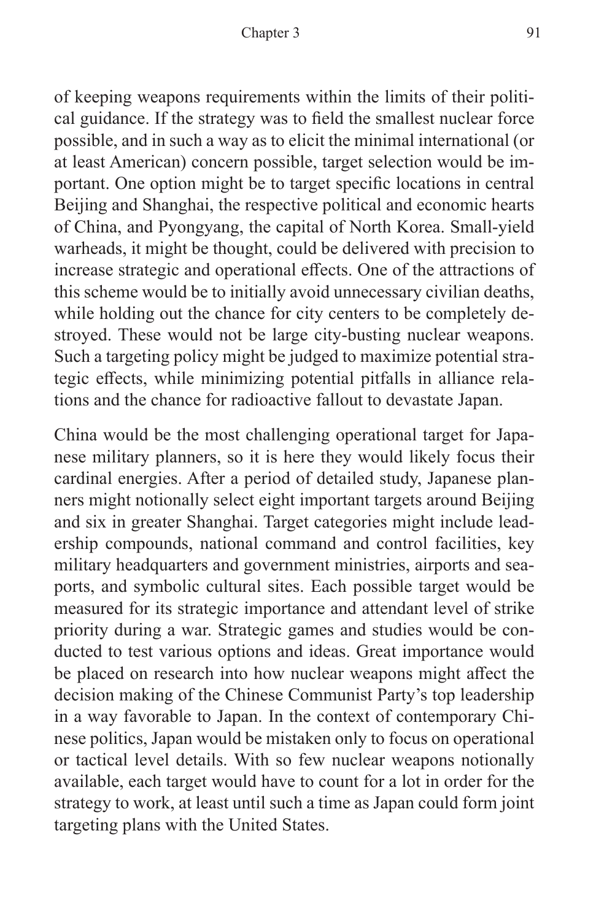of keeping weapons requirements within the limits of their political guidance. If the strategy was to field the smallest nuclear force possible, and in such a way as to elicit the minimal international (or at least American) concern possible, target selection would be important. One option might be to target specific locations in central Beijing and Shanghai, the respective political and economic hearts of China, and Pyongyang, the capital of North Korea. Small-yield warheads, it might be thought, could be delivered with precision to increase strategic and operational effects. One of the attractions of this scheme would be to initially avoid unnecessary civilian deaths, while holding out the chance for city centers to be completely destroyed. These would not be large city-busting nuclear weapons. Such a targeting policy might be judged to maximize potential strategic effects, while minimizing potential pitfalls in alliance relations and the chance for radioactive fallout to devastate Japan.

China would be the most challenging operational target for Japanese military planners, so it is here they would likely focus their cardinal energies. After a period of detailed study, Japanese planners might notionally select eight important targets around Beijing and six in greater Shanghai. Target categories might include leadership compounds, national command and control facilities, key military headquarters and government ministries, airports and seaports, and symbolic cultural sites. Each possible target would be measured for its strategic importance and attendant level of strike priority during a war. Strategic games and studies would be conducted to test various options and ideas. Great importance would be placed on research into how nuclear weapons might affect the decision making of the Chinese Communist Party's top leadership in a way favorable to Japan. In the context of contemporary Chinese politics, Japan would be mistaken only to focus on operational or tactical level details. With so few nuclear weapons notionally available, each target would have to count for a lot in order for the strategy to work, at least until such a time as Japan could form joint targeting plans with the United States.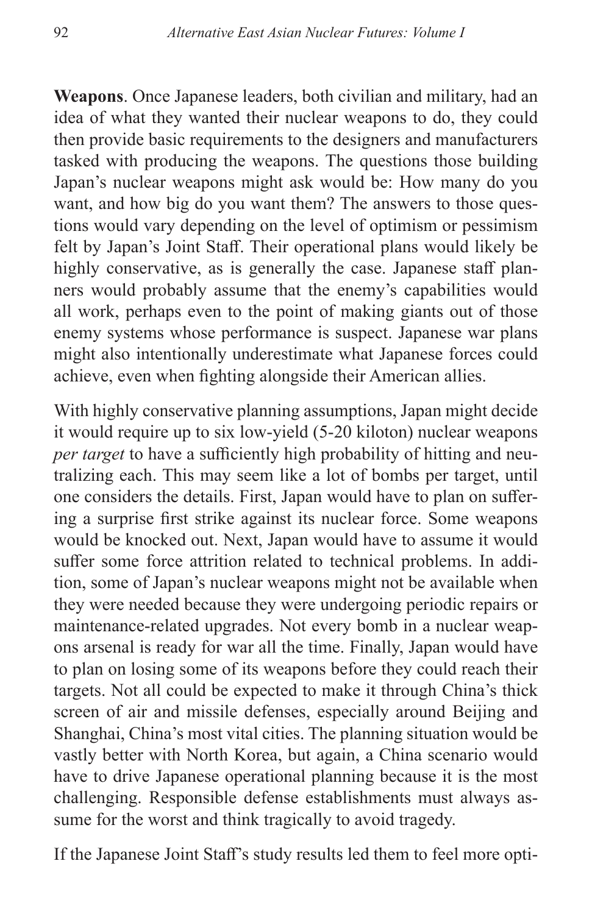**Weapons**. Once Japanese leaders, both civilian and military, had an idea of what they wanted their nuclear weapons to do, they could then provide basic requirements to the designers and manufacturers tasked with producing the weapons. The questions those building Japan's nuclear weapons might ask would be: How many do you want, and how big do you want them? The answers to those questions would vary depending on the level of optimism or pessimism felt by Japan's Joint Staff. Their operational plans would likely be highly conservative, as is generally the case. Japanese staff planners would probably assume that the enemy's capabilities would all work, perhaps even to the point of making giants out of those enemy systems whose performance is suspect. Japanese war plans might also intentionally underestimate what Japanese forces could achieve, even when fighting alongside their American allies.

With highly conservative planning assumptions, Japan might decide it would require up to six low-yield (5-20 kiloton) nuclear weapons *per target* to have a sufficiently high probability of hitting and neutralizing each. This may seem like a lot of bombs per target, until one considers the details. First, Japan would have to plan on suffering a surprise first strike against its nuclear force. Some weapons would be knocked out. Next, Japan would have to assume it would suffer some force attrition related to technical problems. In addition, some of Japan's nuclear weapons might not be available when they were needed because they were undergoing periodic repairs or maintenance-related upgrades. Not every bomb in a nuclear weapons arsenal is ready for war all the time. Finally, Japan would have to plan on losing some of its weapons before they could reach their targets. Not all could be expected to make it through China's thick screen of air and missile defenses, especially around Beijing and Shanghai, China's most vital cities. The planning situation would be vastly better with North Korea, but again, a China scenario would have to drive Japanese operational planning because it is the most challenging. Responsible defense establishments must always assume for the worst and think tragically to avoid tragedy.

If the Japanese Joint Staff's study results led them to feel more opti-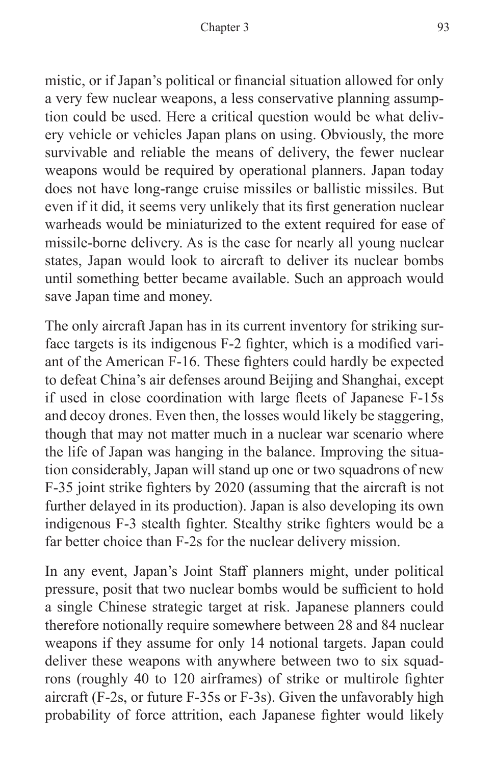mistic, or if Japan's political or financial situation allowed for only a very few nuclear weapons, a less conservative planning assumption could be used. Here a critical question would be what delivery vehicle or vehicles Japan plans on using. Obviously, the more survivable and reliable the means of delivery, the fewer nuclear weapons would be required by operational planners. Japan today does not have long-range cruise missiles or ballistic missiles. But even if it did, it seems very unlikely that its first generation nuclear warheads would be miniaturized to the extent required for ease of missile-borne delivery. As is the case for nearly all young nuclear states, Japan would look to aircraft to deliver its nuclear bombs until something better became available. Such an approach would save Japan time and money.

The only aircraft Japan has in its current inventory for striking surface targets is its indigenous F-2 fighter, which is a modified variant of the American F-16. These fighters could hardly be expected to defeat China's air defenses around Beijing and Shanghai, except if used in close coordination with large fleets of Japanese F-15s and decoy drones. Even then, the losses would likely be staggering, though that may not matter much in a nuclear war scenario where the life of Japan was hanging in the balance. Improving the situation considerably, Japan will stand up one or two squadrons of new F-35 joint strike fighters by 2020 (assuming that the aircraft is not further delayed in its production). Japan is also developing its own indigenous F-3 stealth fighter. Stealthy strike fighters would be a far better choice than F-2s for the nuclear delivery mission.

In any event, Japan's Joint Staff planners might, under political pressure, posit that two nuclear bombs would be sufficient to hold a single Chinese strategic target at risk. Japanese planners could therefore notionally require somewhere between 28 and 84 nuclear weapons if they assume for only 14 notional targets. Japan could deliver these weapons with anywhere between two to six squadrons (roughly 40 to 120 airframes) of strike or multirole fighter aircraft (F-2s, or future F-35s or F-3s). Given the unfavorably high probability of force attrition, each Japanese fighter would likely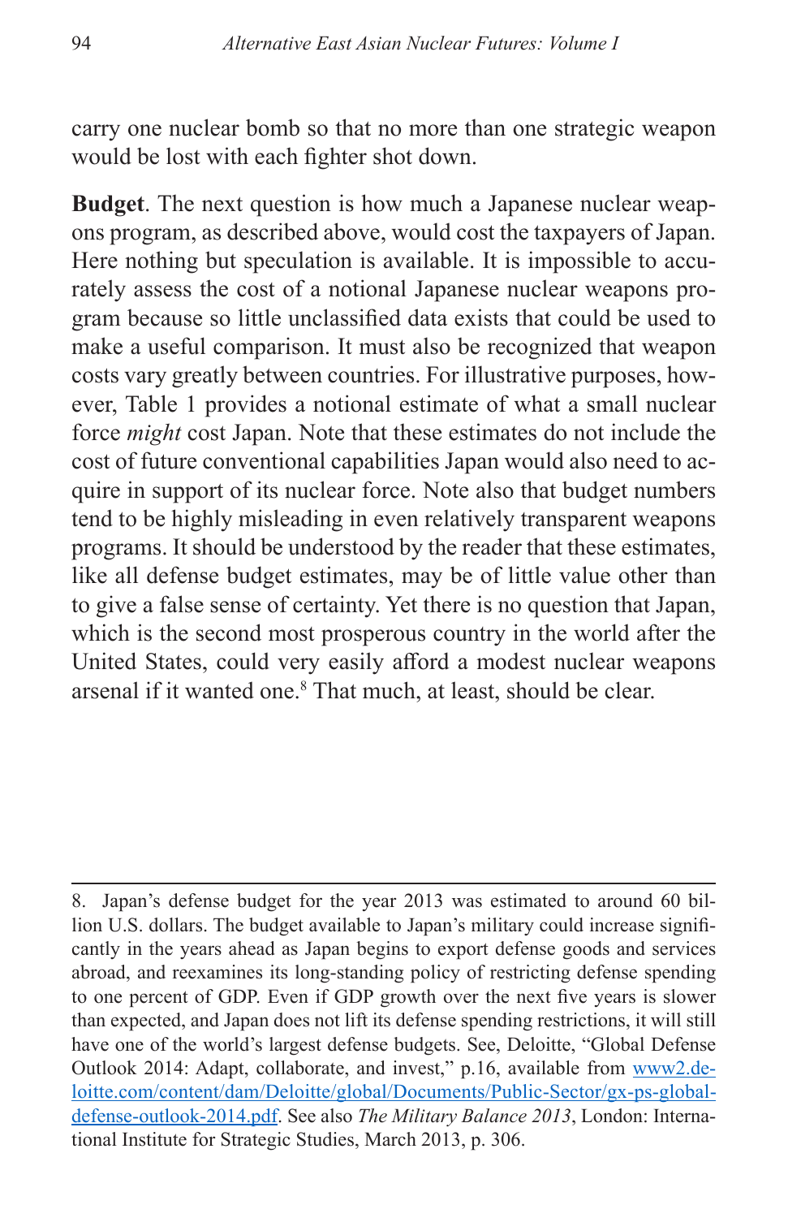carry one nuclear bomb so that no more than one strategic weapon would be lost with each fighter shot down.

**Budget**. The next question is how much a Japanese nuclear weapons program, as described above, would cost the taxpayers of Japan. Here nothing but speculation is available. It is impossible to accurately assess the cost of a notional Japanese nuclear weapons program because so little unclassified data exists that could be used to make a useful comparison. It must also be recognized that weapon costs vary greatly between countries. For illustrative purposes, however, Table 1 provides a notional estimate of what a small nuclear force *might* cost Japan. Note that these estimates do not include the cost of future conventional capabilities Japan would also need to acquire in support of its nuclear force. Note also that budget numbers tend to be highly misleading in even relatively transparent weapons programs. It should be understood by the reader that these estimates, like all defense budget estimates, may be of little value other than to give a false sense of certainty. Yet there is no question that Japan, which is the second most prosperous country in the world after the United States, could very easily afford a modest nuclear weapons arsenal if it wanted one.[8] That much, at least, should be clear.

---

8. Japan's defense budget for the year 2013 was estimated to around 60 billion U.S. dollars. The budget available to Japan's military could increase significantly in the years ahead as Japan begins to export defense goods and services abroad, and reexamines its long-standing policy of restricting defense spending to one percent of GDP. Even if GDP growth over the next five years is slower than expected, and Japan does not lift its defense spending restrictions, it will still have one of the world's largest defense budgets. See, Deloitte, "Global Defense Outlook 2014: Adapt, collaborate, and invest," p.16, available from www2.deloitte.com/content/dam/Deloitte/global/Documents/Public-Sector/gx-ps-global-defense-outlook-2014.pdf. See also *The Military Balance 2013*, London: International Institute for Strategic Studies, March 2013, p. 306.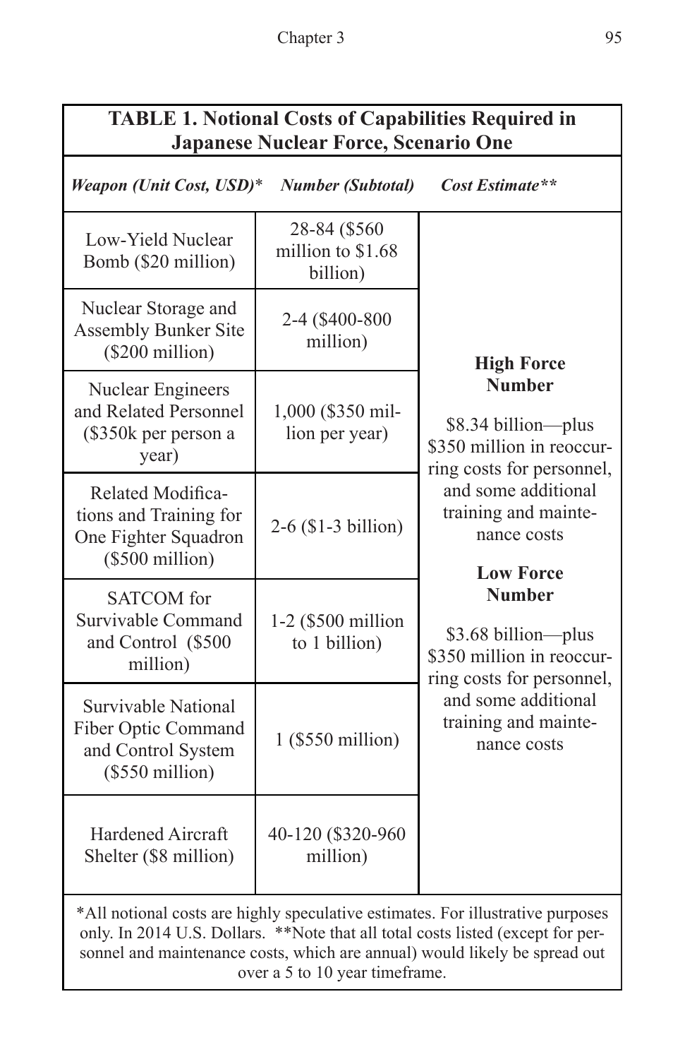**TABLE 1. Notional Costs of Capabilities Required in Japanese Nuclear Force, Scenario One**

| *Weapon (Unit Cost, USD)\** | *Number (Subtotal)* | *Cost Estimate\*\** |
|---|---|---|
| Low-Yield Nuclear Bomb ($20 million) | 28-84 ($560 million to $1.68 billion) | **High Force Number**<br><br>$8.34 billion—plus $350 million in reoccurring costs for personnel, and some additional training and maintenance costs<br><br>**Low Force Number**<br><br>$3.68 billion—plus $350 million in reoccurring costs for personnel, and some additional training and maintenance costs |
| Nuclear Storage and Assembly Bunker Site ($200 million) | 2-4 ($400-800 million) | |
| Nuclear Engineers and Related Personnel ($350k per person a year) | 1,000 ($350 million per year) | |
| Related Modifications and Training for One Fighter Squadron ($500 million) | 2-6 ($1-3 billion) | |
| SATCOM for Survivable Command and Control ($500 million) | 1-2 ($500 million to 1 billion) | |
| Survivable National Fiber Optic Command and Control System ($550 million) | 1 ($550 million) | |
| Hardened Aircraft Shelter ($8 million) | 40-120 ($320-960 million) | |

\*All notional costs are highly speculative estimates. For illustrative purposes only. In 2014 U.S. Dollars. \*\*Note that all total costs listed (except for personnel and maintenance costs, which are annual) would likely be spread out over a 5 to 10 year timeframe.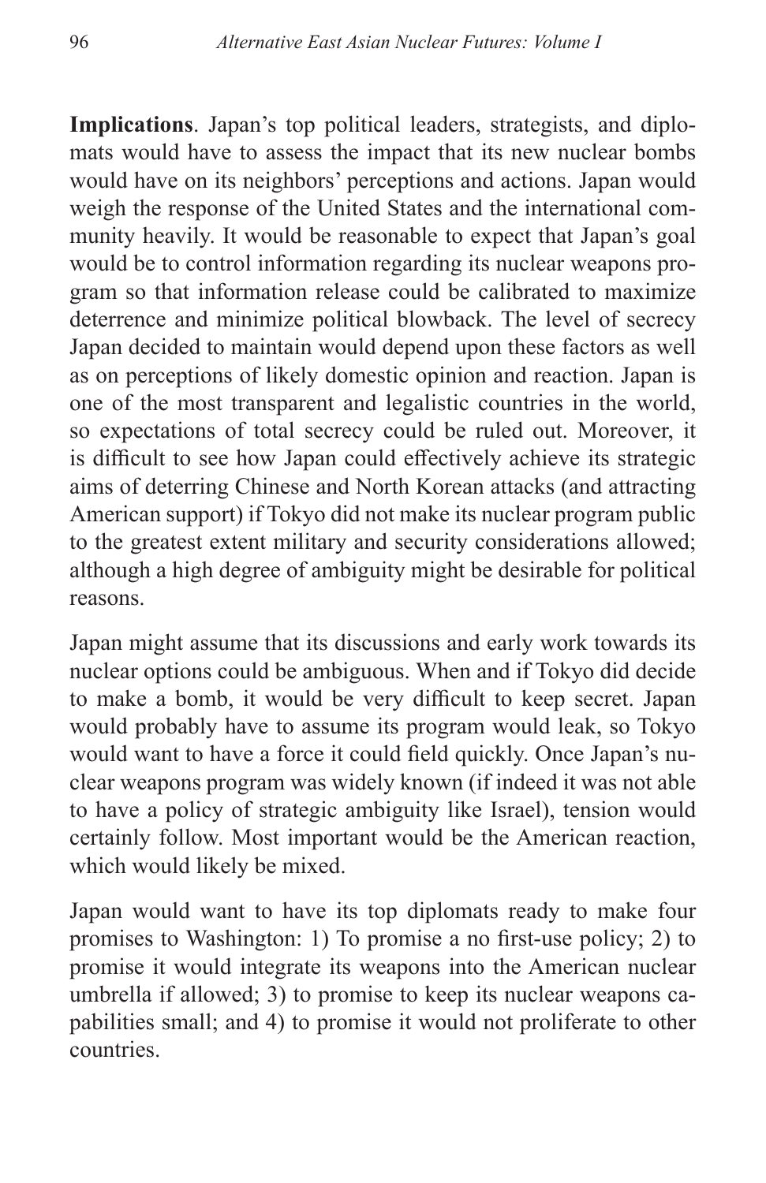**Implications**. Japan's top political leaders, strategists, and diplomats would have to assess the impact that its new nuclear bombs would have on its neighbors' perceptions and actions. Japan would weigh the response of the United States and the international community heavily. It would be reasonable to expect that Japan's goal would be to control information regarding its nuclear weapons program so that information release could be calibrated to maximize deterrence and minimize political blowback. The level of secrecy Japan decided to maintain would depend upon these factors as well as on perceptions of likely domestic opinion and reaction. Japan is one of the most transparent and legalistic countries in the world, so expectations of total secrecy could be ruled out. Moreover, it is difficult to see how Japan could effectively achieve its strategic aims of deterring Chinese and North Korean attacks (and attracting American support) if Tokyo did not make its nuclear program public to the greatest extent military and security considerations allowed; although a high degree of ambiguity might be desirable for political reasons.

Japan might assume that its discussions and early work towards its nuclear options could be ambiguous. When and if Tokyo did decide to make a bomb, it would be very difficult to keep secret. Japan would probably have to assume its program would leak, so Tokyo would want to have a force it could field quickly. Once Japan's nuclear weapons program was widely known (if indeed it was not able to have a policy of strategic ambiguity like Israel), tension would certainly follow. Most important would be the American reaction, which would likely be mixed.

Japan would want to have its top diplomats ready to make four promises to Washington: 1) To promise a no first-use policy; 2) to promise it would integrate its weapons into the American nuclear umbrella if allowed; 3) to promise to keep its nuclear weapons capabilities small; and 4) to promise it would not proliferate to other countries.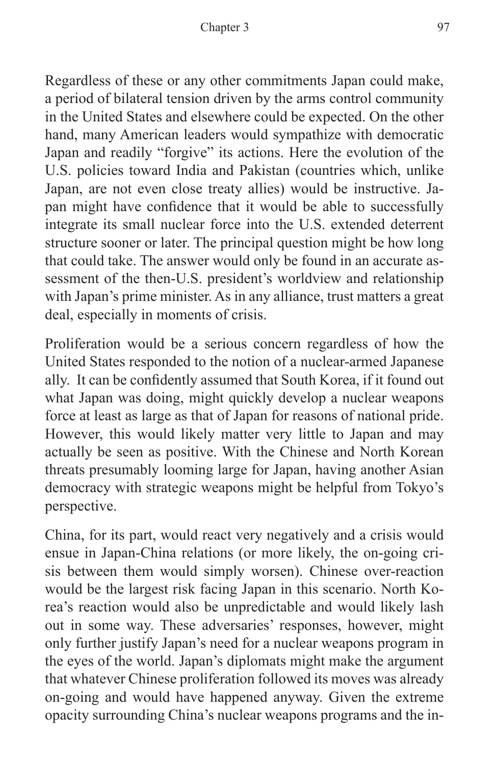Regardless of these or any other commitments Japan could make, a period of bilateral tension driven by the arms control community in the United States and elsewhere could be expected. On the other hand, many American leaders would sympathize with democratic Japan and readily "forgive" its actions. Here the evolution of the U.S. policies toward India and Pakistan (countries which, unlike Japan, are not even close treaty allies) would be instructive. Japan might have confidence that it would be able to successfully integrate its small nuclear force into the U.S. extended deterrent structure sooner or later. The principal question might be how long that could take. The answer would only be found in an accurate assessment of the then-U.S. president's worldview and relationship with Japan's prime minister. As in any alliance, trust matters a great deal, especially in moments of crisis.

Proliferation would be a serious concern regardless of how the United States responded to the notion of a nuclear-armed Japanese ally. It can be confidently assumed that South Korea, if it found out what Japan was doing, might quickly develop a nuclear weapons force at least as large as that of Japan for reasons of national pride. However, this would likely matter very little to Japan and may actually be seen as positive. With the Chinese and North Korean threats presumably looming large for Japan, having another Asian democracy with strategic weapons might be helpful from Tokyo's perspective.

China, for its part, would react very negatively and a crisis would ensue in Japan-China relations (or more likely, the on-going crisis between them would simply worsen). Chinese over-reaction would be the largest risk facing Japan in this scenario. North Korea's reaction would also be unpredictable and would likely lash out in some way. These adversaries' responses, however, might only further justify Japan's need for a nuclear weapons program in the eyes of the world. Japan's diplomats might make the argument that whatever Chinese proliferation followed its moves was already on-going and would have happened anyway. Given the extreme opacity surrounding China's nuclear weapons programs and the in-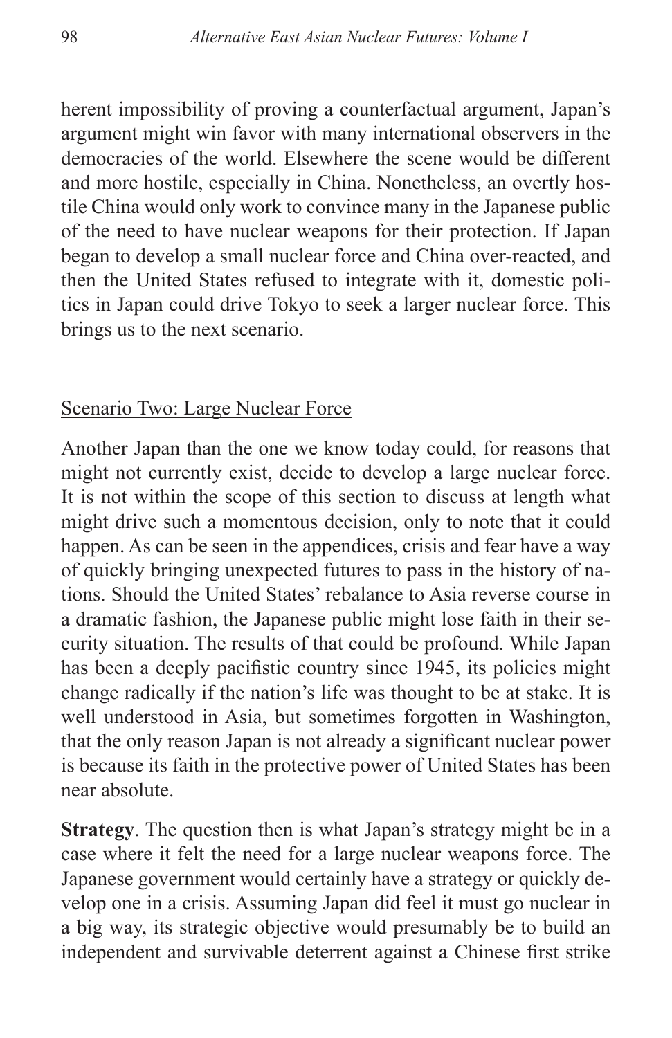herent impossibility of proving a counterfactual argument, Japan's argument might win favor with many international observers in the democracies of the world. Elsewhere the scene would be different and more hostile, especially in China. Nonetheless, an overtly hostile China would only work to convince many in the Japanese public of the need to have nuclear weapons for their protection. If Japan began to develop a small nuclear force and China over-reacted, and then the United States refused to integrate with it, domestic politics in Japan could drive Tokyo to seek a larger nuclear force. This brings us to the next scenario.

### Scenario Two: Large Nuclear Force

Another Japan than the one we know today could, for reasons that might not currently exist, decide to develop a large nuclear force. It is not within the scope of this section to discuss at length what might drive such a momentous decision, only to note that it could happen. As can be seen in the appendices, crisis and fear have a way of quickly bringing unexpected futures to pass in the history of nations. Should the United States' rebalance to Asia reverse course in a dramatic fashion, the Japanese public might lose faith in their security situation. The results of that could be profound. While Japan has been a deeply pacifistic country since 1945, its policies might change radically if the nation's life was thought to be at stake. It is well understood in Asia, but sometimes forgotten in Washington, that the only reason Japan is not already a significant nuclear power is because its faith in the protective power of United States has been near absolute.

**Strategy**. The question then is what Japan's strategy might be in a case where it felt the need for a large nuclear weapons force. The Japanese government would certainly have a strategy or quickly develop one in a crisis. Assuming Japan did feel it must go nuclear in a big way, its strategic objective would presumably be to build an independent and survivable deterrent against a Chinese first strike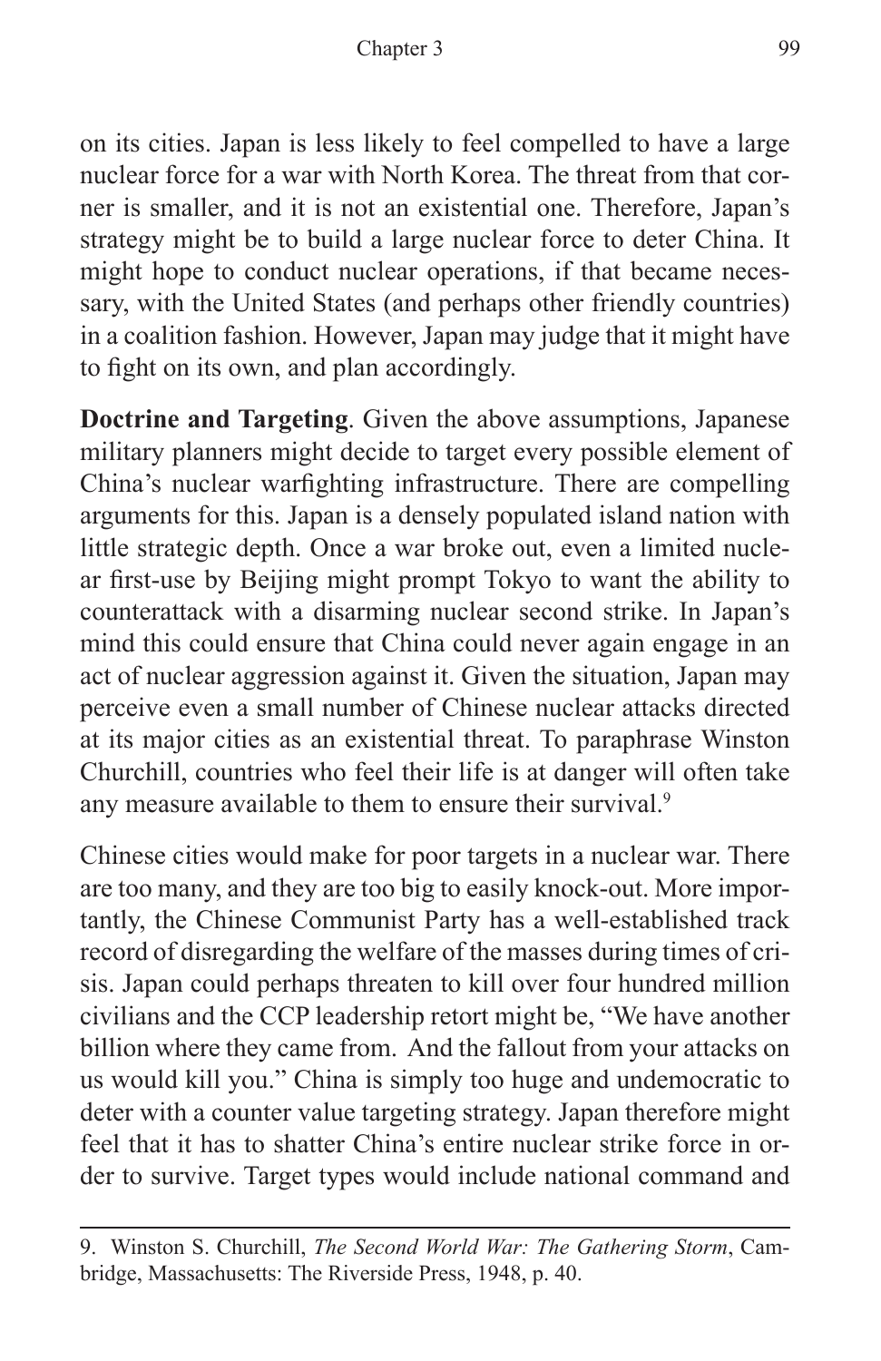on its cities. Japan is less likely to feel compelled to have a large nuclear force for a war with North Korea. The threat from that corner is smaller, and it is not an existential one. Therefore, Japan's strategy might be to build a large nuclear force to deter China. It might hope to conduct nuclear operations, if that became necessary, with the United States (and perhaps other friendly countries) in a coalition fashion. However, Japan may judge that it might have to fight on its own, and plan accordingly.

**Doctrine and Targeting**. Given the above assumptions, Japanese military planners might decide to target every possible element of China's nuclear warfighting infrastructure. There are compelling arguments for this. Japan is a densely populated island nation with little strategic depth. Once a war broke out, even a limited nuclear first-use by Beijing might prompt Tokyo to want the ability to counterattack with a disarming nuclear second strike. In Japan's mind this could ensure that China could never again engage in an act of nuclear aggression against it. Given the situation, Japan may perceive even a small number of Chinese nuclear attacks directed at its major cities as an existential threat. To paraphrase Winston Churchill, countries who feel their life is at danger will often take any measure available to them to ensure their survival.[9]

Chinese cities would make for poor targets in a nuclear war. There are too many, and they are too big to easily knock-out. More importantly, the Chinese Communist Party has a well-established track record of disregarding the welfare of the masses during times of crisis. Japan could perhaps threaten to kill over four hundred million civilians and the CCP leadership retort might be, "We have another billion where they came from. And the fallout from your attacks on us would kill you." China is simply too huge and undemocratic to deter with a counter value targeting strategy. Japan therefore might feel that it has to shatter China's entire nuclear strike force in order to survive. Target types would include national command and

---

9. Winston S. Churchill, *The Second World War: The Gathering Storm*, Cambridge, Massachusetts: The Riverside Press, 1948, p. 40.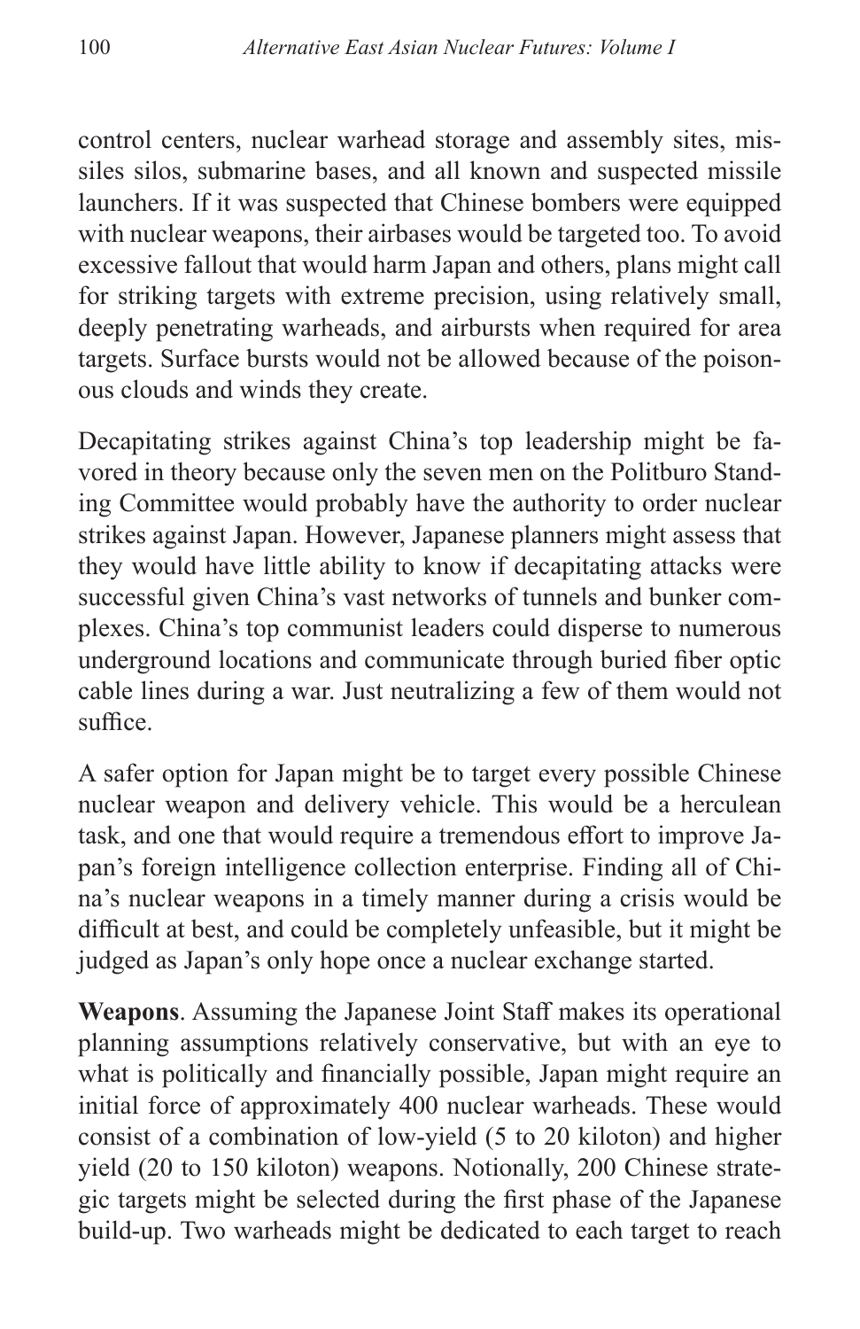control centers, nuclear warhead storage and assembly sites, missiles silos, submarine bases, and all known and suspected missile launchers. If it was suspected that Chinese bombers were equipped with nuclear weapons, their airbases would be targeted too. To avoid excessive fallout that would harm Japan and others, plans might call for striking targets with extreme precision, using relatively small, deeply penetrating warheads, and airbursts when required for area targets. Surface bursts would not be allowed because of the poisonous clouds and winds they create.

Decapitating strikes against China's top leadership might be favored in theory because only the seven men on the Politburo Standing Committee would probably have the authority to order nuclear strikes against Japan. However, Japanese planners might assess that they would have little ability to know if decapitating attacks were successful given China's vast networks of tunnels and bunker complexes. China's top communist leaders could disperse to numerous underground locations and communicate through buried fiber optic cable lines during a war. Just neutralizing a few of them would not suffice.

A safer option for Japan might be to target every possible Chinese nuclear weapon and delivery vehicle. This would be a herculean task, and one that would require a tremendous effort to improve Japan's foreign intelligence collection enterprise. Finding all of China's nuclear weapons in a timely manner during a crisis would be difficult at best, and could be completely unfeasible, but it might be judged as Japan's only hope once a nuclear exchange started.

**Weapons**. Assuming the Japanese Joint Staff makes its operational planning assumptions relatively conservative, but with an eye to what is politically and financially possible, Japan might require an initial force of approximately 400 nuclear warheads. These would consist of a combination of low-yield (5 to 20 kiloton) and higher yield (20 to 150 kiloton) weapons. Notionally, 200 Chinese strategic targets might be selected during the first phase of the Japanese build-up. Two warheads might be dedicated to each target to reach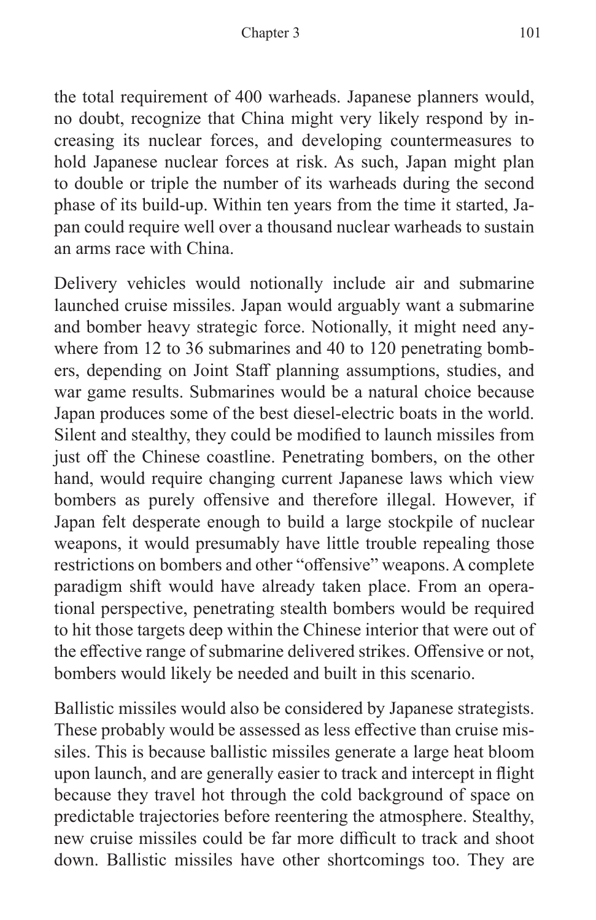the total requirement of 400 warheads. Japanese planners would, no doubt, recognize that China might very likely respond by increasing its nuclear forces, and developing countermeasures to hold Japanese nuclear forces at risk. As such, Japan might plan to double or triple the number of its warheads during the second phase of its build-up. Within ten years from the time it started, Japan could require well over a thousand nuclear warheads to sustain an arms race with China.

Delivery vehicles would notionally include air and submarine launched cruise missiles. Japan would arguably want a submarine and bomber heavy strategic force. Notionally, it might need anywhere from 12 to 36 submarines and 40 to 120 penetrating bombers, depending on Joint Staff planning assumptions, studies, and war game results. Submarines would be a natural choice because Japan produces some of the best diesel-electric boats in the world. Silent and stealthy, they could be modified to launch missiles from just off the Chinese coastline. Penetrating bombers, on the other hand, would require changing current Japanese laws which view bombers as purely offensive and therefore illegal. However, if Japan felt desperate enough to build a large stockpile of nuclear weapons, it would presumably have little trouble repealing those restrictions on bombers and other "offensive" weapons. A complete paradigm shift would have already taken place. From an operational perspective, penetrating stealth bombers would be required to hit those targets deep within the Chinese interior that were out of the effective range of submarine delivered strikes. Offensive or not, bombers would likely be needed and built in this scenario.

Ballistic missiles would also be considered by Japanese strategists. These probably would be assessed as less effective than cruise missiles. This is because ballistic missiles generate a large heat bloom upon launch, and are generally easier to track and intercept in flight because they travel hot through the cold background of space on predictable trajectories before reentering the atmosphere. Stealthy, new cruise missiles could be far more difficult to track and shoot down. Ballistic missiles have other shortcomings too. They are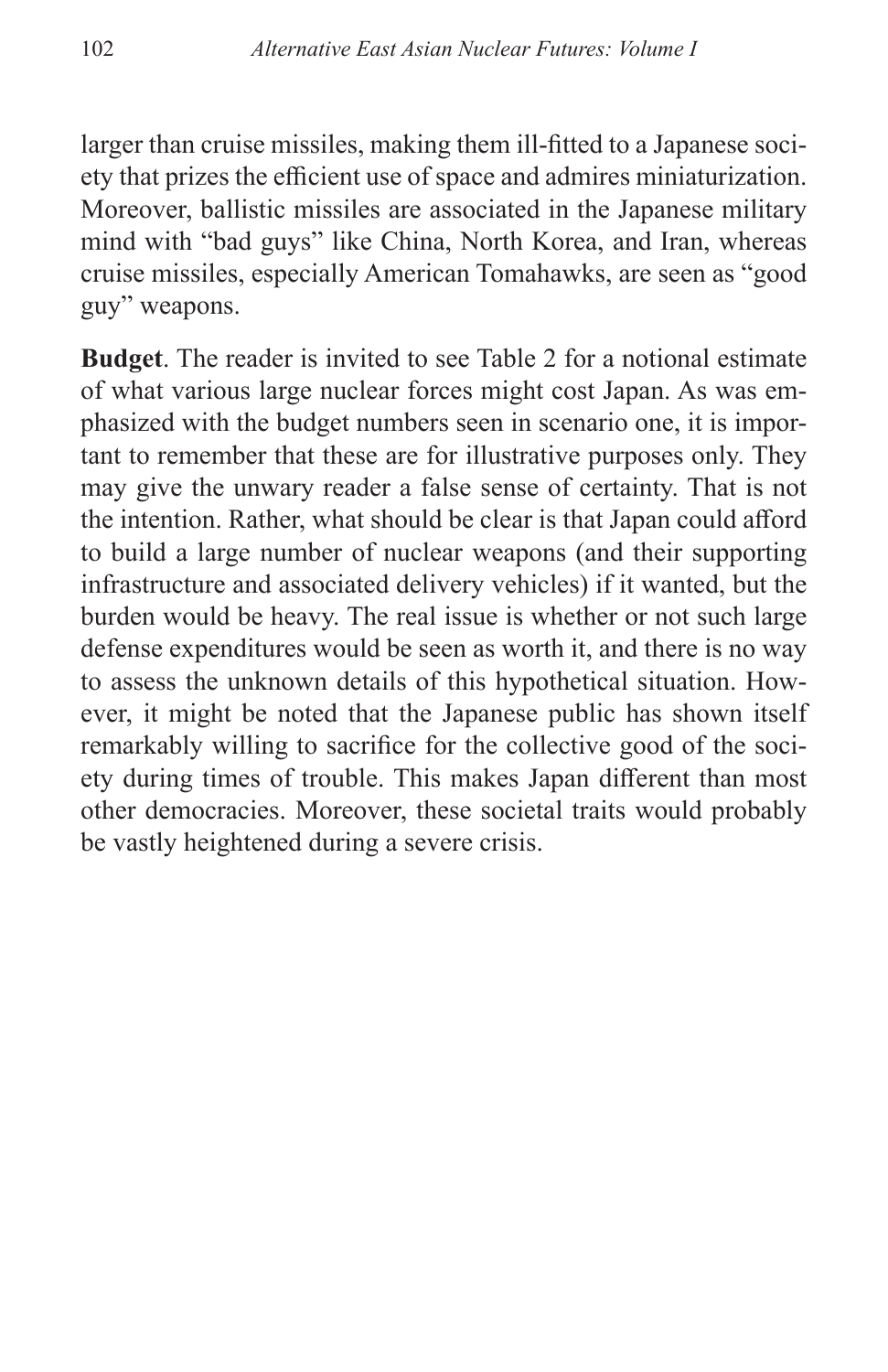larger than cruise missiles, making them ill-fitted to a Japanese society that prizes the efficient use of space and admires miniaturization. Moreover, ballistic missiles are associated in the Japanese military mind with "bad guys" like China, North Korea, and Iran, whereas cruise missiles, especially American Tomahawks, are seen as "good guy" weapons.

**Budget**. The reader is invited to see Table 2 for a notional estimate of what various large nuclear forces might cost Japan. As was emphasized with the budget numbers seen in scenario one, it is important to remember that these are for illustrative purposes only. They may give the unwary reader a false sense of certainty. That is not the intention. Rather, what should be clear is that Japan could afford to build a large number of nuclear weapons (and their supporting infrastructure and associated delivery vehicles) if it wanted, but the burden would be heavy. The real issue is whether or not such large defense expenditures would be seen as worth it, and there is no way to assess the unknown details of this hypothetical situation. However, it might be noted that the Japanese public has shown itself remarkably willing to sacrifice for the collective good of the society during times of trouble. This makes Japan different than most other democracies. Moreover, these societal traits would probably be vastly heightened during a severe crisis.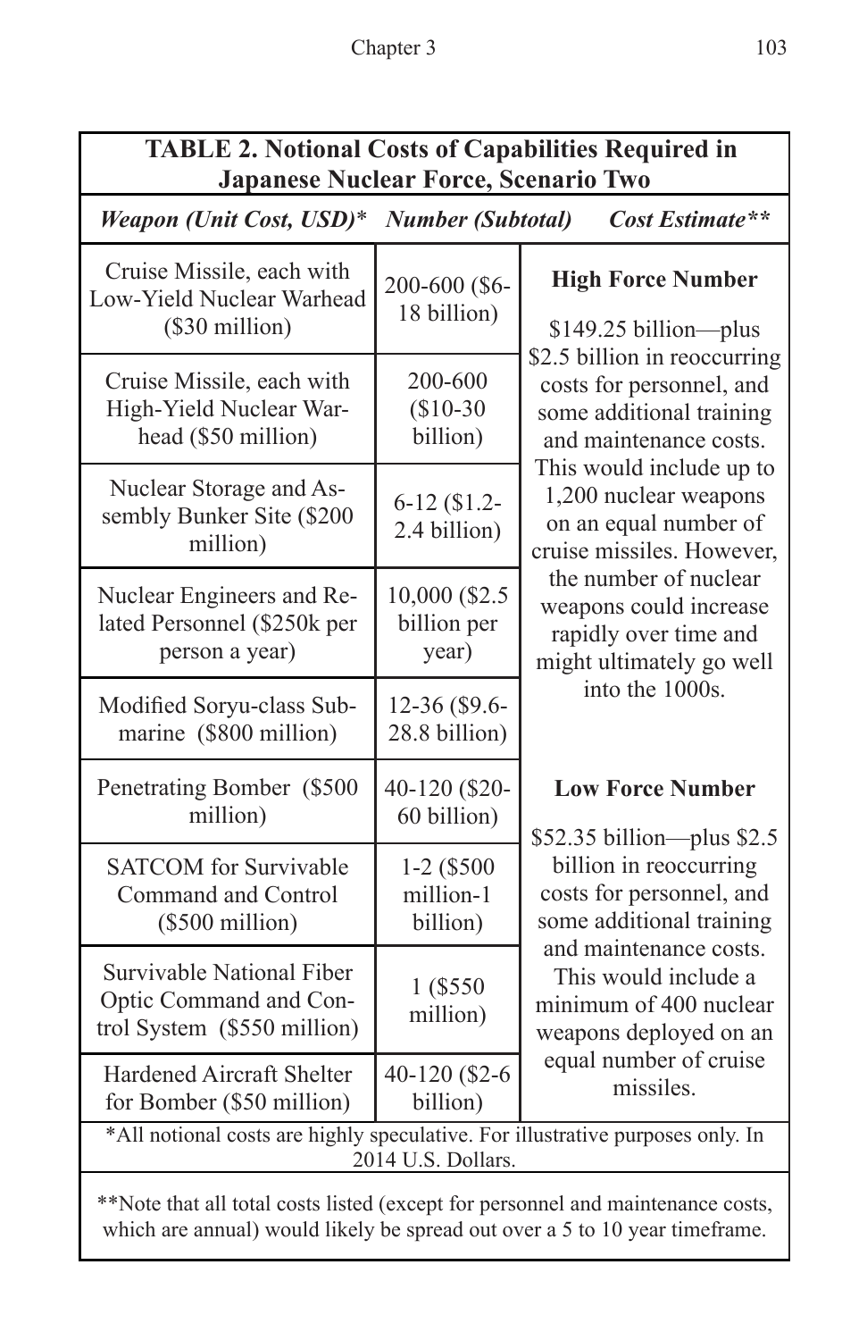**TABLE 2. Notional Costs of Capabilities Required in Japanese Nuclear Force, Scenario Two**

| *Weapon (Unit Cost, USD)** | *Number (Subtotal)* | *Cost Estimate*** |
|---|---|---|
| Cruise Missile, each with Low-Yield Nuclear Warhead ($30 million) | 200-600 ($6-18 billion) | **High Force Number** $149.25 billion—plus $2.5 billion in reoccurring costs for personnel, and some additional training and maintenance costs. This would include up to 1,200 nuclear weapons on an equal number of cruise missiles. However, the number of nuclear weapons could increase rapidly over time and might ultimately go well into the 1000s. |
| Cruise Missile, each with High-Yield Nuclear Warhead ($50 million) | 200-600 ($10-30 billion) | |
| Nuclear Storage and Assembly Bunker Site ($200 million) | 6-12 ($1.2-2.4 billion) | |
| Nuclear Engineers and Related Personnel ($250k per person a year) | 10,000 ($2.5 billion per year) | |
| Modified Soryu-class Submarine ($800 million) | 12-36 ($9.6-28.8 billion) | |
| Penetrating Bomber ($500 million) | 40-120 ($20-60 billion) | **Low Force Number** $52.35 billion—plus $2.5 billion in reoccurring costs for personnel, and some additional training and maintenance costs. This would include a minimum of 400 nuclear weapons deployed on an equal number of cruise missiles. |
| SATCOM for Survivable Command and Control ($500 million) | 1-2 ($500 million-1 billion) | |
| Survivable National Fiber Optic Command and Control System ($550 million) | 1 ($550 million) | |
| Hardened Aircraft Shelter for Bomber ($50 million) | 40-120 ($2-6 billion) | |

*All notional costs are highly speculative. For illustrative purposes only. In 2014 U.S. Dollars.

**Note that all total costs listed (except for personnel and maintenance costs, which are annual) would likely be spread out over a 5 to 10 year timeframe.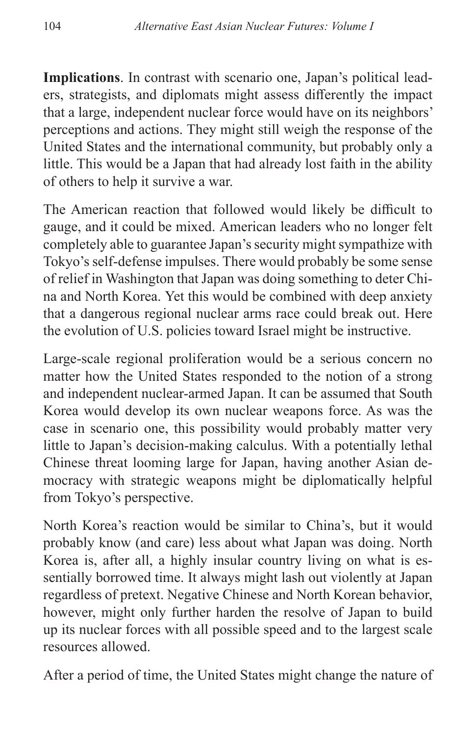**Implications**. In contrast with scenario one, Japan's political leaders, strategists, and diplomats might assess differently the impact that a large, independent nuclear force would have on its neighbors' perceptions and actions. They might still weigh the response of the United States and the international community, but probably only a little. This would be a Japan that had already lost faith in the ability of others to help it survive a war.

The American reaction that followed would likely be difficult to gauge, and it could be mixed. American leaders who no longer felt completely able to guarantee Japan's security might sympathize with Tokyo's self-defense impulses. There would probably be some sense of relief in Washington that Japan was doing something to deter China and North Korea. Yet this would be combined with deep anxiety that a dangerous regional nuclear arms race could break out. Here the evolution of U.S. policies toward Israel might be instructive.

Large-scale regional proliferation would be a serious concern no matter how the United States responded to the notion of a strong and independent nuclear-armed Japan. It can be assumed that South Korea would develop its own nuclear weapons force. As was the case in scenario one, this possibility would probably matter very little to Japan's decision-making calculus. With a potentially lethal Chinese threat looming large for Japan, having another Asian democracy with strategic weapons might be diplomatically helpful from Tokyo's perspective.

North Korea's reaction would be similar to China's, but it would probably know (and care) less about what Japan was doing. North Korea is, after all, a highly insular country living on what is essentially borrowed time. It always might lash out violently at Japan regardless of pretext. Negative Chinese and North Korean behavior, however, might only further harden the resolve of Japan to build up its nuclear forces with all possible speed and to the largest scale resources allowed.

After a period of time, the United States might change the nature of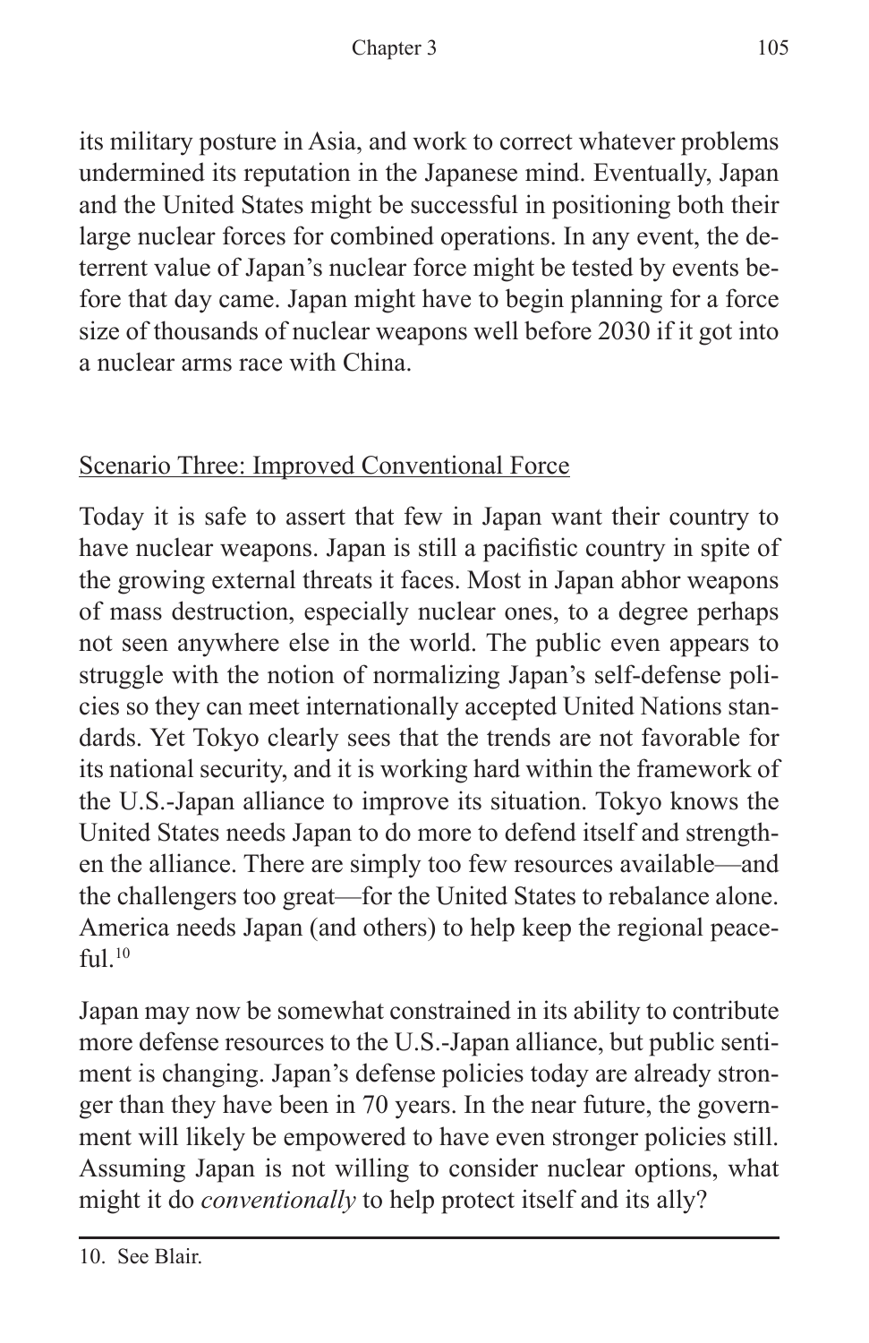its military posture in Asia, and work to correct whatever problems undermined its reputation in the Japanese mind. Eventually, Japan and the United States might be successful in positioning both their large nuclear forces for combined operations. In any event, the deterrent value of Japan's nuclear force might be tested by events before that day came. Japan might have to begin planning for a force size of thousands of nuclear weapons well before 2030 if it got into a nuclear arms race with China.

## Scenario Three: Improved Conventional Force

Today it is safe to assert that few in Japan want their country to have nuclear weapons. Japan is still a pacifistic country in spite of the growing external threats it faces. Most in Japan abhor weapons of mass destruction, especially nuclear ones, to a degree perhaps not seen anywhere else in the world. The public even appears to struggle with the notion of normalizing Japan's self-defense policies so they can meet internationally accepted United Nations standards. Yet Tokyo clearly sees that the trends are not favorable for its national security, and it is working hard within the framework of the U.S.-Japan alliance to improve its situation. Tokyo knows the United States needs Japan to do more to defend itself and strengthen the alliance. There are simply too few resources available—and the challengers too great—for the United States to rebalance alone. America needs Japan (and others) to help keep the regional peaceful.[10]

Japan may now be somewhat constrained in its ability to contribute more defense resources to the U.S.-Japan alliance, but public sentiment is changing. Japan's defense policies today are already stronger than they have been in 70 years. In the near future, the government will likely be empowered to have even stronger policies still. Assuming Japan is not willing to consider nuclear options, what might it do *conventionally* to help protect itself and its ally?

---

10. See Blair.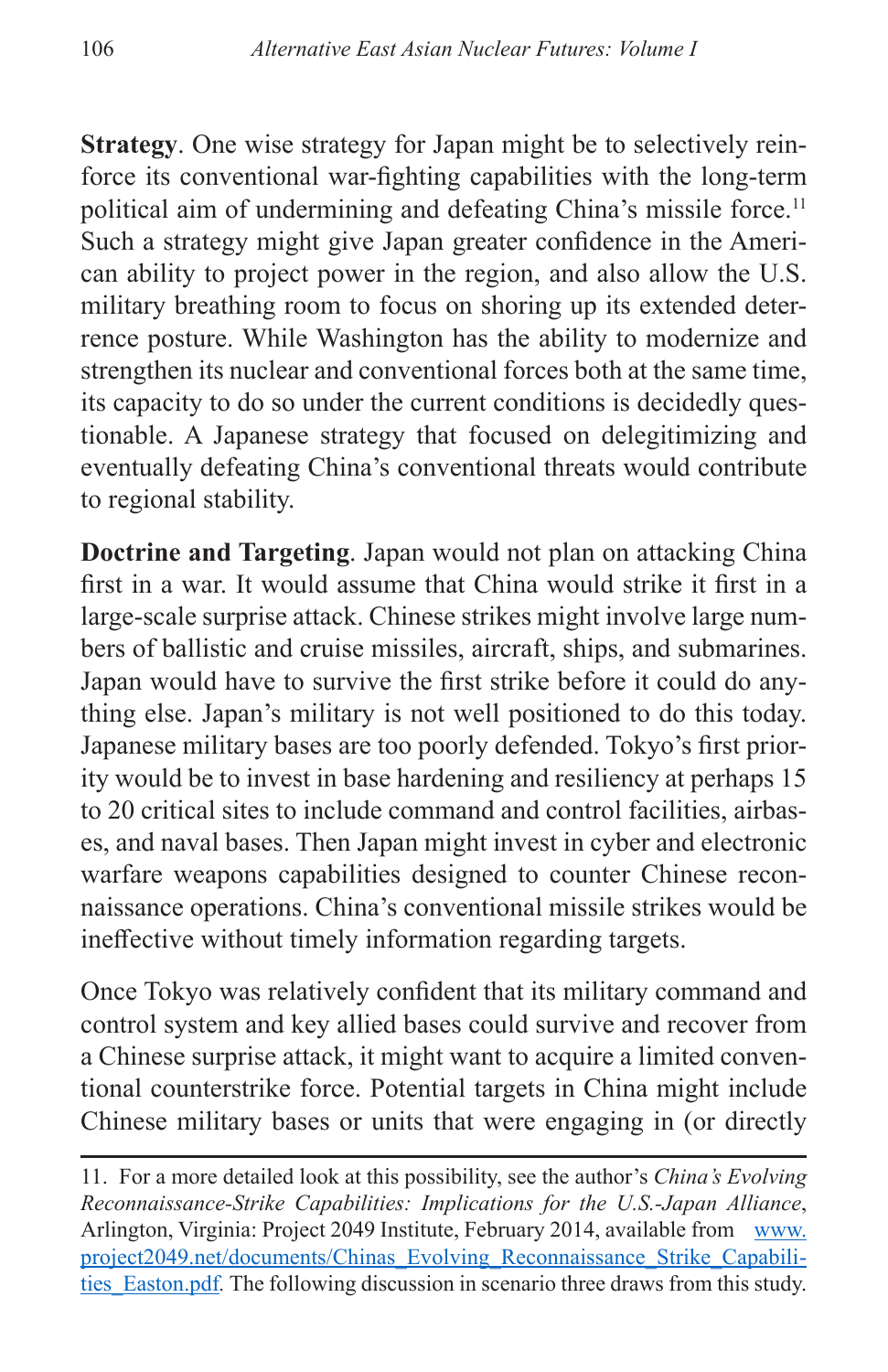**Strategy**. One wise strategy for Japan might be to selectively reinforce its conventional war-fighting capabilities with the long-term political aim of undermining and defeating China's missile force.[11] Such a strategy might give Japan greater confidence in the American ability to project power in the region, and also allow the U.S. military breathing room to focus on shoring up its extended deterrence posture. While Washington has the ability to modernize and strengthen its nuclear and conventional forces both at the same time, its capacity to do so under the current conditions is decidedly questionable. A Japanese strategy that focused on delegitimizing and eventually defeating China's conventional threats would contribute to regional stability.

**Doctrine and Targeting**. Japan would not plan on attacking China first in a war. It would assume that China would strike it first in a large-scale surprise attack. Chinese strikes might involve large numbers of ballistic and cruise missiles, aircraft, ships, and submarines. Japan would have to survive the first strike before it could do anything else. Japan's military is not well positioned to do this today. Japanese military bases are too poorly defended. Tokyo's first priority would be to invest in base hardening and resiliency at perhaps 15 to 20 critical sites to include command and control facilities, airbases, and naval bases. Then Japan might invest in cyber and electronic warfare weapons capabilities designed to counter Chinese reconnaissance operations. China's conventional missile strikes would be ineffective without timely information regarding targets.

Once Tokyo was relatively confident that its military command and control system and key allied bases could survive and recover from a Chinese surprise attack, it might want to acquire a limited conventional counterstrike force. Potential targets in China might include Chinese military bases or units that were engaging in (or directly

---

11. For a more detailed look at this possibility, see the author's *China's Evolving Reconnaissance-Strike Capabilities: Implications for the U.S.-Japan Alliance*, Arlington, Virginia: Project 2049 Institute, February 2014, available from www.project2049.net/documents/Chinas_Evolving_Reconnaissance_Strike_Capabilities_Easton.pdf. The following discussion in scenario three draws from this study.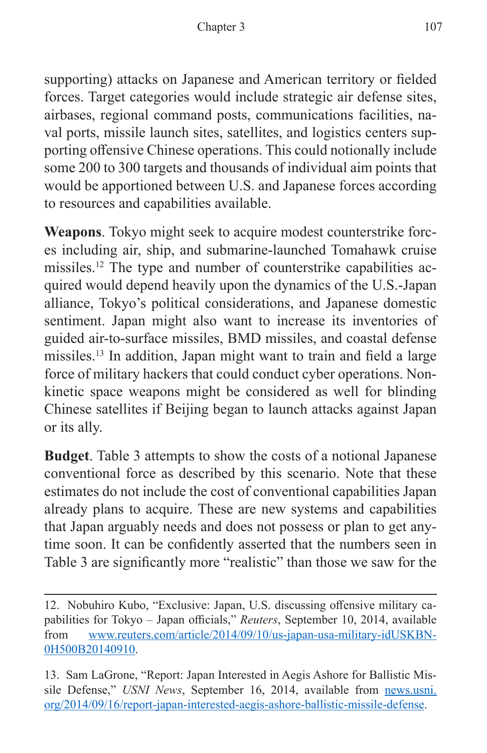supporting) attacks on Japanese and American territory or fielded forces. Target categories would include strategic air defense sites, airbases, regional command posts, communications facilities, naval ports, missile launch sites, satellites, and logistics centers supporting offensive Chinese operations. This could notionally include some 200 to 300 targets and thousands of individual aim points that would be apportioned between U.S. and Japanese forces according to resources and capabilities available.

**Weapons**. Tokyo might seek to acquire modest counterstrike forces including air, ship, and submarine-launched Tomahawk cruise missiles.[12] The type and number of counterstrike capabilities acquired would depend heavily upon the dynamics of the U.S.-Japan alliance, Tokyo's political considerations, and Japanese domestic sentiment. Japan might also want to increase its inventories of guided air-to-surface missiles, BMD missiles, and coastal defense missiles.[13] In addition, Japan might want to train and field a large force of military hackers that could conduct cyber operations. Non-kinetic space weapons might be considered as well for blinding Chinese satellites if Beijing began to launch attacks against Japan or its ally.

**Budget**. Table 3 attempts to show the costs of a notional Japanese conventional force as described by this scenario. Note that these estimates do not include the cost of conventional capabilities Japan already plans to acquire. These are new systems and capabilities that Japan arguably needs and does not possess or plan to get anytime soon. It can be confidently asserted that the numbers seen in Table 3 are significantly more "realistic" than those we saw for the

---

12. Nobuhiro Kubo, "Exclusive: Japan, U.S. discussing offensive military capabilities for Tokyo – Japan officials," *Reuters*, September 10, 2014, available from www.reuters.com/article/2014/09/10/us-japan-usa-military-idUSKBN0H500B20140910.

13. Sam LaGrone, "Report: Japan Interested in Aegis Ashore for Ballistic Missile Defense," *USNI News*, September 16, 2014, available from news.usni.org/2014/09/16/report-japan-interested-aegis-ashore-ballistic-missile-defense.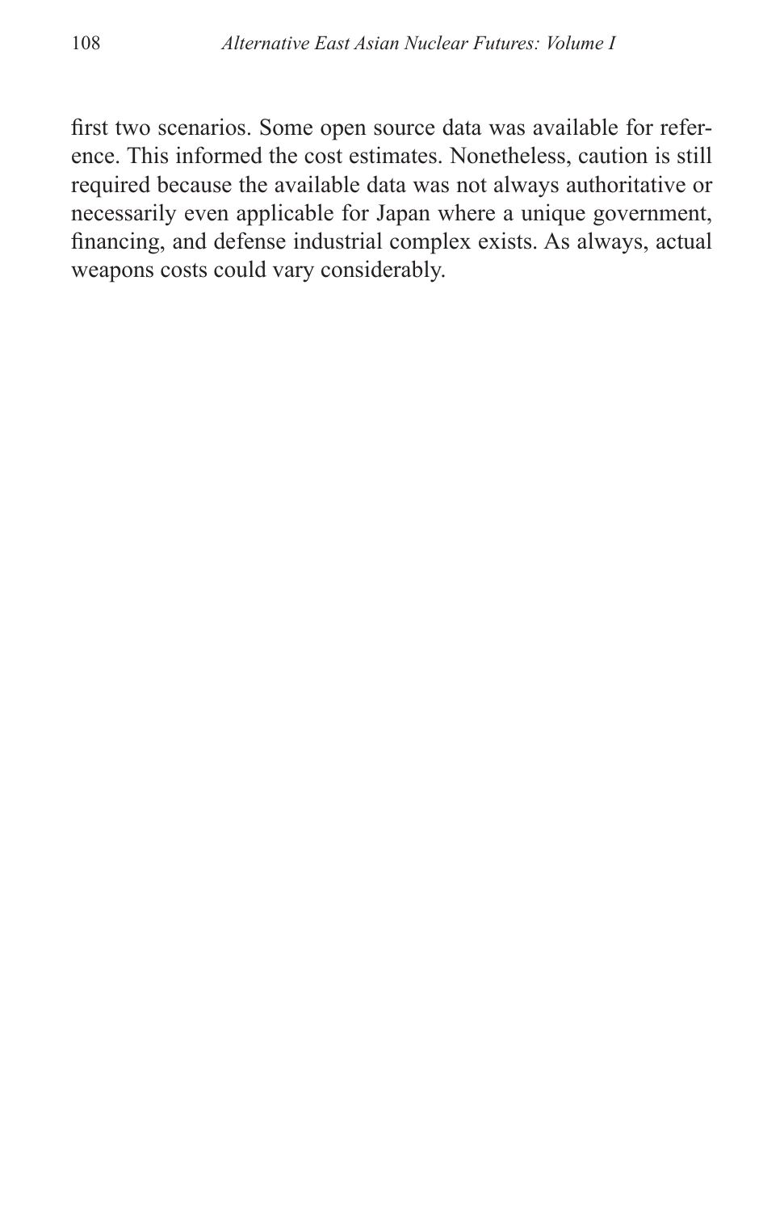first two scenarios. Some open source data was available for reference. This informed the cost estimates. Nonetheless, caution is still required because the available data was not always authoritative or necessarily even applicable for Japan where a unique government, financing, and defense industrial complex exists. As always, actual weapons costs could vary considerably.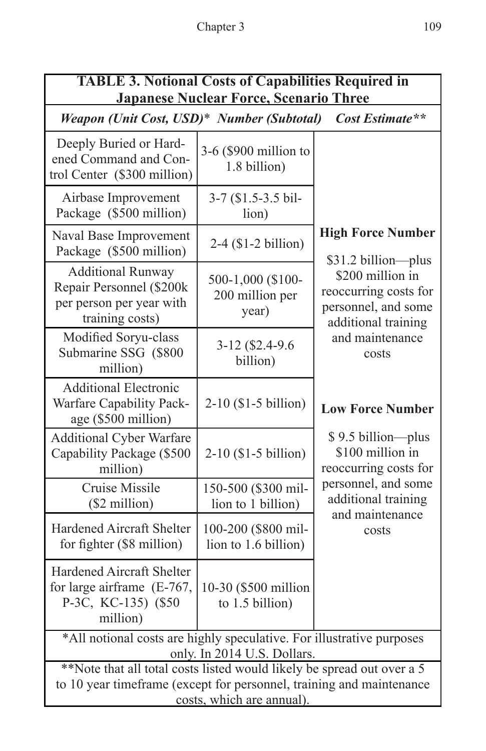**TABLE 3. Notional Costs of Capabilities Required in Japanese Nuclear Force, Scenario Three**

| *Weapon (Unit Cost, USD)** | *Number (Subtotal)* | *Cost Estimate*** |
|---|---|---|
| Deeply Buried or Hardened Command and Control Center ($300 million) | 3-6 ($900 million to 1.8 billion) | **High Force Number** $31.2 billion—plus $200 million in reoccurring costs for personnel, and some additional training and maintenance costs |
| Airbase Improvement Package ($500 million) | 3-7 ($1.5-3.5 billion) | |
| Naval Base Improvement Package ($500 million) | 2-4 ($1-2 billion) | |
| Additional Runway Repair Personnel ($200k per person per year with training costs) | 500-1,000 ($100-200 million per year) | |
| Modified Soryu-class Submarine SSG ($800 million) | 3-12 ($2.4-9.6 billion) | |
| Additional Electronic Warfare Capability Package ($500 million) | 2-10 ($1-5 billion) | **Low Force Number** $ 9.5 billion—plus $100 million in reoccurring costs for personnel, and some additional training and maintenance costs |
| Additional Cyber Warfare Capability Package ($500 million) | 2-10 ($1-5 billion) | |
| Cruise Missile ($2 million) | 150-500 ($300 million to 1 billion) | |
| Hardened Aircraft Shelter for fighter ($8 million) | 100-200 ($800 million to 1.6 billion) | |
| Hardened Aircraft Shelter for large airframe (E-767, P-3C, KC-135) ($50 million) | 10-30 ($500 million to 1.5 billion) | |

*All notional costs are highly speculative. For illustrative purposes only. In 2014 U.S. Dollars.

**Note that all total costs listed would likely be spread out over a 5 to 10 year timeframe (except for personnel, training and maintenance costs, which are annual).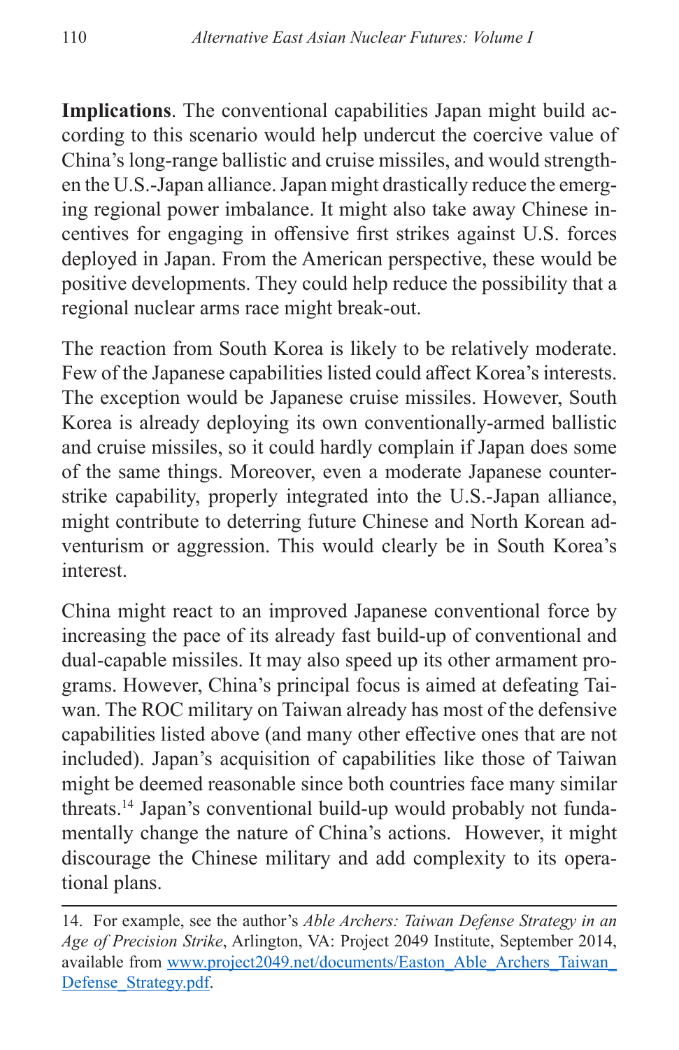**Implications**. The conventional capabilities Japan might build according to this scenario would help undercut the coercive value of China's long-range ballistic and cruise missiles, and would strengthen the U.S.-Japan alliance. Japan might drastically reduce the emerging regional power imbalance. It might also take away Chinese incentives for engaging in offensive first strikes against U.S. forces deployed in Japan. From the American perspective, these would be positive developments. They could help reduce the possibility that a regional nuclear arms race might break-out.

The reaction from South Korea is likely to be relatively moderate. Few of the Japanese capabilities listed could affect Korea's interests. The exception would be Japanese cruise missiles. However, South Korea is already deploying its own conventionally-armed ballistic and cruise missiles, so it could hardly complain if Japan does some of the same things. Moreover, even a moderate Japanese counterstrike capability, properly integrated into the U.S.-Japan alliance, might contribute to deterring future Chinese and North Korean adventurism or aggression. This would clearly be in South Korea's interest.

China might react to an improved Japanese conventional force by increasing the pace of its already fast build-up of conventional and dual-capable missiles. It may also speed up its other armament programs. However, China's principal focus is aimed at defeating Taiwan. The ROC military on Taiwan already has most of the defensive capabilities listed above (and many other effective ones that are not included). Japan's acquisition of capabilities like those of Taiwan might be deemed reasonable since both countries face many similar threats.[14] Japan's conventional build-up would probably not fundamentally change the nature of China's actions. However, it might discourage the Chinese military and add complexity to its operational plans.

---

14. For example, see the author's *Able Archers: Taiwan Defense Strategy in an Age of Precision Strike*, Arlington, VA: Project 2049 Institute, September 2014, available from www.project2049.net/documents/Easton_Able_Archers_Taiwan_Defense_Strategy.pdf.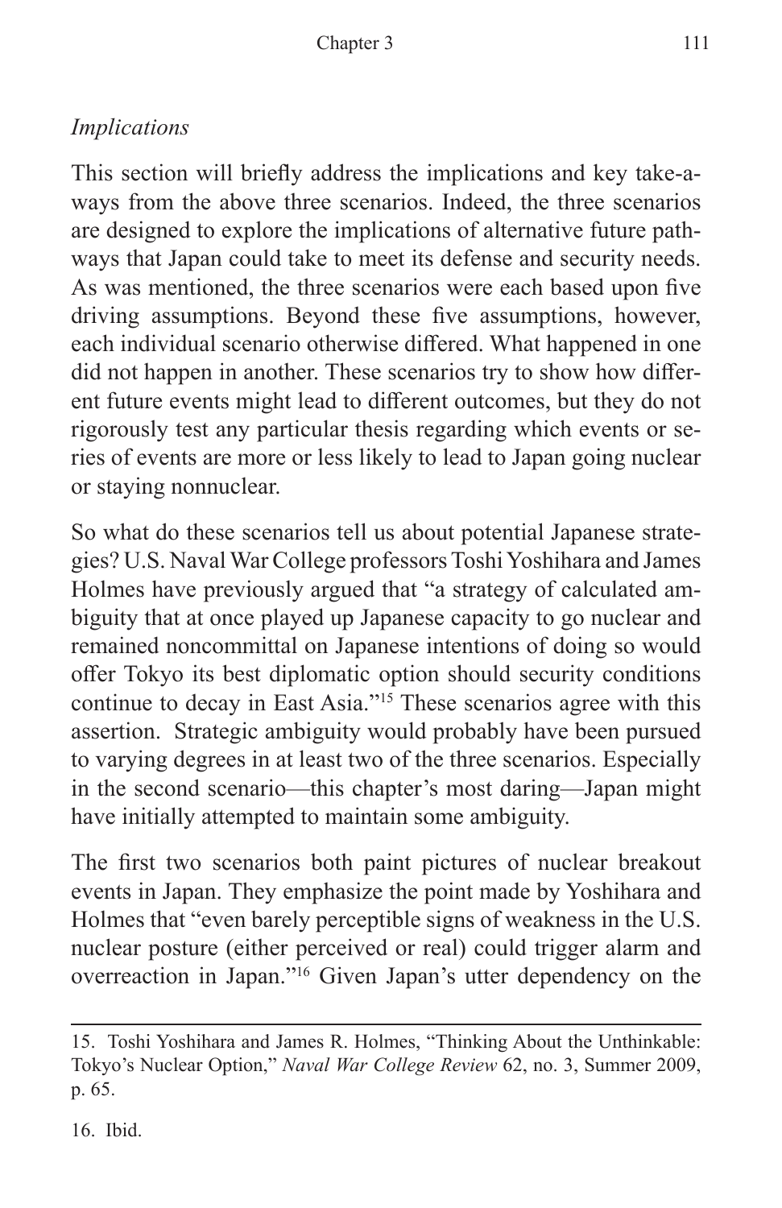*Implications*

This section will briefly address the implications and key take-aways from the above three scenarios. Indeed, the three scenarios are designed to explore the implications of alternative future pathways that Japan could take to meet its defense and security needs. As was mentioned, the three scenarios were each based upon five driving assumptions. Beyond these five assumptions, however, each individual scenario otherwise differed. What happened in one did not happen in another. These scenarios try to show how different future events might lead to different outcomes, but they do not rigorously test any particular thesis regarding which events or series of events are more or less likely to lead to Japan going nuclear or staying nonnuclear.

So what do these scenarios tell us about potential Japanese strategies? U.S. Naval War College professors Toshi Yoshihara and James Holmes have previously argued that "a strategy of calculated ambiguity that at once played up Japanese capacity to go nuclear and remained noncommittal on Japanese intentions of doing so would offer Tokyo its best diplomatic option should security conditions continue to decay in East Asia."[15] These scenarios agree with this assertion. Strategic ambiguity would probably have been pursued to varying degrees in at least two of the three scenarios. Especially in the second scenario—this chapter's most daring—Japan might have initially attempted to maintain some ambiguity.

The first two scenarios both paint pictures of nuclear breakout events in Japan. They emphasize the point made by Yoshihara and Holmes that "even barely perceptible signs of weakness in the U.S. nuclear posture (either perceived or real) could trigger alarm and overreaction in Japan."[16] Given Japan's utter dependency on the

---

15. Toshi Yoshihara and James R. Holmes, "Thinking About the Unthinkable: Tokyo's Nuclear Option," *Naval War College Review* 62, no. 3, Summer 2009, p. 65.

16. Ibid.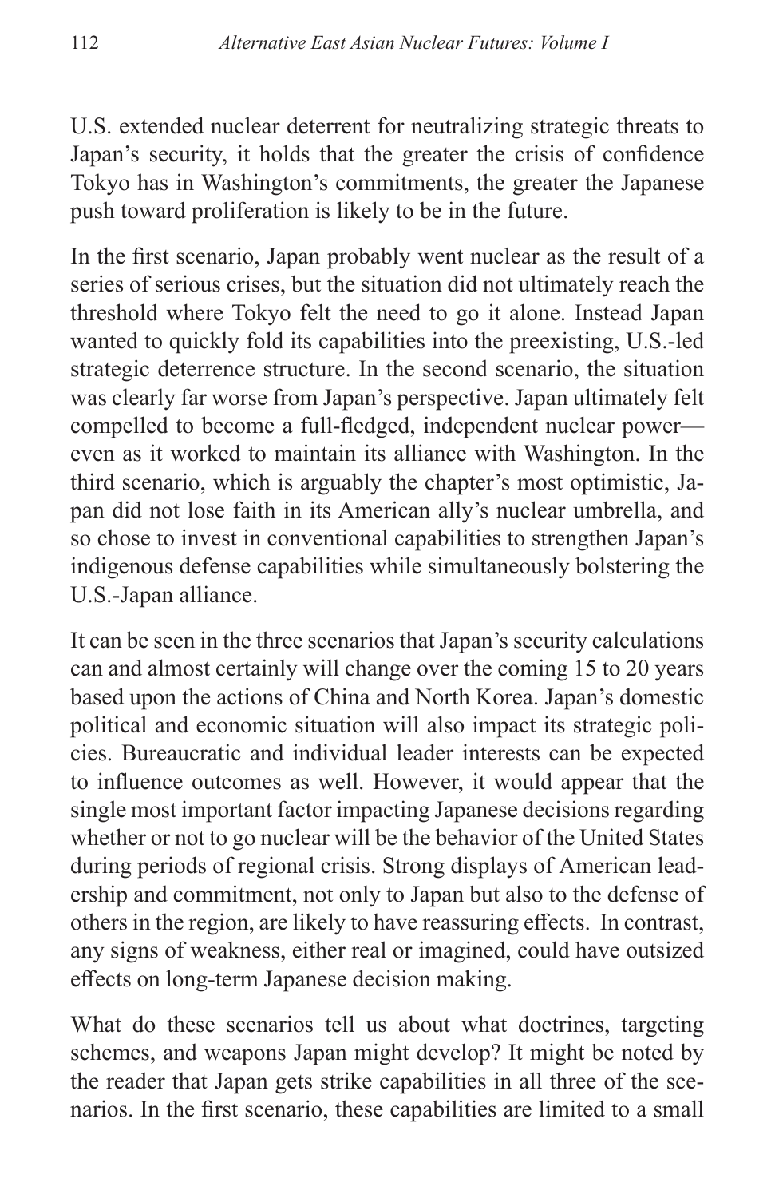U.S. extended nuclear deterrent for neutralizing strategic threats to Japan's security, it holds that the greater the crisis of confidence Tokyo has in Washington's commitments, the greater the Japanese push toward proliferation is likely to be in the future.

In the first scenario, Japan probably went nuclear as the result of a series of serious crises, but the situation did not ultimately reach the threshold where Tokyo felt the need to go it alone. Instead Japan wanted to quickly fold its capabilities into the preexisting, U.S.-led strategic deterrence structure. In the second scenario, the situation was clearly far worse from Japan's perspective. Japan ultimately felt compelled to become a full-fledged, independent nuclear power—even as it worked to maintain its alliance with Washington. In the third scenario, which is arguably the chapter's most optimistic, Japan did not lose faith in its American ally's nuclear umbrella, and so chose to invest in conventional capabilities to strengthen Japan's indigenous defense capabilities while simultaneously bolstering the U.S.-Japan alliance.

It can be seen in the three scenarios that Japan's security calculations can and almost certainly will change over the coming 15 to 20 years based upon the actions of China and North Korea. Japan's domestic political and economic situation will also impact its strategic policies. Bureaucratic and individual leader interests can be expected to influence outcomes as well. However, it would appear that the single most important factor impacting Japanese decisions regarding whether or not to go nuclear will be the behavior of the United States during periods of regional crisis. Strong displays of American leadership and commitment, not only to Japan but also to the defense of others in the region, are likely to have reassuring effects. In contrast, any signs of weakness, either real or imagined, could have outsized effects on long-term Japanese decision making.

What do these scenarios tell us about what doctrines, targeting schemes, and weapons Japan might develop? It might be noted by the reader that Japan gets strike capabilities in all three of the scenarios. In the first scenario, these capabilities are limited to a small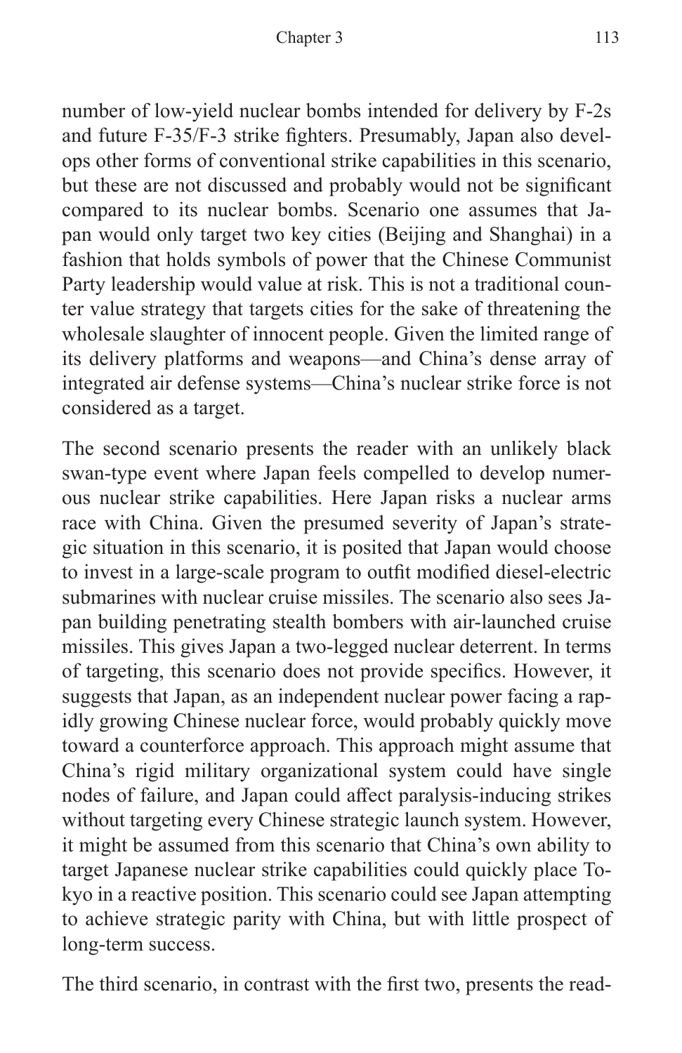number of low-yield nuclear bombs intended for delivery by F-2s and future F-35/F-3 strike fighters. Presumably, Japan also develops other forms of conventional strike capabilities in this scenario, but these are not discussed and probably would not be significant compared to its nuclear bombs. Scenario one assumes that Japan would only target two key cities (Beijing and Shanghai) in a fashion that holds symbols of power that the Chinese Communist Party leadership would value at risk. This is not a traditional counter value strategy that targets cities for the sake of threatening the wholesale slaughter of innocent people. Given the limited range of its delivery platforms and weapons—and China's dense array of integrated air defense systems—China's nuclear strike force is not considered as a target.

The second scenario presents the reader with an unlikely black swan-type event where Japan feels compelled to develop numerous nuclear strike capabilities. Here Japan risks a nuclear arms race with China. Given the presumed severity of Japan's strategic situation in this scenario, it is posited that Japan would choose to invest in a large-scale program to outfit modified diesel-electric submarines with nuclear cruise missiles. The scenario also sees Japan building penetrating stealth bombers with air-launched cruise missiles. This gives Japan a two-legged nuclear deterrent. In terms of targeting, this scenario does not provide specifics. However, it suggests that Japan, as an independent nuclear power facing a rapidly growing Chinese nuclear force, would probably quickly move toward a counterforce approach. This approach might assume that China's rigid military organizational system could have single nodes of failure, and Japan could affect paralysis-inducing strikes without targeting every Chinese strategic launch system. However, it might be assumed from this scenario that China's own ability to target Japanese nuclear strike capabilities could quickly place Tokyo in a reactive position. This scenario could see Japan attempting to achieve strategic parity with China, but with little prospect of long-term success.

The third scenario, in contrast with the first two, presents the read-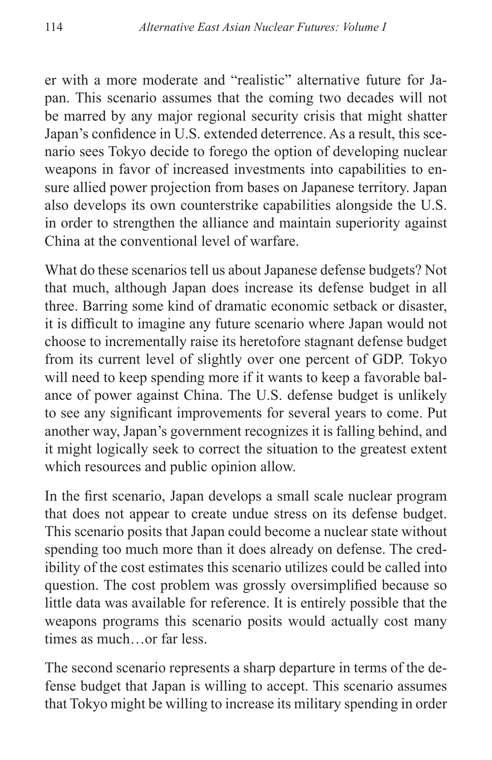er with a more moderate and "realistic" alternative future for Japan. This scenario assumes that the coming two decades will not be marred by any major regional security crisis that might shatter Japan's confidence in U.S. extended deterrence. As a result, this scenario sees Tokyo decide to forego the option of developing nuclear weapons in favor of increased investments into capabilities to ensure allied power projection from bases on Japanese territory. Japan also develops its own counterstrike capabilities alongside the U.S. in order to strengthen the alliance and maintain superiority against China at the conventional level of warfare.

What do these scenarios tell us about Japanese defense budgets? Not that much, although Japan does increase its defense budget in all three. Barring some kind of dramatic economic setback or disaster, it is difficult to imagine any future scenario where Japan would not choose to incrementally raise its heretofore stagnant defense budget from its current level of slightly over one percent of GDP. Tokyo will need to keep spending more if it wants to keep a favorable balance of power against China. The U.S. defense budget is unlikely to see any significant improvements for several years to come. Put another way, Japan's government recognizes it is falling behind, and it might logically seek to correct the situation to the greatest extent which resources and public opinion allow.

In the first scenario, Japan develops a small scale nuclear program that does not appear to create undue stress on its defense budget. This scenario posits that Japan could become a nuclear state without spending too much more than it does already on defense. The credibility of the cost estimates this scenario utilizes could be called into question. The cost problem was grossly oversimplified because so little data was available for reference. It is entirely possible that the weapons programs this scenario posits would actually cost many times as much…or far less.

The second scenario represents a sharp departure in terms of the defense budget that Japan is willing to accept. This scenario assumes that Tokyo might be willing to increase its military spending in order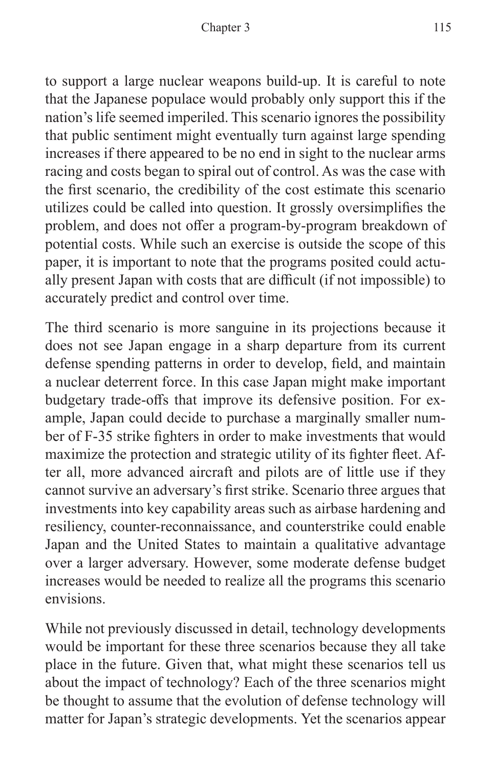to support a large nuclear weapons build-up. It is careful to note that the Japanese populace would probably only support this if the nation's life seemed imperiled. This scenario ignores the possibility that public sentiment might eventually turn against large spending increases if there appeared to be no end in sight to the nuclear arms racing and costs began to spiral out of control. As was the case with the first scenario, the credibility of the cost estimate this scenario utilizes could be called into question. It grossly oversimplifies the problem, and does not offer a program-by-program breakdown of potential costs. While such an exercise is outside the scope of this paper, it is important to note that the programs posited could actually present Japan with costs that are difficult (if not impossible) to accurately predict and control over time.

The third scenario is more sanguine in its projections because it does not see Japan engage in a sharp departure from its current defense spending patterns in order to develop, field, and maintain a nuclear deterrent force. In this case Japan might make important budgetary trade-offs that improve its defensive position. For example, Japan could decide to purchase a marginally smaller number of F-35 strike fighters in order to make investments that would maximize the protection and strategic utility of its fighter fleet. After all, more advanced aircraft and pilots are of little use if they cannot survive an adversary's first strike. Scenario three argues that investments into key capability areas such as airbase hardening and resiliency, counter-reconnaissance, and counterstrike could enable Japan and the United States to maintain a qualitative advantage over a larger adversary. However, some moderate defense budget increases would be needed to realize all the programs this scenario envisions.

While not previously discussed in detail, technology developments would be important for these three scenarios because they all take place in the future. Given that, what might these scenarios tell us about the impact of technology? Each of the three scenarios might be thought to assume that the evolution of defense technology will matter for Japan's strategic developments. Yet the scenarios appear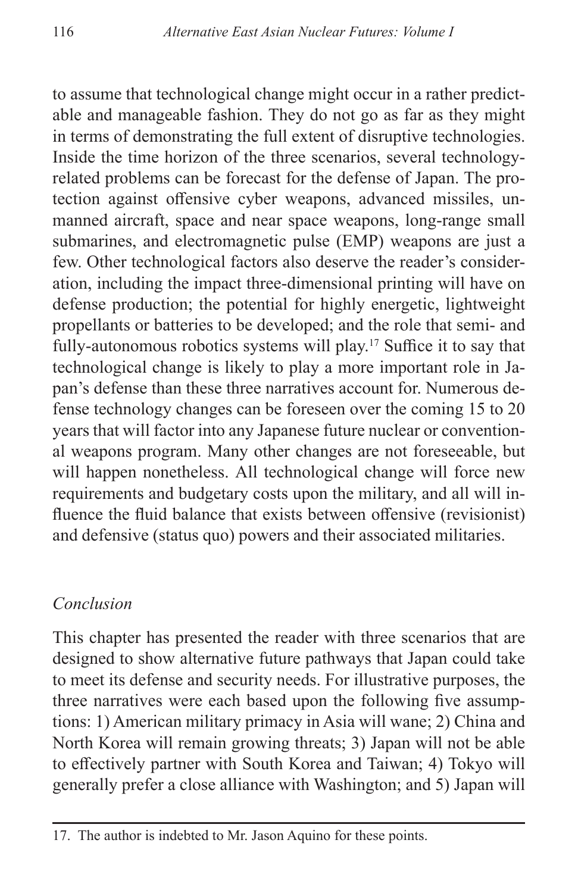to assume that technological change might occur in a rather predictable and manageable fashion. They do not go as far as they might in terms of demonstrating the full extent of disruptive technologies. Inside the time horizon of the three scenarios, several technology-related problems can be forecast for the defense of Japan. The protection against offensive cyber weapons, advanced missiles, unmanned aircraft, space and near space weapons, long-range small submarines, and electromagnetic pulse (EMP) weapons are just a few. Other technological factors also deserve the reader's consideration, including the impact three-dimensional printing will have on defense production; the potential for highly energetic, lightweight propellants or batteries to be developed; and the role that semi- and fully-autonomous robotics systems will play.[17] Suffice it to say that technological change is likely to play a more important role in Japan's defense than these three narratives account for. Numerous defense technology changes can be foreseen over the coming 15 to 20 years that will factor into any Japanese future nuclear or conventional weapons program. Many other changes are not foreseeable, but will happen nonetheless. All technological change will force new requirements and budgetary costs upon the military, and all will influence the fluid balance that exists between offensive (revisionist) and defensive (status quo) powers and their associated militaries.

### *Conclusion*

This chapter has presented the reader with three scenarios that are designed to show alternative future pathways that Japan could take to meet its defense and security needs. For illustrative purposes, the three narratives were each based upon the following five assumptions: 1) American military primacy in Asia will wane; 2) China and North Korea will remain growing threats; 3) Japan will not be able to effectively partner with South Korea and Taiwan; 4) Tokyo will generally prefer a close alliance with Washington; and 5) Japan will

---

17. The author is indebted to Mr. Jason Aquino for these points.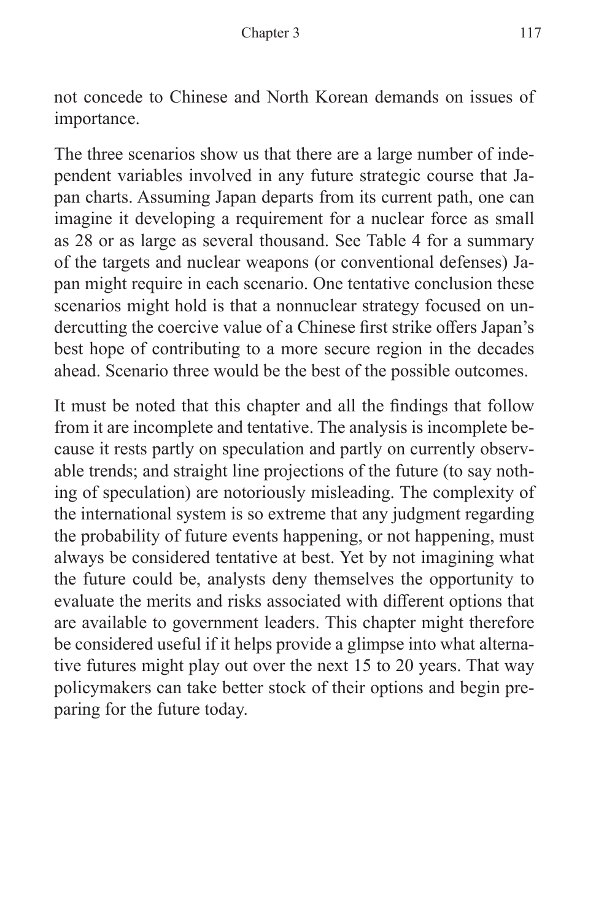not concede to Chinese and North Korean demands on issues of importance.

The three scenarios show us that there are a large number of independent variables involved in any future strategic course that Japan charts. Assuming Japan departs from its current path, one can imagine it developing a requirement for a nuclear force as small as 28 or as large as several thousand. See Table 4 for a summary of the targets and nuclear weapons (or conventional defenses) Japan might require in each scenario. One tentative conclusion these scenarios might hold is that a nonnuclear strategy focused on undercutting the coercive value of a Chinese first strike offers Japan's best hope of contributing to a more secure region in the decades ahead. Scenario three would be the best of the possible outcomes.

It must be noted that this chapter and all the findings that follow from it are incomplete and tentative. The analysis is incomplete because it rests partly on speculation and partly on currently observable trends; and straight line projections of the future (to say nothing of speculation) are notoriously misleading. The complexity of the international system is so extreme that any judgment regarding the probability of future events happening, or not happening, must always be considered tentative at best. Yet by not imagining what the future could be, analysts deny themselves the opportunity to evaluate the merits and risks associated with different options that are available to government leaders. This chapter might therefore be considered useful if it helps provide a glimpse into what alternative futures might play out over the next 15 to 20 years. That way policymakers can take better stock of their options and begin preparing for the future today.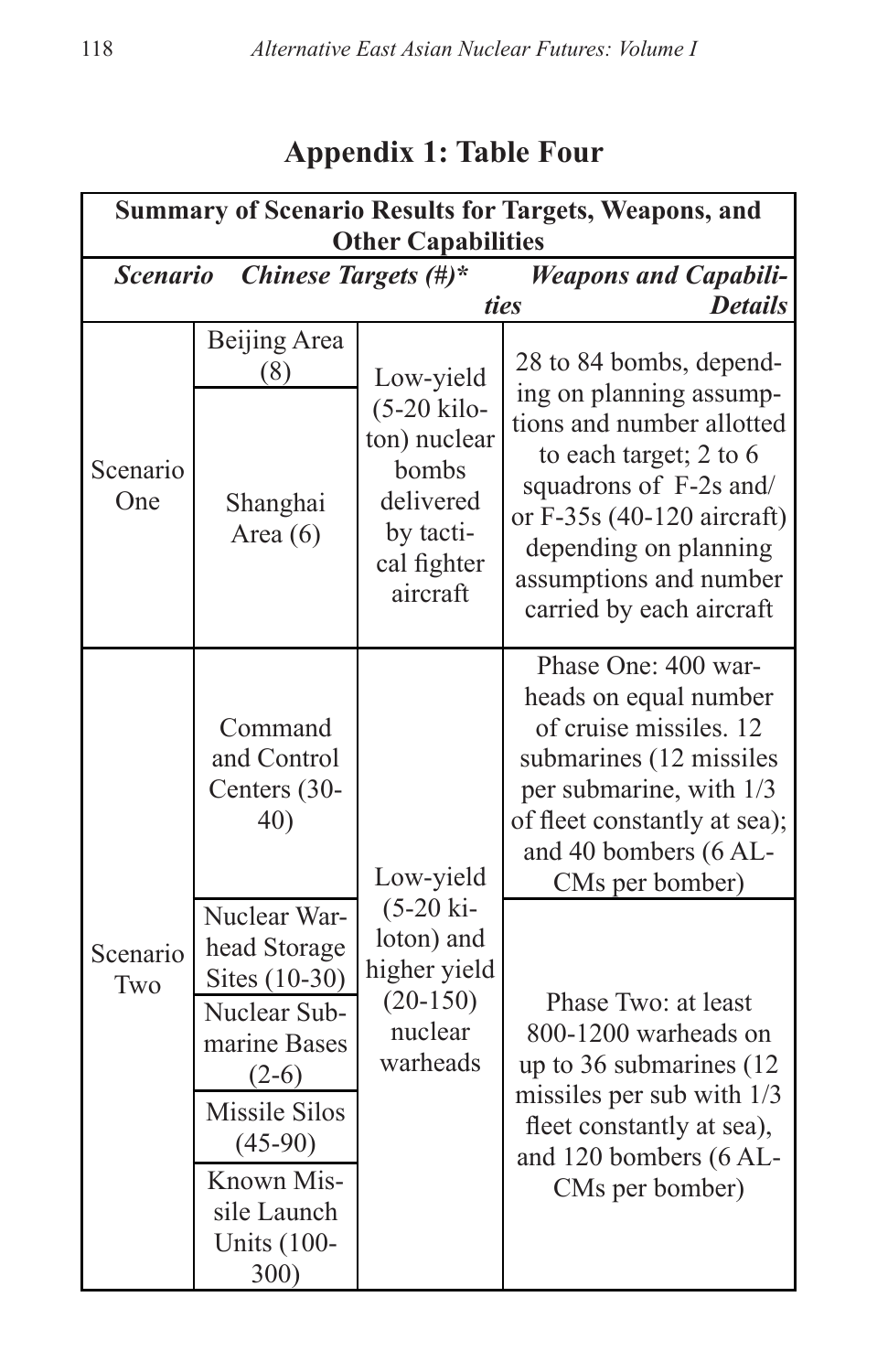## Appendix 1: Table Four

| Summary of Scenario Results for Targets, Weapons, and Other Capabilities | | | |
|---|---|---|---|
| ***Scenario*** | ***Chinese Targets (#)**** | ***Weapons and Capabilities*** | ***Details*** |
| Scenario One | Beijing Area (8) | Low-yield (5-20 kiloton) nuclear bombs delivered by tactical fighter aircraft | 28 to 84 bombs, depending on planning assumptions and number allotted to each target; 2 to 6 squadrons of F-2s and/or F-35s (40-120 aircraft) depending on planning assumptions and number carried by each aircraft |
| | Shanghai Area (6) | | |
| Scenario Two | Command and Control Centers (30-40) | Low-yield (5-20 kiloton) and higher yield (20-150) nuclear warheads | Phase One: 400 warheads on equal number of cruise missiles. 12 submarines (12 missiles per submarine, with 1/3 of fleet constantly at sea); and 40 bombers (6 ALCMs per bomber) |
| | Nuclear Warhead Storage Sites (10-30) | | Phase Two: at least 800-1200 warheads on up to 36 submarines (12 missiles per sub with 1/3 fleet constantly at sea), and 120 bombers (6 ALCMs per bomber) |
| | Nuclear Submarine Bases (2-6) | | |
| | Missile Silos (45-90) | | |
| | Known Missile Launch Units (100-300) | | |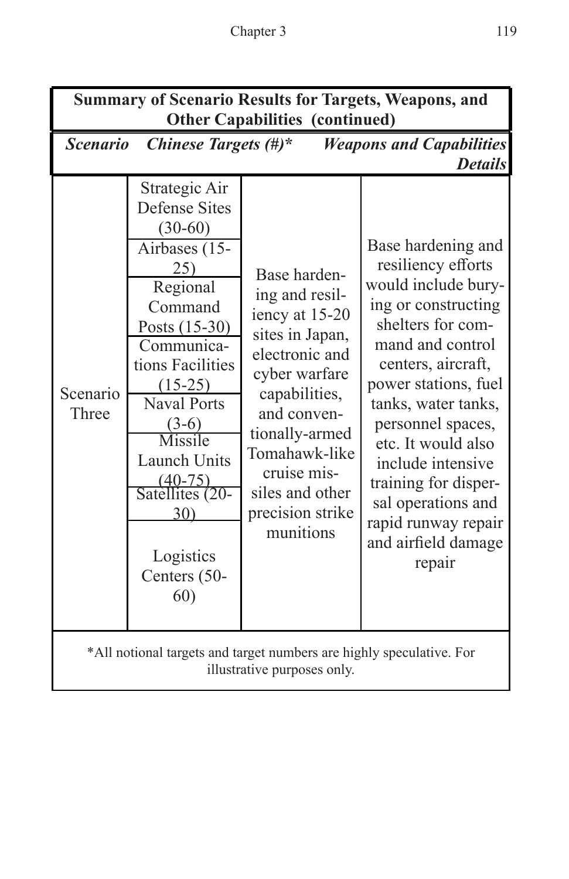**Summary of Scenario Results for Targets, Weapons, and Other Capabilities (continued)**

| *Scenario* | *Chinese Targets (#)** | *Weapons and Capabilities* | *Details* |
|---|---|---|---|
| Scenario Three | Strategic Air Defense Sites (30-60) | Base hardening and resiliency at 15-20 sites in Japan, electronic and cyber warfare capabilities, and conventionally-armed Tomahawk-like cruise missiles and other precision strike munitions | Base hardening and resiliency efforts would include burying or constructing shelters for command and control centers, aircraft, power stations, fuel tanks, water tanks, personnel spaces, etc. It would also include intensive training for dispersal operations and rapid runway repair and airfield damage repair |
| | Airbases (15-25) | | |
| | Regional Command Posts (15-30) | | |
| | Communications Facilities (15-25) | | |
| | Naval Ports (3-6) | | |
| | Missile Launch Units (40-75) | | |
| | Satellites (20-30) | | |
| | Logistics Centers (50-60) | | |

*All notional targets and target numbers are highly speculative. For illustrative purposes only.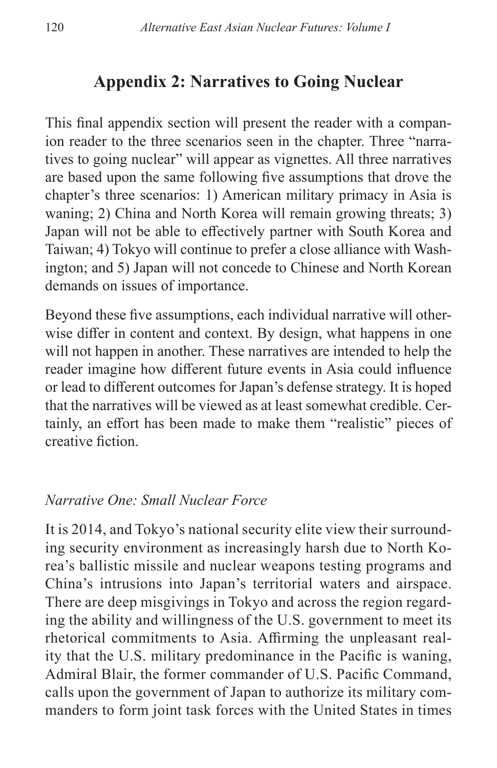## Appendix 2: Narratives to Going Nuclear

This final appendix section will present the reader with a companion reader to the three scenarios seen in the chapter. Three "narratives to going nuclear" will appear as vignettes. All three narratives are based upon the same following five assumptions that drove the chapter's three scenarios: 1) American military primacy in Asia is waning; 2) China and North Korea will remain growing threats; 3) Japan will not be able to effectively partner with South Korea and Taiwan; 4) Tokyo will continue to prefer a close alliance with Washington; and 5) Japan will not concede to Chinese and North Korean demands on issues of importance.

Beyond these five assumptions, each individual narrative will otherwise differ in content and context. By design, what happens in one will not happen in another. These narratives are intended to help the reader imagine how different future events in Asia could influence or lead to different outcomes for Japan's defense strategy. It is hoped that the narratives will be viewed as at least somewhat credible. Certainly, an effort has been made to make them "realistic" pieces of creative fiction.

### *Narrative One: Small Nuclear Force*

It is 2014, and Tokyo's national security elite view their surrounding security environment as increasingly harsh due to North Korea's ballistic missile and nuclear weapons testing programs and China's intrusions into Japan's territorial waters and airspace. There are deep misgivings in Tokyo and across the region regarding the ability and willingness of the U.S. government to meet its rhetorical commitments to Asia. Affirming the unpleasant reality that the U.S. military predominance in the Pacific is waning, Admiral Blair, the former commander of U.S. Pacific Command, calls upon the government of Japan to authorize its military commanders to form joint task forces with the United States in times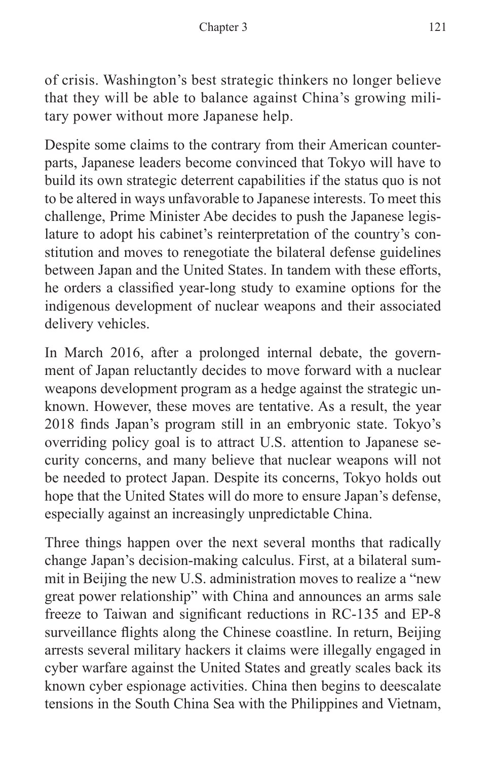of crisis. Washington's best strategic thinkers no longer believe that they will be able to balance against China's growing military power without more Japanese help.

Despite some claims to the contrary from their American counterparts, Japanese leaders become convinced that Tokyo will have to build its own strategic deterrent capabilities if the status quo is not to be altered in ways unfavorable to Japanese interests. To meet this challenge, Prime Minister Abe decides to push the Japanese legislature to adopt his cabinet's reinterpretation of the country's constitution and moves to renegotiate the bilateral defense guidelines between Japan and the United States. In tandem with these efforts, he orders a classified year-long study to examine options for the indigenous development of nuclear weapons and their associated delivery vehicles.

In March 2016, after a prolonged internal debate, the government of Japan reluctantly decides to move forward with a nuclear weapons development program as a hedge against the strategic unknown. However, these moves are tentative. As a result, the year 2018 finds Japan's program still in an embryonic state. Tokyo's overriding policy goal is to attract U.S. attention to Japanese security concerns, and many believe that nuclear weapons will not be needed to protect Japan. Despite its concerns, Tokyo holds out hope that the United States will do more to ensure Japan's defense, especially against an increasingly unpredictable China.

Three things happen over the next several months that radically change Japan's decision-making calculus. First, at a bilateral summit in Beijing the new U.S. administration moves to realize a "new great power relationship" with China and announces an arms sale freeze to Taiwan and significant reductions in RC-135 and EP-8 surveillance flights along the Chinese coastline. In return, Beijing arrests several military hackers it claims were illegally engaged in cyber warfare against the United States and greatly scales back its known cyber espionage activities. China then begins to deescalate tensions in the South China Sea with the Philippines and Vietnam,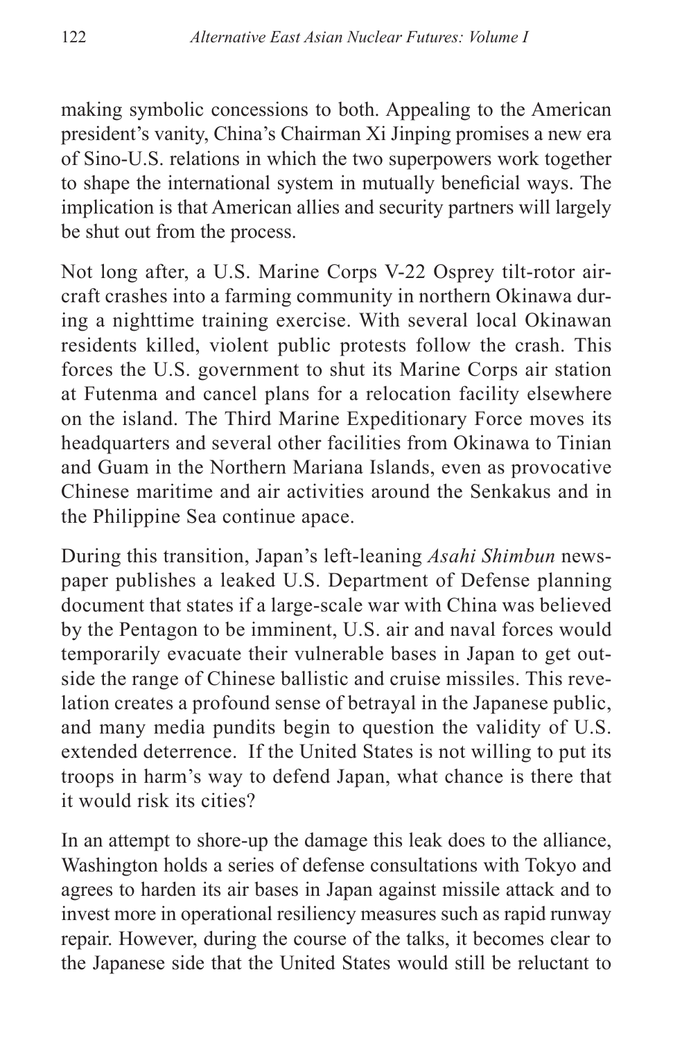making symbolic concessions to both. Appealing to the American president's vanity, China's Chairman Xi Jinping promises a new era of Sino-U.S. relations in which the two superpowers work together to shape the international system in mutually beneficial ways. The implication is that American allies and security partners will largely be shut out from the process.

Not long after, a U.S. Marine Corps V-22 Osprey tilt-rotor aircraft crashes into a farming community in northern Okinawa during a nighttime training exercise. With several local Okinawan residents killed, violent public protests follow the crash. This forces the U.S. government to shut its Marine Corps air station at Futenma and cancel plans for a relocation facility elsewhere on the island. The Third Marine Expeditionary Force moves its headquarters and several other facilities from Okinawa to Tinian and Guam in the Northern Mariana Islands, even as provocative Chinese maritime and air activities around the Senkakus and in the Philippine Sea continue apace.

During this transition, Japan's left-leaning *Asahi Shimbun* newspaper publishes a leaked U.S. Department of Defense planning document that states if a large-scale war with China was believed by the Pentagon to be imminent, U.S. air and naval forces would temporarily evacuate their vulnerable bases in Japan to get outside the range of Chinese ballistic and cruise missiles. This revelation creates a profound sense of betrayal in the Japanese public, and many media pundits begin to question the validity of U.S. extended deterrence. If the United States is not willing to put its troops in harm's way to defend Japan, what chance is there that it would risk its cities?

In an attempt to shore-up the damage this leak does to the alliance, Washington holds a series of defense consultations with Tokyo and agrees to harden its air bases in Japan against missile attack and to invest more in operational resiliency measures such as rapid runway repair. However, during the course of the talks, it becomes clear to the Japanese side that the United States would still be reluctant to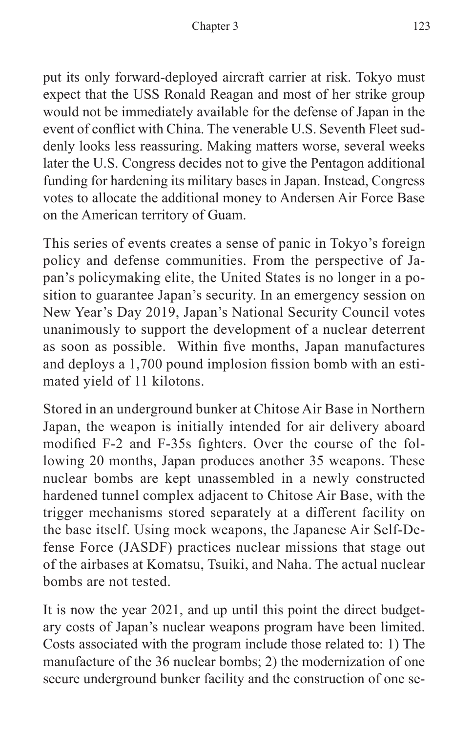put its only forward-deployed aircraft carrier at risk. Tokyo must expect that the USS Ronald Reagan and most of her strike group would not be immediately available for the defense of Japan in the event of conflict with China. The venerable U.S. Seventh Fleet suddenly looks less reassuring. Making matters worse, several weeks later the U.S. Congress decides not to give the Pentagon additional funding for hardening its military bases in Japan. Instead, Congress votes to allocate the additional money to Andersen Air Force Base on the American territory of Guam.

This series of events creates a sense of panic in Tokyo's foreign policy and defense communities. From the perspective of Japan's policymaking elite, the United States is no longer in a position to guarantee Japan's security. In an emergency session on New Year's Day 2019, Japan's National Security Council votes unanimously to support the development of a nuclear deterrent as soon as possible. Within five months, Japan manufactures and deploys a 1,700 pound implosion fission bomb with an estimated yield of 11 kilotons.

Stored in an underground bunker at Chitose Air Base in Northern Japan, the weapon is initially intended for air delivery aboard modified F-2 and F-35s fighters. Over the course of the following 20 months, Japan produces another 35 weapons. These nuclear bombs are kept unassembled in a newly constructed hardened tunnel complex adjacent to Chitose Air Base, with the trigger mechanisms stored separately at a different facility on the base itself. Using mock weapons, the Japanese Air Self-Defense Force (JASDF) practices nuclear missions that stage out of the airbases at Komatsu, Tsuiki, and Naha. The actual nuclear bombs are not tested.

It is now the year 2021, and up until this point the direct budgetary costs of Japan's nuclear weapons program have been limited. Costs associated with the program include those related to: 1) The manufacture of the 36 nuclear bombs; 2) the modernization of one secure underground bunker facility and the construction of one se-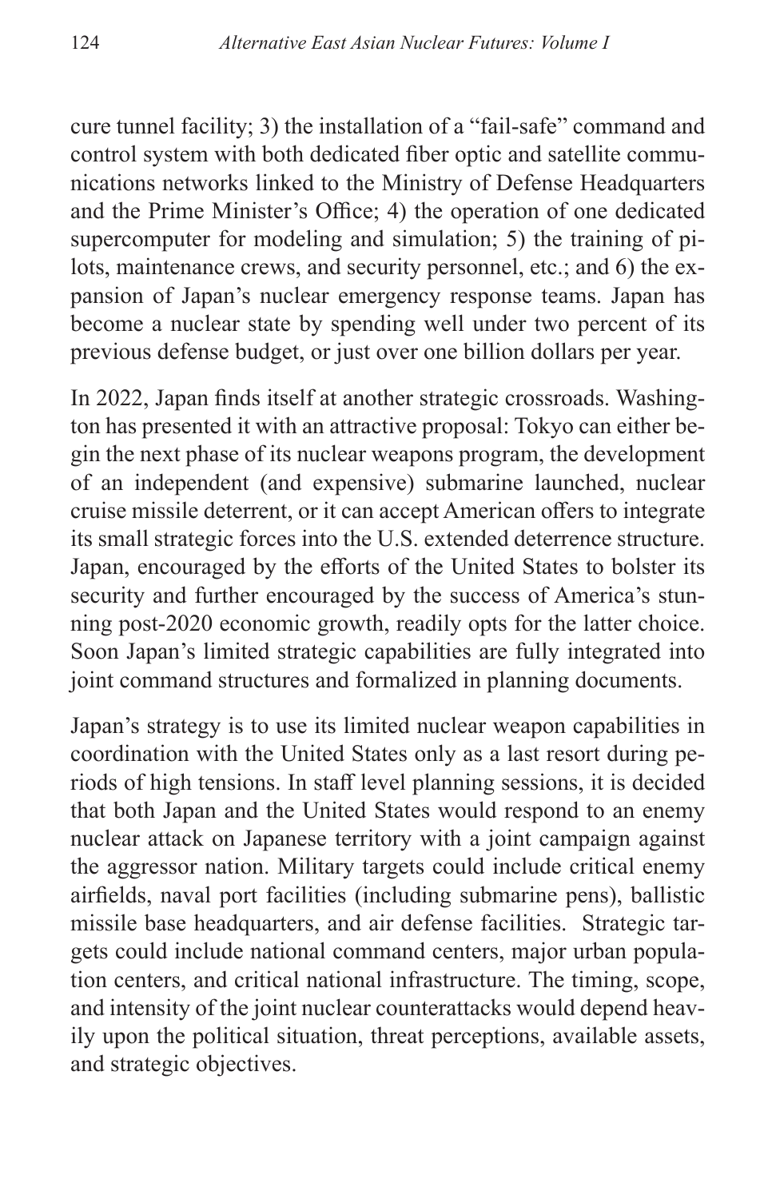cure tunnel facility; 3) the installation of a "fail-safe" command and control system with both dedicated fiber optic and satellite communications networks linked to the Ministry of Defense Headquarters and the Prime Minister's Office; 4) the operation of one dedicated supercomputer for modeling and simulation; 5) the training of pilots, maintenance crews, and security personnel, etc.; and 6) the expansion of Japan's nuclear emergency response teams. Japan has become a nuclear state by spending well under two percent of its previous defense budget, or just over one billion dollars per year.

In 2022, Japan finds itself at another strategic crossroads. Washington has presented it with an attractive proposal: Tokyo can either begin the next phase of its nuclear weapons program, the development of an independent (and expensive) submarine launched, nuclear cruise missile deterrent, or it can accept American offers to integrate its small strategic forces into the U.S. extended deterrence structure. Japan, encouraged by the efforts of the United States to bolster its security and further encouraged by the success of America's stunning post-2020 economic growth, readily opts for the latter choice. Soon Japan's limited strategic capabilities are fully integrated into joint command structures and formalized in planning documents.

Japan's strategy is to use its limited nuclear weapon capabilities in coordination with the United States only as a last resort during periods of high tensions. In staff level planning sessions, it is decided that both Japan and the United States would respond to an enemy nuclear attack on Japanese territory with a joint campaign against the aggressor nation. Military targets could include critical enemy airfields, naval port facilities (including submarine pens), ballistic missile base headquarters, and air defense facilities. Strategic targets could include national command centers, major urban population centers, and critical national infrastructure. The timing, scope, and intensity of the joint nuclear counterattacks would depend heavily upon the political situation, threat perceptions, available assets, and strategic objectives.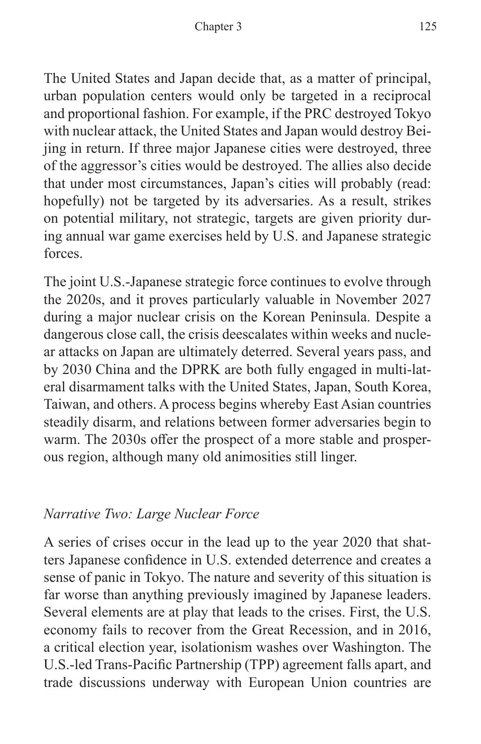The United States and Japan decide that, as a matter of principal, urban population centers would only be targeted in a reciprocal and proportional fashion. For example, if the PRC destroyed Tokyo with nuclear attack, the United States and Japan would destroy Beijing in return. If three major Japanese cities were destroyed, three of the aggressor's cities would be destroyed. The allies also decide that under most circumstances, Japan's cities will probably (read: hopefully) not be targeted by its adversaries. As a result, strikes on potential military, not strategic, targets are given priority during annual war game exercises held by U.S. and Japanese strategic forces.

The joint U.S.-Japanese strategic force continues to evolve through the 2020s, and it proves particularly valuable in November 2027 during a major nuclear crisis on the Korean Peninsula. Despite a dangerous close call, the crisis deescalates within weeks and nuclear attacks on Japan are ultimately deterred. Several years pass, and by 2030 China and the DPRK are both fully engaged in multi-lateral disarmament talks with the United States, Japan, South Korea, Taiwan, and others. A process begins whereby East Asian countries steadily disarm, and relations between former adversaries begin to warm. The 2030s offer the prospect of a more stable and prosperous region, although many old animosities still linger.

### *Narrative Two: Large Nuclear Force*

A series of crises occur in the lead up to the year 2020 that shatters Japanese confidence in U.S. extended deterrence and creates a sense of panic in Tokyo. The nature and severity of this situation is far worse than anything previously imagined by Japanese leaders. Several elements are at play that leads to the crises. First, the U.S. economy fails to recover from the Great Recession, and in 2016, a critical election year, isolationism washes over Washington. The U.S.-led Trans-Pacific Partnership (TPP) agreement falls apart, and trade discussions underway with European Union countries are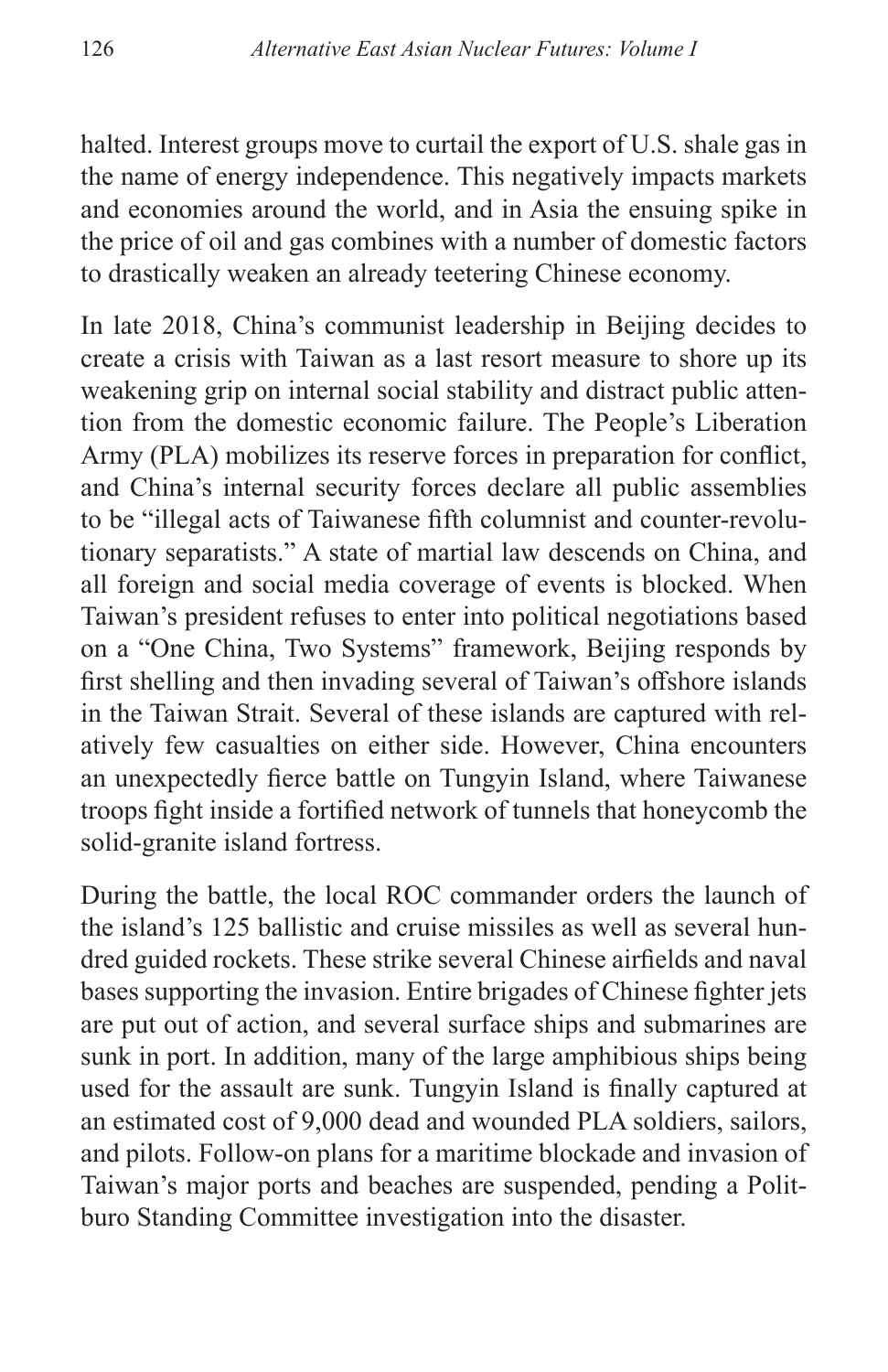halted. Interest groups move to curtail the export of U.S. shale gas in the name of energy independence. This negatively impacts markets and economies around the world, and in Asia the ensuing spike in the price of oil and gas combines with a number of domestic factors to drastically weaken an already teetering Chinese economy.

In late 2018, China's communist leadership in Beijing decides to create a crisis with Taiwan as a last resort measure to shore up its weakening grip on internal social stability and distract public attention from the domestic economic failure. The People's Liberation Army (PLA) mobilizes its reserve forces in preparation for conflict, and China's internal security forces declare all public assemblies to be "illegal acts of Taiwanese fifth columnist and counter-revolutionary separatists." A state of martial law descends on China, and all foreign and social media coverage of events is blocked. When Taiwan's president refuses to enter into political negotiations based on a "One China, Two Systems" framework, Beijing responds by first shelling and then invading several of Taiwan's offshore islands in the Taiwan Strait. Several of these islands are captured with relatively few casualties on either side. However, China encounters an unexpectedly fierce battle on Tungyin Island, where Taiwanese troops fight inside a fortified network of tunnels that honeycomb the solid-granite island fortress.

During the battle, the local ROC commander orders the launch of the island's 125 ballistic and cruise missiles as well as several hundred guided rockets. These strike several Chinese airfields and naval bases supporting the invasion. Entire brigades of Chinese fighter jets are put out of action, and several surface ships and submarines are sunk in port. In addition, many of the large amphibious ships being used for the assault are sunk. Tungyin Island is finally captured at an estimated cost of 9,000 dead and wounded PLA soldiers, sailors, and pilots. Follow-on plans for a maritime blockade and invasion of Taiwan's major ports and beaches are suspended, pending a Politburo Standing Committee investigation into the disaster.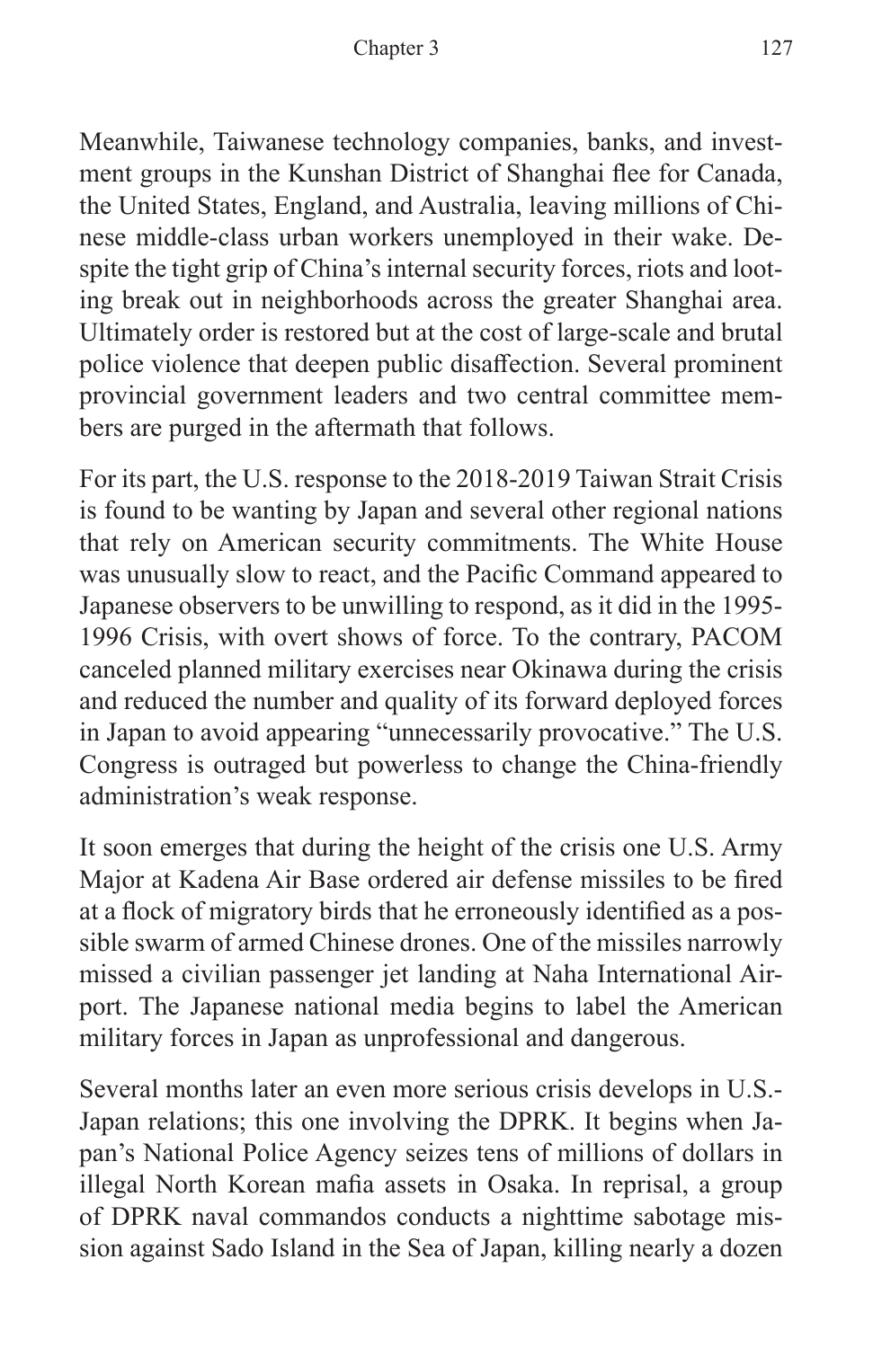Meanwhile, Taiwanese technology companies, banks, and investment groups in the Kunshan District of Shanghai flee for Canada, the United States, England, and Australia, leaving millions of Chinese middle-class urban workers unemployed in their wake. Despite the tight grip of China's internal security forces, riots and looting break out in neighborhoods across the greater Shanghai area. Ultimately order is restored but at the cost of large-scale and brutal police violence that deepen public disaffection. Several prominent provincial government leaders and two central committee members are purged in the aftermath that follows.

For its part, the U.S. response to the 2018-2019 Taiwan Strait Crisis is found to be wanting by Japan and several other regional nations that rely on American security commitments. The White House was unusually slow to react, and the Pacific Command appeared to Japanese observers to be unwilling to respond, as it did in the 1995-1996 Crisis, with overt shows of force. To the contrary, PACOM canceled planned military exercises near Okinawa during the crisis and reduced the number and quality of its forward deployed forces in Japan to avoid appearing "unnecessarily provocative." The U.S. Congress is outraged but powerless to change the China-friendly administration's weak response.

It soon emerges that during the height of the crisis one U.S. Army Major at Kadena Air Base ordered air defense missiles to be fired at a flock of migratory birds that he erroneously identified as a possible swarm of armed Chinese drones. One of the missiles narrowly missed a civilian passenger jet landing at Naha International Airport. The Japanese national media begins to label the American military forces in Japan as unprofessional and dangerous.

Several months later an even more serious crisis develops in U.S.-Japan relations; this one involving the DPRK. It begins when Japan's National Police Agency seizes tens of millions of dollars in illegal North Korean mafia assets in Osaka. In reprisal, a group of DPRK naval commandos conducts a nighttime sabotage mission against Sado Island in the Sea of Japan, killing nearly a dozen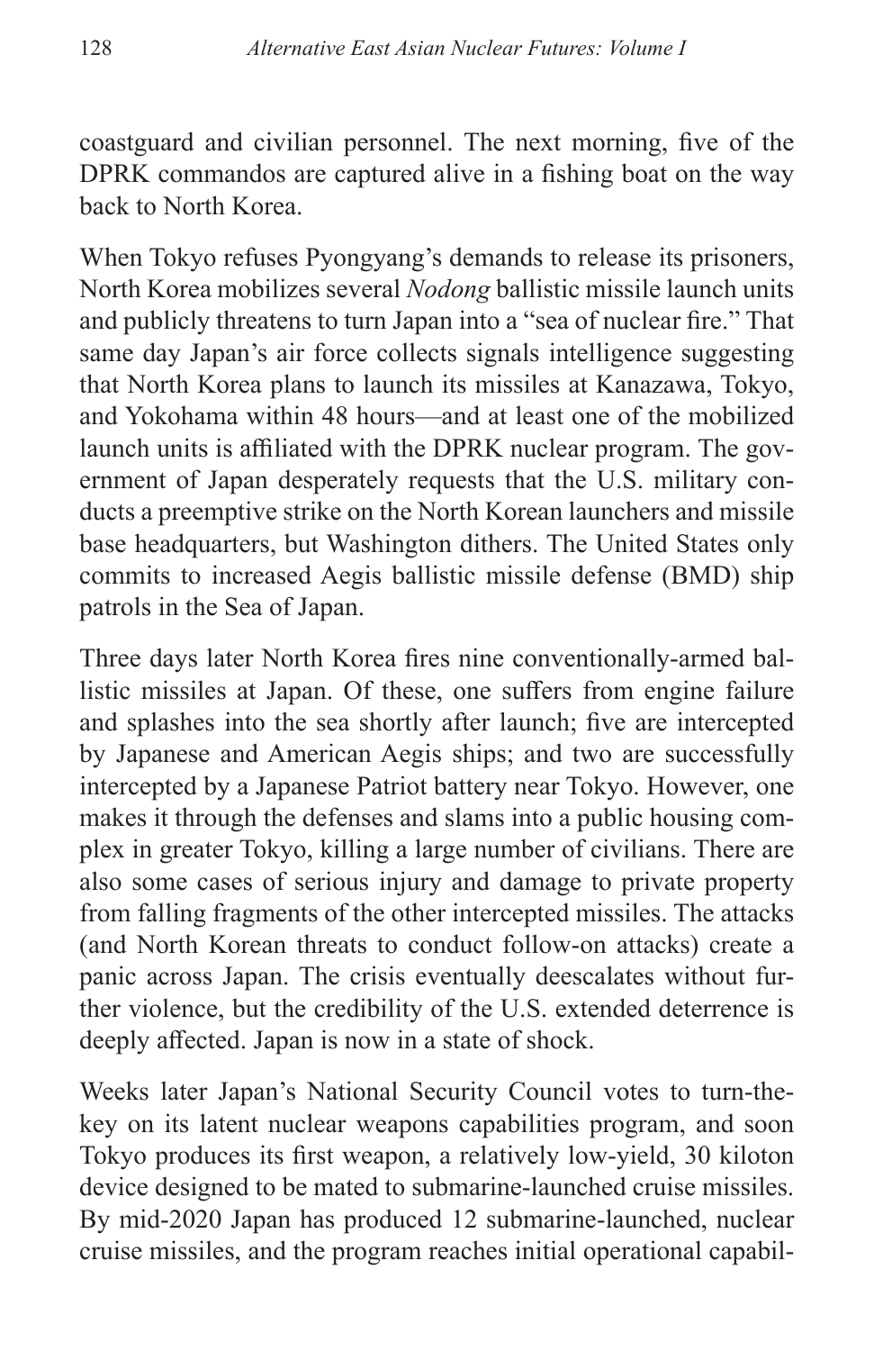coastguard and civilian personnel. The next morning, five of the DPRK commandos are captured alive in a fishing boat on the way back to North Korea.

When Tokyo refuses Pyongyang's demands to release its prisoners, North Korea mobilizes several *Nodong* ballistic missile launch units and publicly threatens to turn Japan into a "sea of nuclear fire." That same day Japan's air force collects signals intelligence suggesting that North Korea plans to launch its missiles at Kanazawa, Tokyo, and Yokohama within 48 hours—and at least one of the mobilized launch units is affiliated with the DPRK nuclear program. The government of Japan desperately requests that the U.S. military conducts a preemptive strike on the North Korean launchers and missile base headquarters, but Washington dithers. The United States only commits to increased Aegis ballistic missile defense (BMD) ship patrols in the Sea of Japan.

Three days later North Korea fires nine conventionally-armed ballistic missiles at Japan. Of these, one suffers from engine failure and splashes into the sea shortly after launch; five are intercepted by Japanese and American Aegis ships; and two are successfully intercepted by a Japanese Patriot battery near Tokyo. However, one makes it through the defenses and slams into a public housing complex in greater Tokyo, killing a large number of civilians. There are also some cases of serious injury and damage to private property from falling fragments of the other intercepted missiles. The attacks (and North Korean threats to conduct follow-on attacks) create a panic across Japan. The crisis eventually deescalates without further violence, but the credibility of the U.S. extended deterrence is deeply affected. Japan is now in a state of shock.

Weeks later Japan's National Security Council votes to turn-the-key on its latent nuclear weapons capabilities program, and soon Tokyo produces its first weapon, a relatively low-yield, 30 kiloton device designed to be mated to submarine-launched cruise missiles. By mid-2020 Japan has produced 12 submarine-launched, nuclear cruise missiles, and the program reaches initial operational capabil-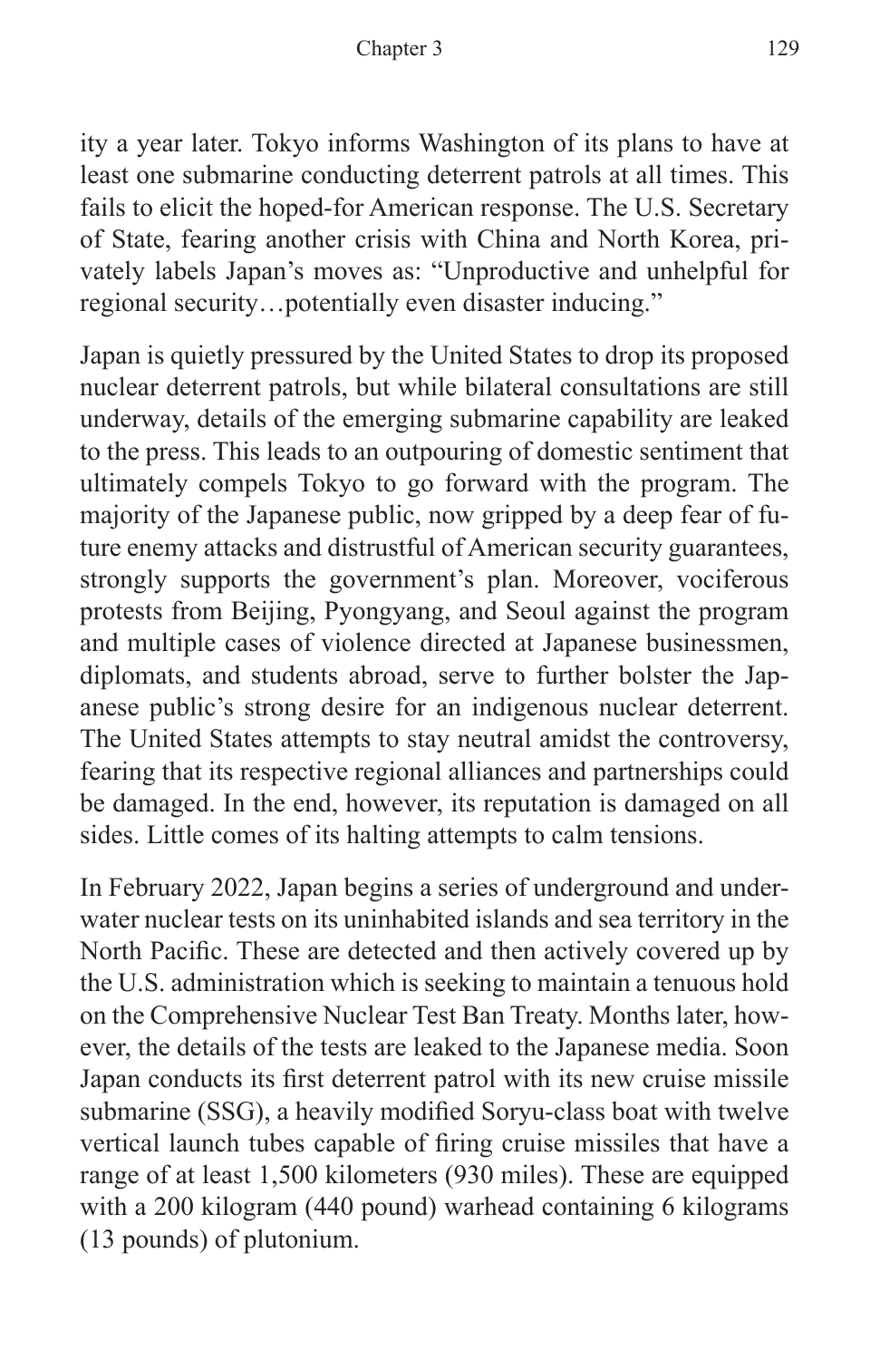ity a year later. Tokyo informs Washington of its plans to have at least one submarine conducting deterrent patrols at all times. This fails to elicit the hoped-for American response. The U.S. Secretary of State, fearing another crisis with China and North Korea, privately labels Japan's moves as: "Unproductive and unhelpful for regional security…potentially even disaster inducing."

Japan is quietly pressured by the United States to drop its proposed nuclear deterrent patrols, but while bilateral consultations are still underway, details of the emerging submarine capability are leaked to the press. This leads to an outpouring of domestic sentiment that ultimately compels Tokyo to go forward with the program. The majority of the Japanese public, now gripped by a deep fear of future enemy attacks and distrustful of American security guarantees, strongly supports the government's plan. Moreover, vociferous protests from Beijing, Pyongyang, and Seoul against the program and multiple cases of violence directed at Japanese businessmen, diplomats, and students abroad, serve to further bolster the Japanese public's strong desire for an indigenous nuclear deterrent. The United States attempts to stay neutral amidst the controversy, fearing that its respective regional alliances and partnerships could be damaged. In the end, however, its reputation is damaged on all sides. Little comes of its halting attempts to calm tensions.

In February 2022, Japan begins a series of underground and underwater nuclear tests on its uninhabited islands and sea territory in the North Pacific. These are detected and then actively covered up by the U.S. administration which is seeking to maintain a tenuous hold on the Comprehensive Nuclear Test Ban Treaty. Months later, however, the details of the tests are leaked to the Japanese media. Soon Japan conducts its first deterrent patrol with its new cruise missile submarine (SSG), a heavily modified Soryu-class boat with twelve vertical launch tubes capable of firing cruise missiles that have a range of at least 1,500 kilometers (930 miles). These are equipped with a 200 kilogram (440 pound) warhead containing 6 kilograms (13 pounds) of plutonium.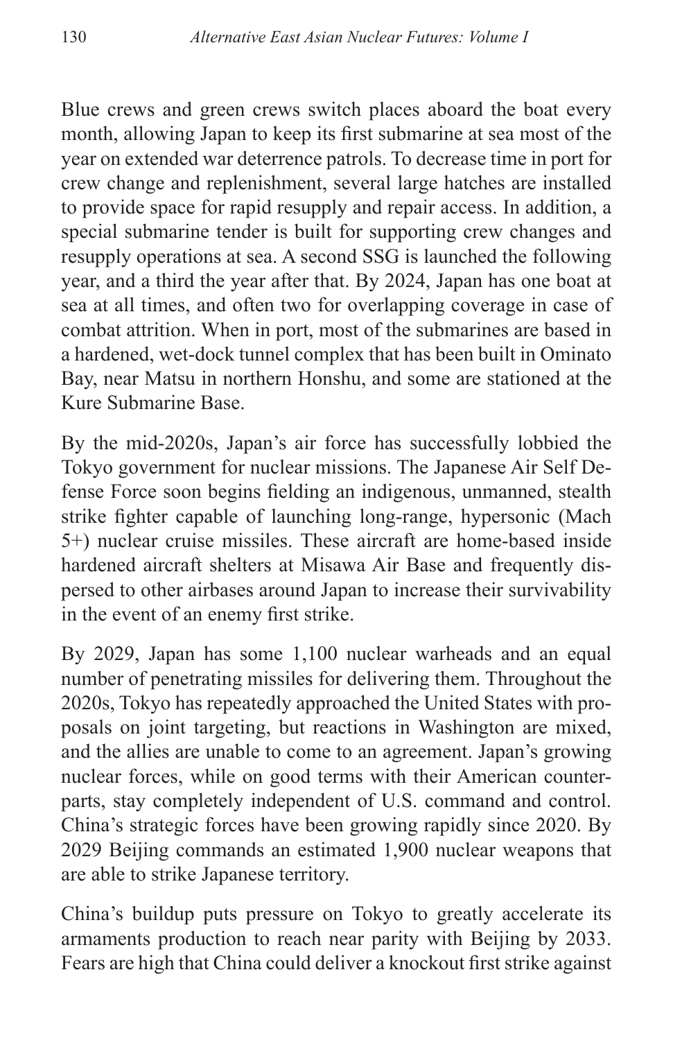Blue crews and green crews switch places aboard the boat every month, allowing Japan to keep its first submarine at sea most of the year on extended war deterrence patrols. To decrease time in port for crew change and replenishment, several large hatches are installed to provide space for rapid resupply and repair access. In addition, a special submarine tender is built for supporting crew changes and resupply operations at sea. A second SSG is launched the following year, and a third the year after that. By 2024, Japan has one boat at sea at all times, and often two for overlapping coverage in case of combat attrition. When in port, most of the submarines are based in a hardened, wet-dock tunnel complex that has been built in Ominato Bay, near Matsu in northern Honshu, and some are stationed at the Kure Submarine Base.

By the mid-2020s, Japan's air force has successfully lobbied the Tokyo government for nuclear missions. The Japanese Air Self Defense Force soon begins fielding an indigenous, unmanned, stealth strike fighter capable of launching long-range, hypersonic (Mach 5+) nuclear cruise missiles. These aircraft are home-based inside hardened aircraft shelters at Misawa Air Base and frequently dispersed to other airbases around Japan to increase their survivability in the event of an enemy first strike.

By 2029, Japan has some 1,100 nuclear warheads and an equal number of penetrating missiles for delivering them. Throughout the 2020s, Tokyo has repeatedly approached the United States with proposals on joint targeting, but reactions in Washington are mixed, and the allies are unable to come to an agreement. Japan's growing nuclear forces, while on good terms with their American counterparts, stay completely independent of U.S. command and control. China's strategic forces have been growing rapidly since 2020. By 2029 Beijing commands an estimated 1,900 nuclear weapons that are able to strike Japanese territory.

China's buildup puts pressure on Tokyo to greatly accelerate its armaments production to reach near parity with Beijing by 2033. Fears are high that China could deliver a knockout first strike against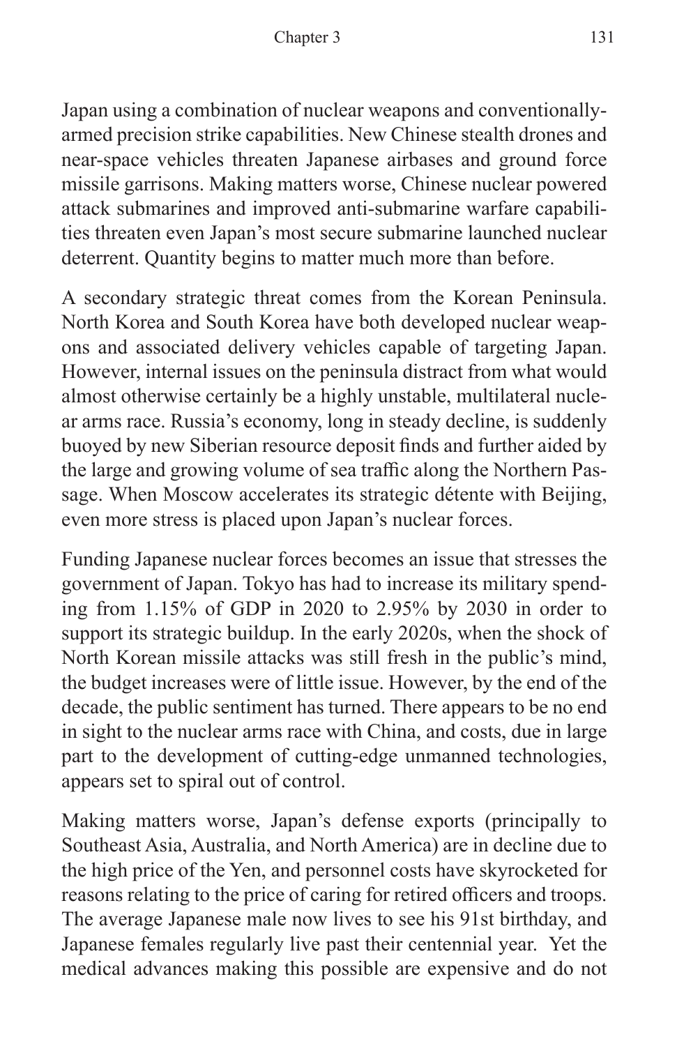Japan using a combination of nuclear weapons and conventionally-armed precision strike capabilities. New Chinese stealth drones and near-space vehicles threaten Japanese airbases and ground force missile garrisons. Making matters worse, Chinese nuclear powered attack submarines and improved anti-submarine warfare capabilities threaten even Japan's most secure submarine launched nuclear deterrent. Quantity begins to matter much more than before.

A secondary strategic threat comes from the Korean Peninsula. North Korea and South Korea have both developed nuclear weapons and associated delivery vehicles capable of targeting Japan. However, internal issues on the peninsula distract from what would almost otherwise certainly be a highly unstable, multilateral nuclear arms race. Russia's economy, long in steady decline, is suddenly buoyed by new Siberian resource deposit finds and further aided by the large and growing volume of sea traffic along the Northern Passage. When Moscow accelerates its strategic détente with Beijing, even more stress is placed upon Japan's nuclear forces.

Funding Japanese nuclear forces becomes an issue that stresses the government of Japan. Tokyo has had to increase its military spending from 1.15% of GDP in 2020 to 2.95% by 2030 in order to support its strategic buildup. In the early 2020s, when the shock of North Korean missile attacks was still fresh in the public's mind, the budget increases were of little issue. However, by the end of the decade, the public sentiment has turned. There appears to be no end in sight to the nuclear arms race with China, and costs, due in large part to the development of cutting-edge unmanned technologies, appears set to spiral out of control.

Making matters worse, Japan's defense exports (principally to Southeast Asia, Australia, and North America) are in decline due to the high price of the Yen, and personnel costs have skyrocketed for reasons relating to the price of caring for retired officers and troops. The average Japanese male now lives to see his 91st birthday, and Japanese females regularly live past their centennial year. Yet the medical advances making this possible are expensive and do not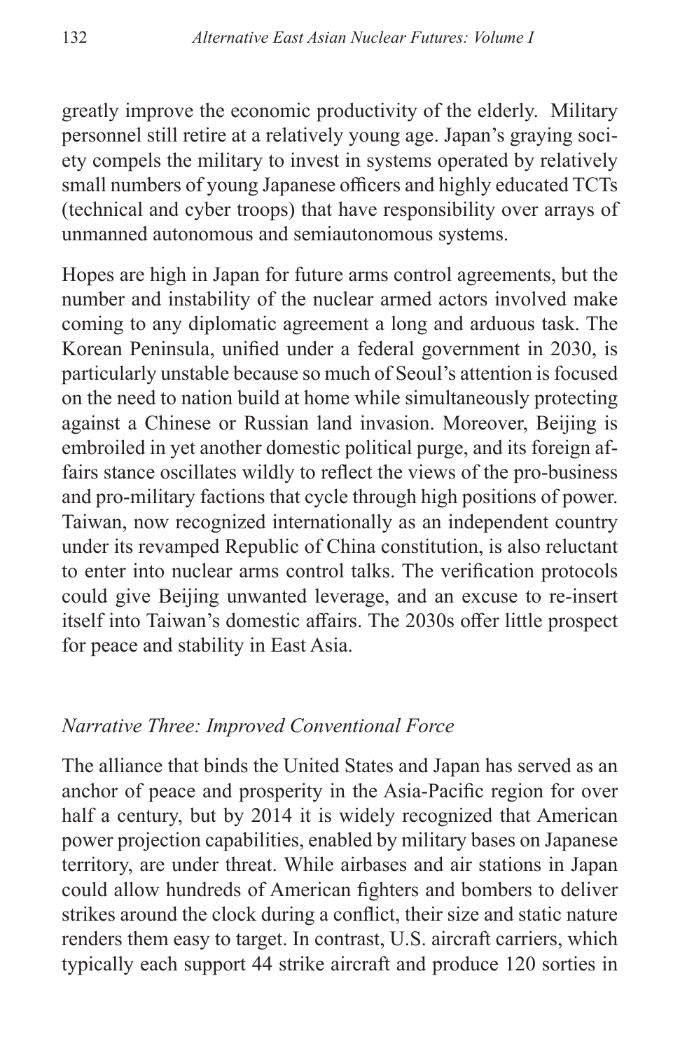greatly improve the economic productivity of the elderly. Military personnel still retire at a relatively young age. Japan's graying society compels the military to invest in systems operated by relatively small numbers of young Japanese officers and highly educated TCTs (technical and cyber troops) that have responsibility over arrays of unmanned autonomous and semiautonomous systems.

Hopes are high in Japan for future arms control agreements, but the number and instability of the nuclear armed actors involved make coming to any diplomatic agreement a long and arduous task. The Korean Peninsula, unified under a federal government in 2030, is particularly unstable because so much of Seoul's attention is focused on the need to nation build at home while simultaneously protecting against a Chinese or Russian land invasion. Moreover, Beijing is embroiled in yet another domestic political purge, and its foreign affairs stance oscillates wildly to reflect the views of the pro-business and pro-military factions that cycle through high positions of power. Taiwan, now recognized internationally as an independent country under its revamped Republic of China constitution, is also reluctant to enter into nuclear arms control talks. The verification protocols could give Beijing unwanted leverage, and an excuse to re-insert itself into Taiwan's domestic affairs. The 2030s offer little prospect for peace and stability in East Asia.

### *Narrative Three: Improved Conventional Force*

The alliance that binds the United States and Japan has served as an anchor of peace and prosperity in the Asia-Pacific region for over half a century, but by 2014 it is widely recognized that American power projection capabilities, enabled by military bases on Japanese territory, are under threat. While airbases and air stations in Japan could allow hundreds of American fighters and bombers to deliver strikes around the clock during a conflict, their size and static nature renders them easy to target. In contrast, U.S. aircraft carriers, which typically each support 44 strike aircraft and produce 120 sorties in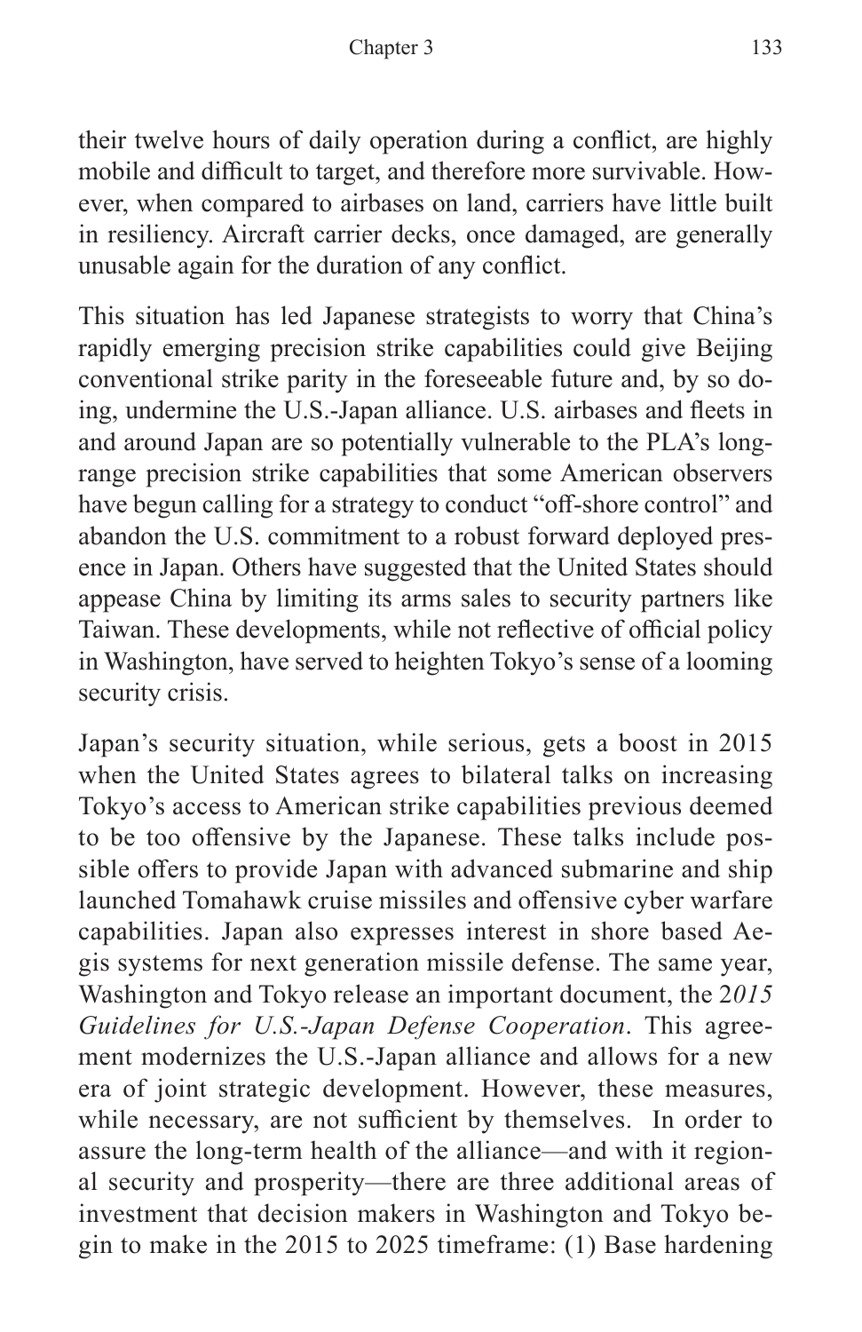their twelve hours of daily operation during a conflict, are highly mobile and difficult to target, and therefore more survivable. However, when compared to airbases on land, carriers have little built in resiliency. Aircraft carrier decks, once damaged, are generally unusable again for the duration of any conflict.

This situation has led Japanese strategists to worry that China's rapidly emerging precision strike capabilities could give Beijing conventional strike parity in the foreseeable future and, by so doing, undermine the U.S.-Japan alliance. U.S. airbases and fleets in and around Japan are so potentially vulnerable to the PLA's long-range precision strike capabilities that some American observers have begun calling for a strategy to conduct "off-shore control" and abandon the U.S. commitment to a robust forward deployed presence in Japan. Others have suggested that the United States should appease China by limiting its arms sales to security partners like Taiwan. These developments, while not reflective of official policy in Washington, have served to heighten Tokyo's sense of a looming security crisis.

Japan's security situation, while serious, gets a boost in 2015 when the United States agrees to bilateral talks on increasing Tokyo's access to American strike capabilities previous deemed to be too offensive by the Japanese. These talks include possible offers to provide Japan with advanced submarine and ship launched Tomahawk cruise missiles and offensive cyber warfare capabilities. Japan also expresses interest in shore based Aegis systems for next generation missile defense. The same year, Washington and Tokyo release an important document, the 2*015 Guidelines for U.S.-Japan Defense Cooperation*. This agreement modernizes the U.S.-Japan alliance and allows for a new era of joint strategic development. However, these measures, while necessary, are not sufficient by themselves. In order to assure the long-term health of the alliance—and with it regional security and prosperity—there are three additional areas of investment that decision makers in Washington and Tokyo begin to make in the 2015 to 2025 timeframe: (1) Base hardening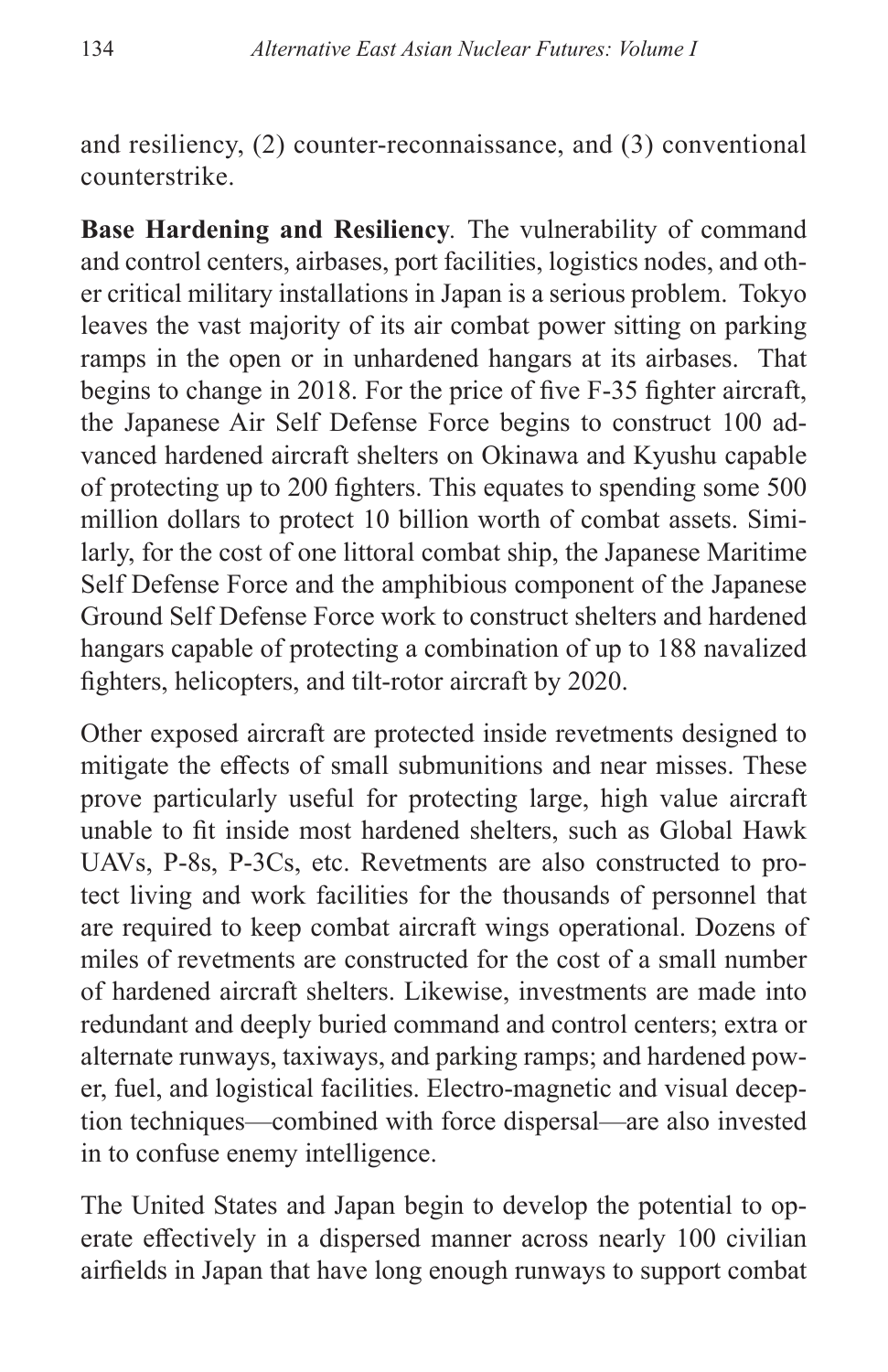and resiliency, (2) counter-reconnaissance, and (3) conventional counterstrike.

**Base Hardening and Resiliency**. The vulnerability of command and control centers, airbases, port facilities, logistics nodes, and other critical military installations in Japan is a serious problem. Tokyo leaves the vast majority of its air combat power sitting on parking ramps in the open or in unhardened hangars at its airbases. That begins to change in 2018. For the price of five F-35 fighter aircraft, the Japanese Air Self Defense Force begins to construct 100 advanced hardened aircraft shelters on Okinawa and Kyushu capable of protecting up to 200 fighters. This equates to spending some 500 million dollars to protect 10 billion worth of combat assets. Similarly, for the cost of one littoral combat ship, the Japanese Maritime Self Defense Force and the amphibious component of the Japanese Ground Self Defense Force work to construct shelters and hardened hangars capable of protecting a combination of up to 188 navalized fighters, helicopters, and tilt-rotor aircraft by 2020.

Other exposed aircraft are protected inside revetments designed to mitigate the effects of small submunitions and near misses. These prove particularly useful for protecting large, high value aircraft unable to fit inside most hardened shelters, such as Global Hawk UAVs, P-8s, P-3Cs, etc. Revetments are also constructed to protect living and work facilities for the thousands of personnel that are required to keep combat aircraft wings operational. Dozens of miles of revetments are constructed for the cost of a small number of hardened aircraft shelters. Likewise, investments are made into redundant and deeply buried command and control centers; extra or alternate runways, taxiways, and parking ramps; and hardened power, fuel, and logistical facilities. Electro-magnetic and visual deception techniques—combined with force dispersal—are also invested in to confuse enemy intelligence.

The United States and Japan begin to develop the potential to operate effectively in a dispersed manner across nearly 100 civilian airfields in Japan that have long enough runways to support combat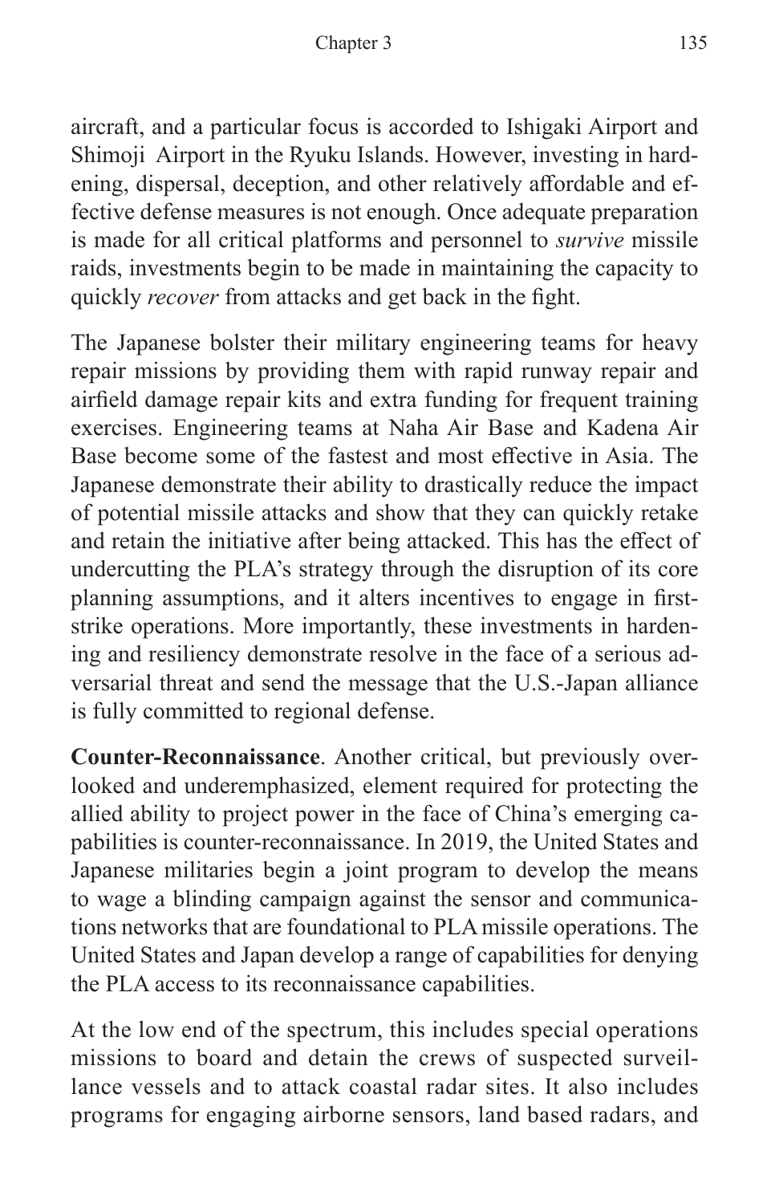aircraft, and a particular focus is accorded to Ishigaki Airport and Shimoji Airport in the Ryuku Islands. However, investing in hardening, dispersal, deception, and other relatively affordable and effective defense measures is not enough. Once adequate preparation is made for all critical platforms and personnel to *survive* missile raids, investments begin to be made in maintaining the capacity to quickly *recover* from attacks and get back in the fight.

The Japanese bolster their military engineering teams for heavy repair missions by providing them with rapid runway repair and airfield damage repair kits and extra funding for frequent training exercises. Engineering teams at Naha Air Base and Kadena Air Base become some of the fastest and most effective in Asia. The Japanese demonstrate their ability to drastically reduce the impact of potential missile attacks and show that they can quickly retake and retain the initiative after being attacked. This has the effect of undercutting the PLA's strategy through the disruption of its core planning assumptions, and it alters incentives to engage in first-strike operations. More importantly, these investments in hardening and resiliency demonstrate resolve in the face of a serious adversarial threat and send the message that the U.S.-Japan alliance is fully committed to regional defense.

**Counter-Reconnaissance**. Another critical, but previously overlooked and underemphasized, element required for protecting the allied ability to project power in the face of China's emerging capabilities is counter-reconnaissance. In 2019, the United States and Japanese militaries begin a joint program to develop the means to wage a blinding campaign against the sensor and communications networks that are foundational to PLA missile operations. The United States and Japan develop a range of capabilities for denying the PLA access to its reconnaissance capabilities.

At the low end of the spectrum, this includes special operations missions to board and detain the crews of suspected surveillance vessels and to attack coastal radar sites. It also includes programs for engaging airborne sensors, land based radars, and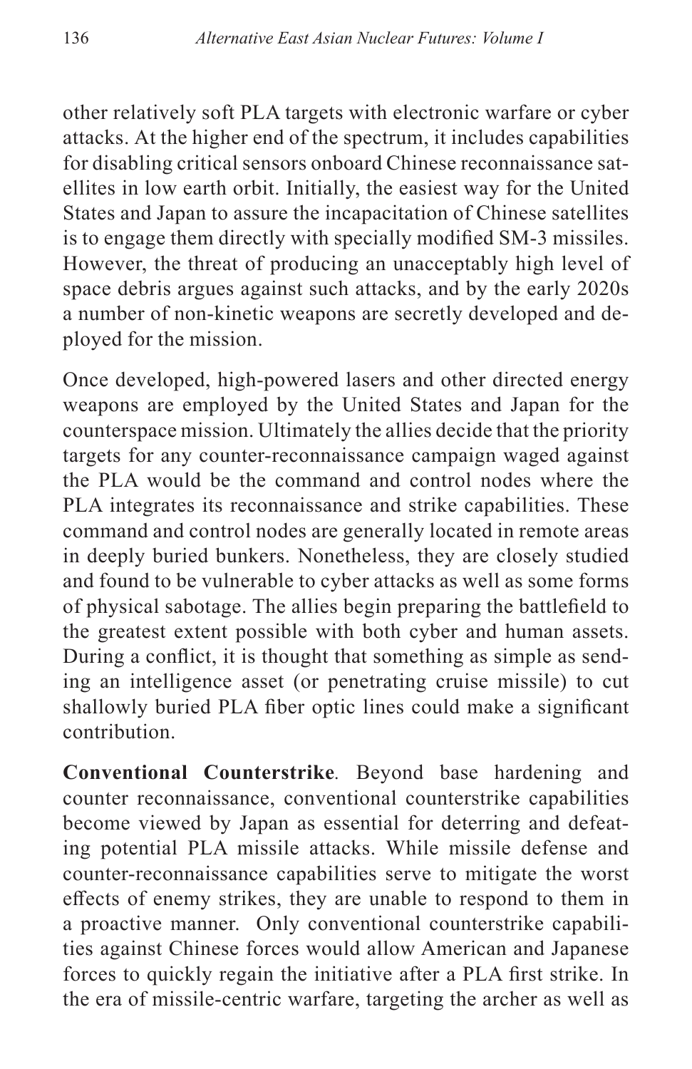other relatively soft PLA targets with electronic warfare or cyber attacks. At the higher end of the spectrum, it includes capabilities for disabling critical sensors onboard Chinese reconnaissance satellites in low earth orbit. Initially, the easiest way for the United States and Japan to assure the incapacitation of Chinese satellites is to engage them directly with specially modified SM-3 missiles. However, the threat of producing an unacceptably high level of space debris argues against such attacks, and by the early 2020s a number of non-kinetic weapons are secretly developed and deployed for the mission.

Once developed, high-powered lasers and other directed energy weapons are employed by the United States and Japan for the counterspace mission. Ultimately the allies decide that the priority targets for any counter-reconnaissance campaign waged against the PLA would be the command and control nodes where the PLA integrates its reconnaissance and strike capabilities. These command and control nodes are generally located in remote areas in deeply buried bunkers. Nonetheless, they are closely studied and found to be vulnerable to cyber attacks as well as some forms of physical sabotage. The allies begin preparing the battlefield to the greatest extent possible with both cyber and human assets. During a conflict, it is thought that something as simple as sending an intelligence asset (or penetrating cruise missile) to cut shallowly buried PLA fiber optic lines could make a significant contribution.

**Conventional Counterstrike**. Beyond base hardening and counter reconnaissance, conventional counterstrike capabilities become viewed by Japan as essential for deterring and defeating potential PLA missile attacks. While missile defense and counter-reconnaissance capabilities serve to mitigate the worst effects of enemy strikes, they are unable to respond to them in a proactive manner. Only conventional counterstrike capabilities against Chinese forces would allow American and Japanese forces to quickly regain the initiative after a PLA first strike. In the era of missile-centric warfare, targeting the archer as well as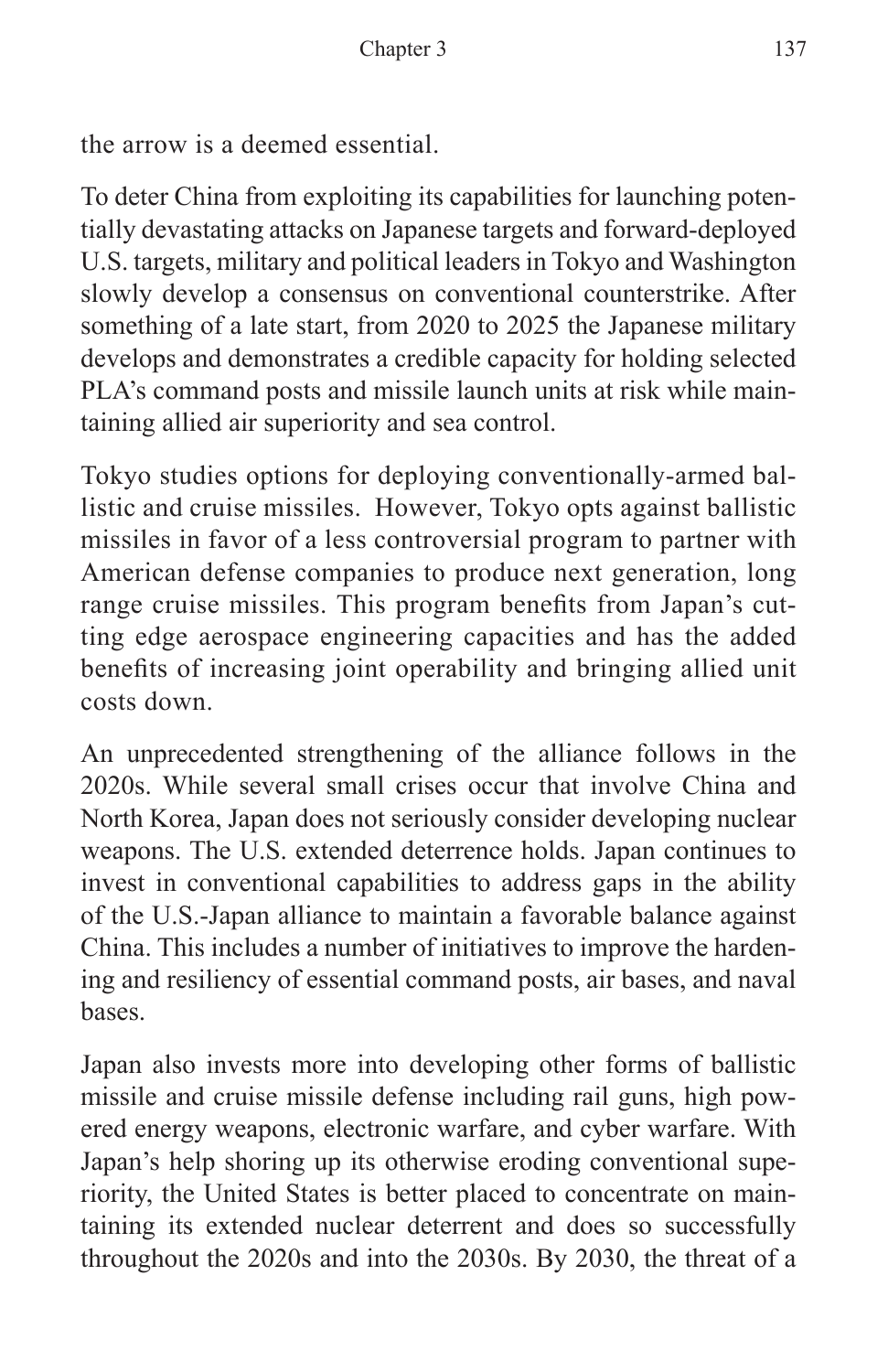the arrow is a deemed essential.

To deter China from exploiting its capabilities for launching potentially devastating attacks on Japanese targets and forward-deployed U.S. targets, military and political leaders in Tokyo and Washington slowly develop a consensus on conventional counterstrike. After something of a late start, from 2020 to 2025 the Japanese military develops and demonstrates a credible capacity for holding selected PLA's command posts and missile launch units at risk while maintaining allied air superiority and sea control.

Tokyo studies options for deploying conventionally-armed ballistic and cruise missiles. However, Tokyo opts against ballistic missiles in favor of a less controversial program to partner with American defense companies to produce next generation, long range cruise missiles. This program benefits from Japan's cutting edge aerospace engineering capacities and has the added benefits of increasing joint operability and bringing allied unit costs down.

An unprecedented strengthening of the alliance follows in the 2020s. While several small crises occur that involve China and North Korea, Japan does not seriously consider developing nuclear weapons. The U.S. extended deterrence holds. Japan continues to invest in conventional capabilities to address gaps in the ability of the U.S.-Japan alliance to maintain a favorable balance against China. This includes a number of initiatives to improve the hardening and resiliency of essential command posts, air bases, and naval bases.

Japan also invests more into developing other forms of ballistic missile and cruise missile defense including rail guns, high powered energy weapons, electronic warfare, and cyber warfare. With Japan's help shoring up its otherwise eroding conventional superiority, the United States is better placed to concentrate on maintaining its extended nuclear deterrent and does so successfully throughout the 2020s and into the 2030s. By 2030, the threat of a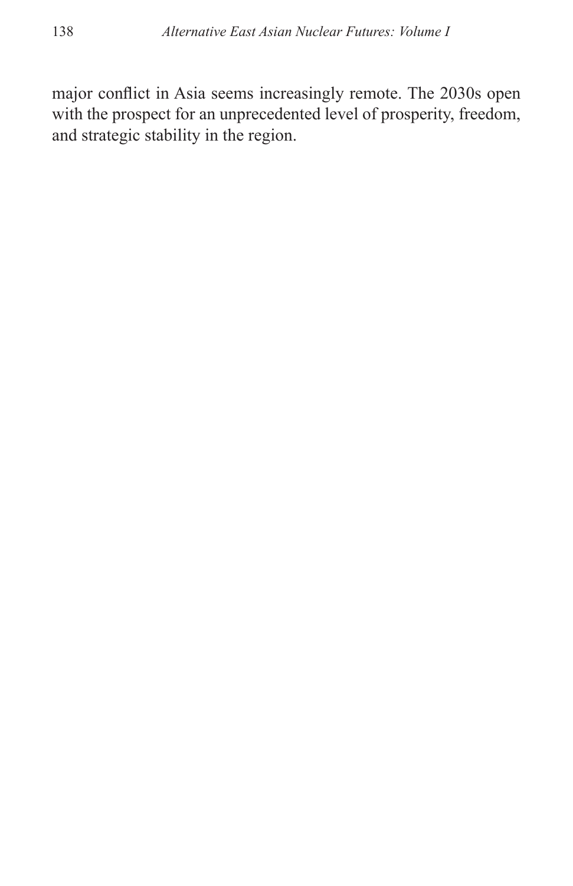major conflict in Asia seems increasingly remote. The 2030s open with the prospect for an unprecedented level of prosperity, freedom, and strategic stability in the region.